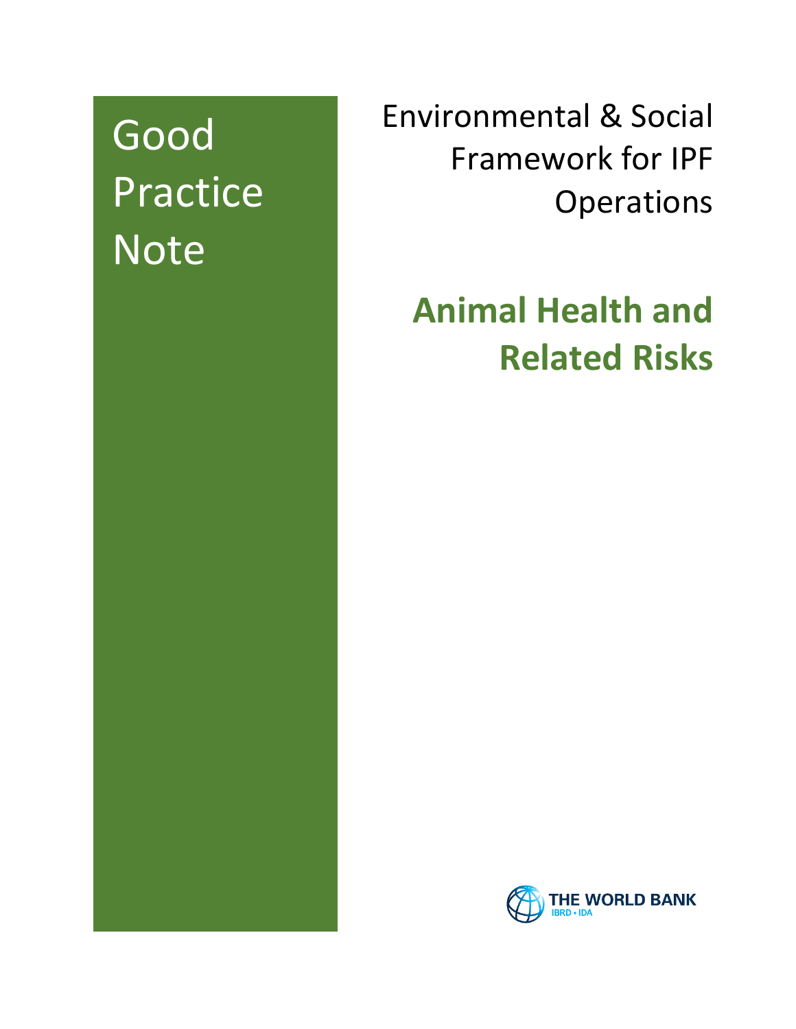Good Practice Note

Environmental & Social Framework for IPF Operations

# Animal Health and Related Risks

THE WORLD BANK
IBRD • IDA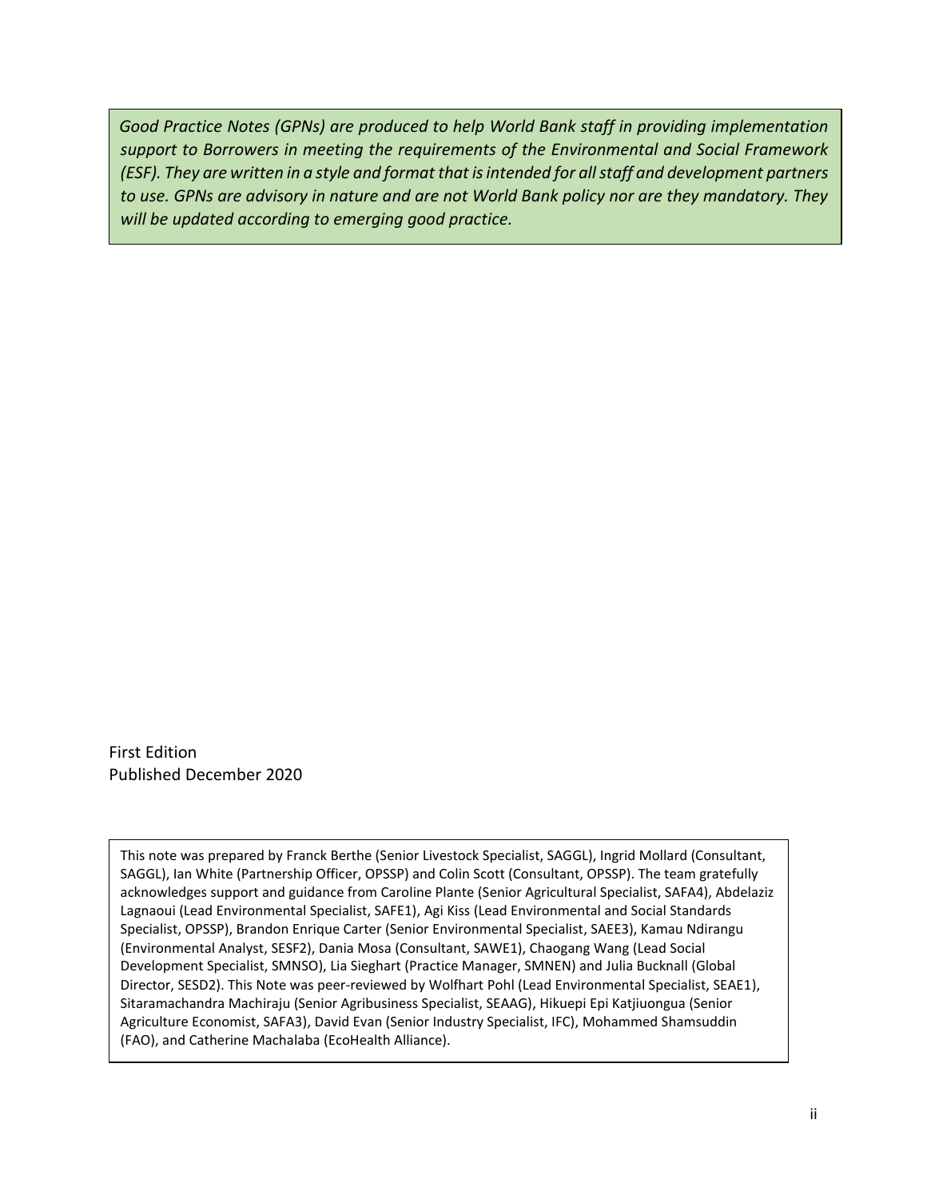*Good Practice Notes (GPNs) are produced to help World Bank staff in providing implementation support to Borrowers in meeting the requirements of the Environmental and Social Framework (ESF). They are written in a style and format that is intended for all staff and development partners to use. GPNs are advisory in nature and are not World Bank policy nor are they mandatory. They will be updated according to emerging good practice.*

First Edition
Published December 2020

This note was prepared by Franck Berthe (Senior Livestock Specialist, SAGGL), Ingrid Mollard (Consultant, SAGGL), Ian White (Partnership Officer, OPSSP) and Colin Scott (Consultant, OPSSP). The team gratefully acknowledges support and guidance from Caroline Plante (Senior Agricultural Specialist, SAFA4), Abdelaziz Lagnaoui (Lead Environmental Specialist, SAFE1), Agi Kiss (Lead Environmental and Social Standards Specialist, OPSSP), Brandon Enrique Carter (Senior Environmental Specialist, SAEE3), Kamau Ndirangu (Environmental Analyst, SESF2), Dania Mosa (Consultant, SAWE1), Chaogang Wang (Lead Social Development Specialist, SMNSO), Lia Sieghart (Practice Manager, SMNEN) and Julia Bucknall (Global Director, SESD2). This Note was peer-reviewed by Wolfhart Pohl (Lead Environmental Specialist, SEAE1), Sitaramachandra Machiraju (Senior Agribusiness Specialist, SEAAG), Hikuepi Epi Katjiuongua (Senior Agriculture Economist, SAFA3), David Evan (Senior Industry Specialist, IFC), Mohammed Shamsuddin (FAO), and Catherine Machalaba (EcoHealth Alliance).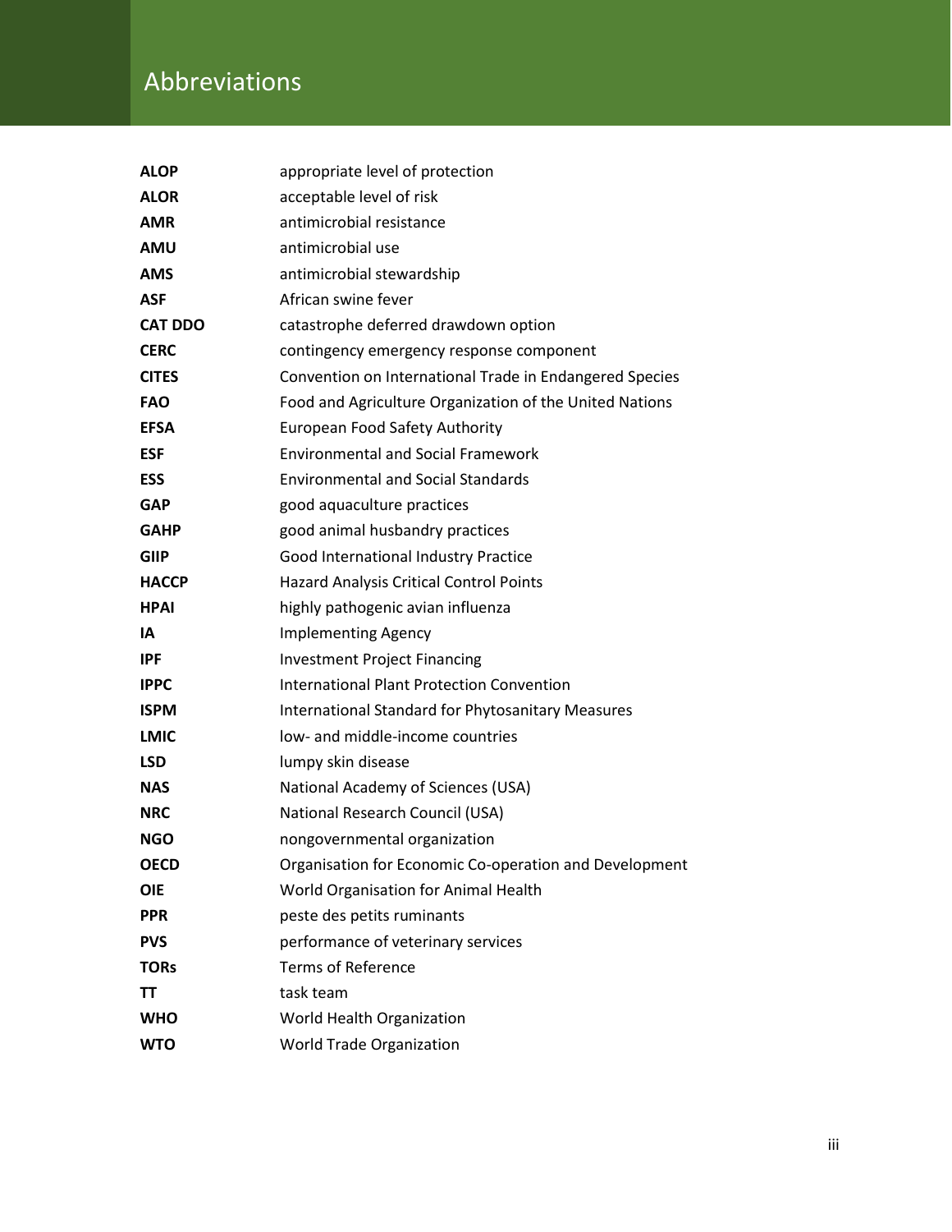# Abbreviations

| | |
|---|---|
| **ALOP** | appropriate level of protection |
| **ALOR** | acceptable level of risk |
| **AMR** | antimicrobial resistance |
| **AMU** | antimicrobial use |
| **AMS** | antimicrobial stewardship |
| **ASF** | African swine fever |
| **CAT DDO** | catastrophe deferred drawdown option |
| **CERC** | contingency emergency response component |
| **CITES** | Convention on International Trade in Endangered Species |
| **FAO** | Food and Agriculture Organization of the United Nations |
| **EFSA** | European Food Safety Authority |
| **ESF** | Environmental and Social Framework |
| **ESS** | Environmental and Social Standards |
| **GAP** | good aquaculture practices |
| **GAHP** | good animal husbandry practices |
| **GIIP** | Good International Industry Practice |
| **HACCP** | Hazard Analysis Critical Control Points |
| **HPAI** | highly pathogenic avian influenza |
| **IA** | Implementing Agency |
| **IPF** | Investment Project Financing |
| **IPPC** | International Plant Protection Convention |
| **ISPM** | International Standard for Phytosanitary Measures |
| **LMIC** | low- and middle-income countries |
| **LSD** | lumpy skin disease |
| **NAS** | National Academy of Sciences (USA) |
| **NRC** | National Research Council (USA) |
| **NGO** | nongovernmental organization |
| **OECD** | Organisation for Economic Co-operation and Development |
| **OIE** | World Organisation for Animal Health |
| **PPR** | peste des petits ruminants |
| **PVS** | performance of veterinary services |
| **TORs** | Terms of Reference |
| **TT** | task team |
| **WHO** | World Health Organization |
| **WTO** | World Trade Organization |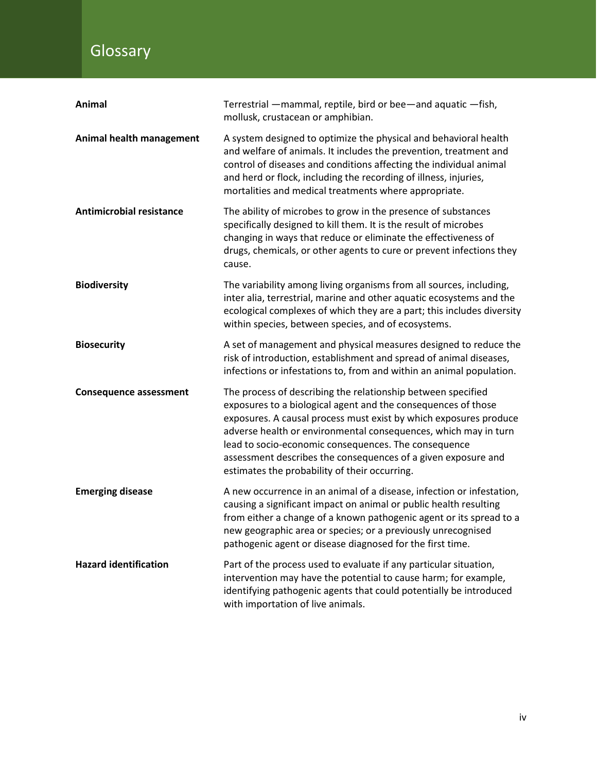# Glossary

| | |
|---|---|
| **Animal** | Terrestrial —mammal, reptile, bird or bee—and aquatic —fish, mollusk, crustacean or amphibian. |
| **Animal health management** | A system designed to optimize the physical and behavioral health and welfare of animals. It includes the prevention, treatment and control of diseases and conditions affecting the individual animal and herd or flock, including the recording of illness, injuries, mortalities and medical treatments where appropriate. |
| **Antimicrobial resistance** | The ability of microbes to grow in the presence of substances specifically designed to kill them. It is the result of microbes changing in ways that reduce or eliminate the effectiveness of drugs, chemicals, or other agents to cure or prevent infections they cause. |
| **Biodiversity** | The variability among living organisms from all sources, including, inter alia, terrestrial, marine and other aquatic ecosystems and the ecological complexes of which they are a part; this includes diversity within species, between species, and of ecosystems. |
| **Biosecurity** | A set of management and physical measures designed to reduce the risk of introduction, establishment and spread of animal diseases, infections or infestations to, from and within an animal population. |
| **Consequence assessment** | The process of describing the relationship between specified exposures to a biological agent and the consequences of those exposures. A causal process must exist by which exposures produce adverse health or environmental consequences, which may in turn lead to socio-economic consequences. The consequence assessment describes the consequences of a given exposure and estimates the probability of their occurring. |
| **Emerging disease** | A new occurrence in an animal of a disease, infection or infestation, causing a significant impact on animal or public health resulting from either a change of a known pathogenic agent or its spread to a new geographic area or species; or a previously unrecognised pathogenic agent or disease diagnosed for the first time. |
| **Hazard identification** | Part of the process used to evaluate if any particular situation, intervention may have the potential to cause harm; for example, identifying pathogenic agents that could potentially be introduced with importation of live animals. |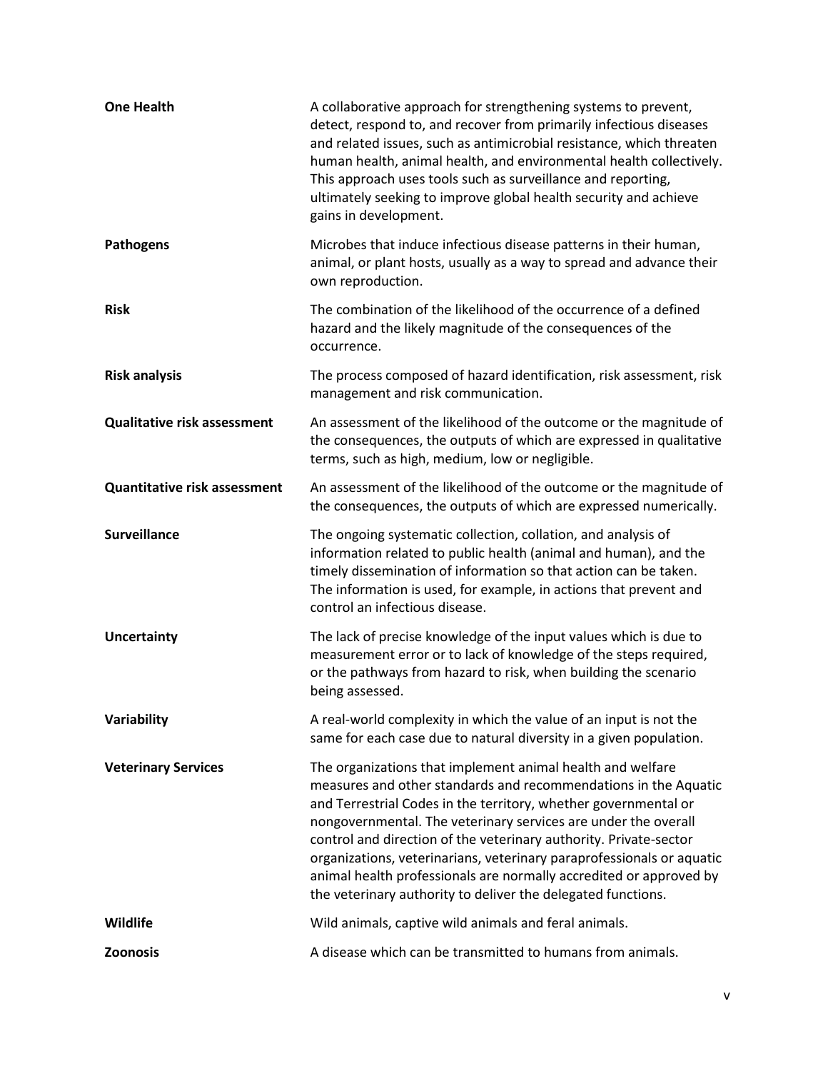| | |
|---|---|
| **One Health** | A collaborative approach for strengthening systems to prevent, detect, respond to, and recover from primarily infectious diseases and related issues, such as antimicrobial resistance, which threaten human health, animal health, and environmental health collectively. This approach uses tools such as surveillance and reporting, ultimately seeking to improve global health security and achieve gains in development. |
| **Pathogens** | Microbes that induce infectious disease patterns in their human, animal, or plant hosts, usually as a way to spread and advance their own reproduction. |
| **Risk** | The combination of the likelihood of the occurrence of a defined hazard and the likely magnitude of the consequences of the occurrence. |
| **Risk analysis** | The process composed of hazard identification, risk assessment, risk management and risk communication. |
| **Qualitative risk assessment** | An assessment of the likelihood of the outcome or the magnitude of the consequences, the outputs of which are expressed in qualitative terms, such as high, medium, low or negligible. |
| **Quantitative risk assessment** | An assessment of the likelihood of the outcome or the magnitude of the consequences, the outputs of which are expressed numerically. |
| **Surveillance** | The ongoing systematic collection, collation, and analysis of information related to public health (animal and human), and the timely dissemination of information so that action can be taken. The information is used, for example, in actions that prevent and control an infectious disease. |
| **Uncertainty** | The lack of precise knowledge of the input values which is due to measurement error or to lack of knowledge of the steps required, or the pathways from hazard to risk, when building the scenario being assessed. |
| **Variability** | A real-world complexity in which the value of an input is not the same for each case due to natural diversity in a given population. |
| **Veterinary Services** | The organizations that implement animal health and welfare measures and other standards and recommendations in the Aquatic and Terrestrial Codes in the territory, whether governmental or nongovernmental. The veterinary services are under the overall control and direction of the veterinary authority. Private-sector organizations, veterinarians, veterinary paraprofessionals or aquatic animal health professionals are normally accredited or approved by the veterinary authority to deliver the delegated functions. |
| **Wildlife** | Wild animals, captive wild animals and feral animals. |
| **Zoonosis** | A disease which can be transmitted to humans from animals. |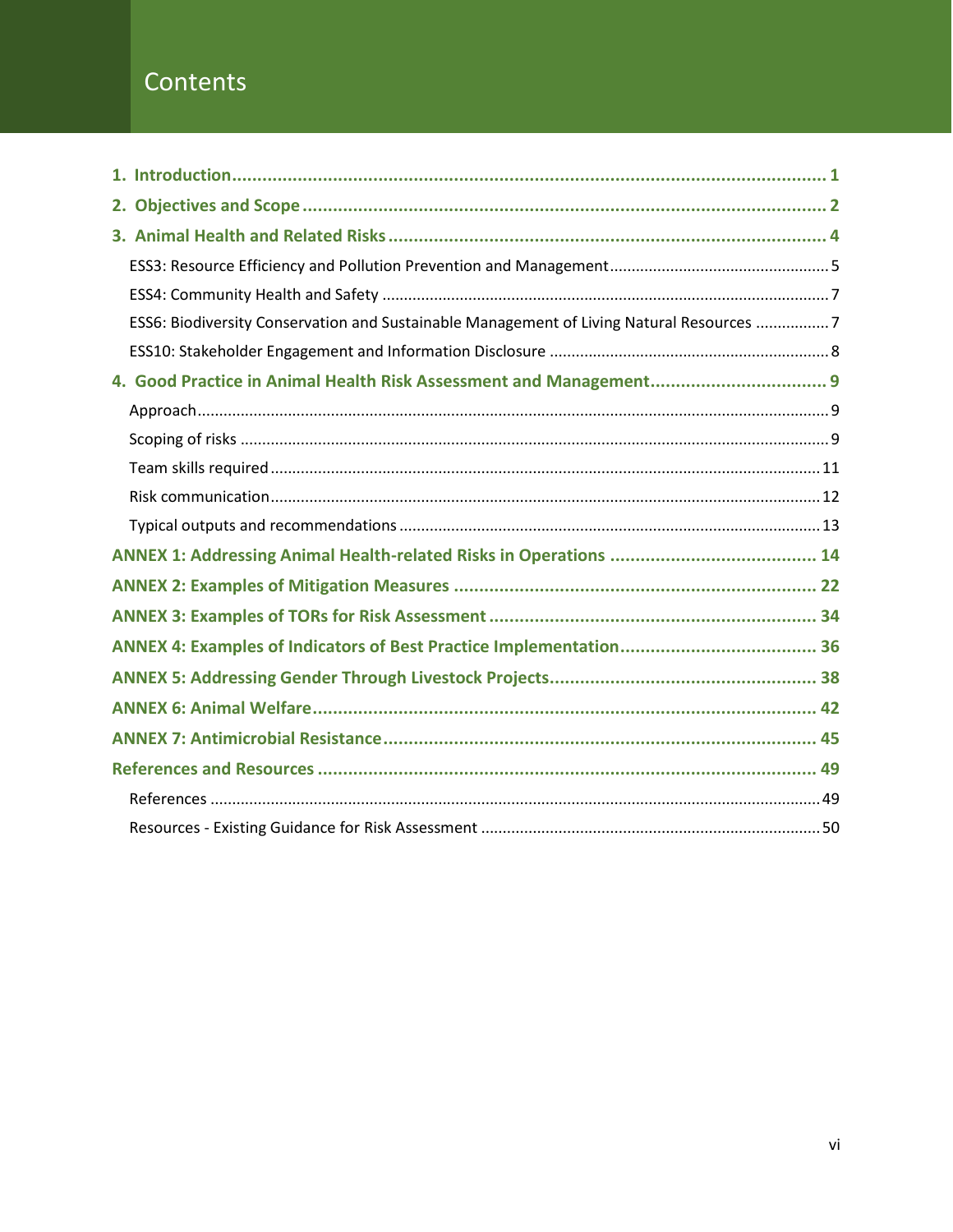# Contents

1. Introduction ..... 1
2. Objectives and Scope ..... 2
3. Animal Health and Related Risks ..... 4
   - ESS3: Resource Efficiency and Pollution Prevention and Management ..... 5
   - ESS4: Community Health and Safety ..... 7
   - ESS6: Biodiversity Conservation and Sustainable Management of Living Natural Resources ..... 7
   - ESS10: Stakeholder Engagement and Information Disclosure ..... 8
4. Good Practice in Animal Health Risk Assessment and Management ..... 9
   - Approach ..... 9
   - Scoping of risks ..... 9
   - Team skills required ..... 11
   - Risk communication ..... 12
   - Typical outputs and recommendations ..... 13

ANNEX 1: Addressing Animal Health-related Risks in Operations ..... 14

ANNEX 2: Examples of Mitigation Measures ..... 22

ANNEX 3: Examples of TORs for Risk Assessment ..... 34

ANNEX 4: Examples of Indicators of Best Practice Implementation ..... 36

ANNEX 5: Addressing Gender Through Livestock Projects ..... 38

ANNEX 6: Animal Welfare ..... 42

ANNEX 7: Antimicrobial Resistance ..... 45

References and Resources ..... 49
- References ..... 49
- Resources - Existing Guidance for Risk Assessment ..... 50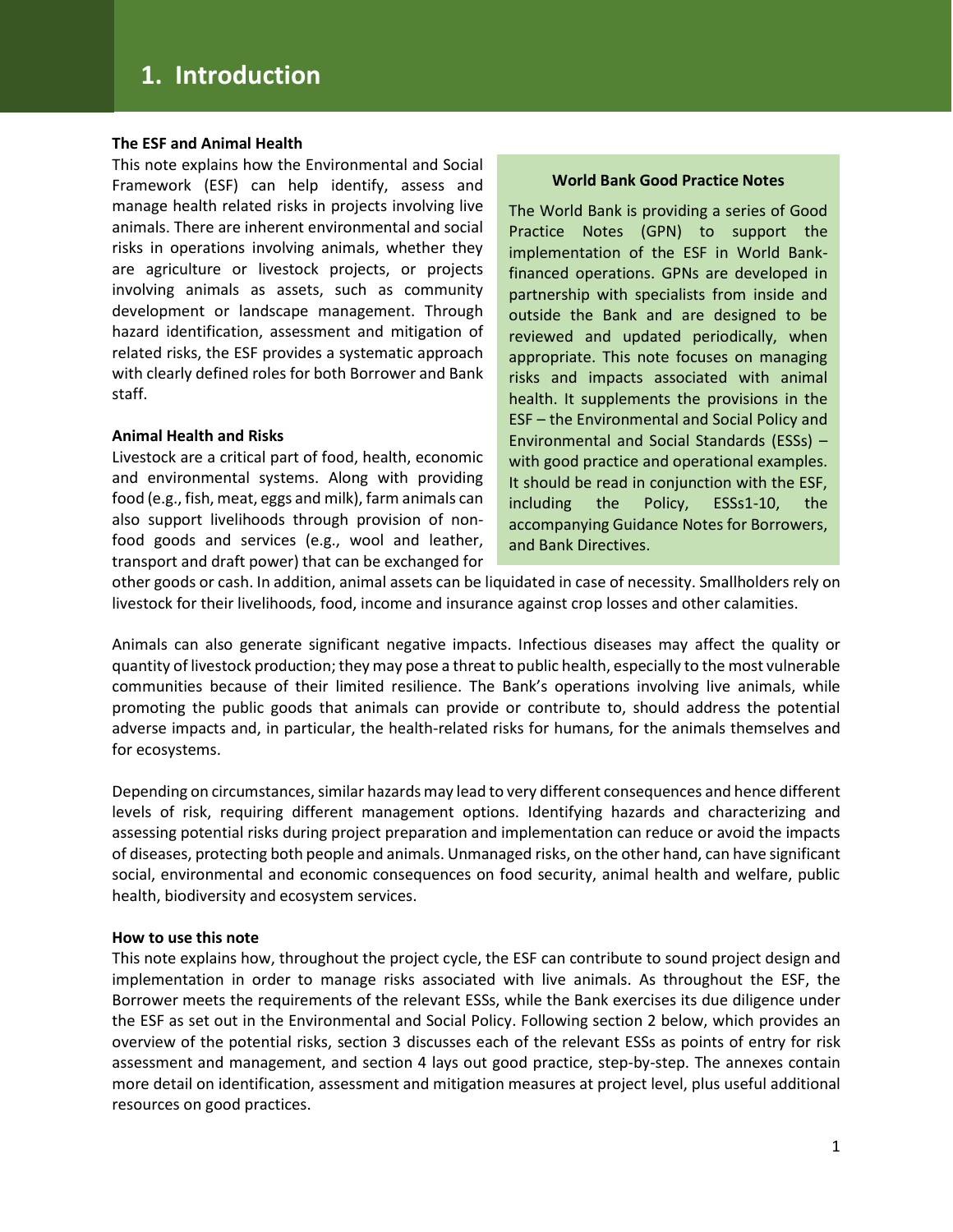# 1. Introduction

**The ESF and Animal Health**

This note explains how the Environmental and Social Framework (ESF) can help identify, assess and manage health related risks in projects involving live animals. There are inherent environmental and social risks in operations involving animals, whether they are agriculture or livestock projects, or projects involving animals as assets, such as community development or landscape management. Through hazard identification, assessment and mitigation of related risks, the ESF provides a systematic approach with clearly defined roles for both Borrower and Bank staff.

> **World Bank Good Practice Notes**
>
> The World Bank is providing a series of Good Practice Notes (GPN) to support the implementation of the ESF in World Bank-financed operations. GPNs are developed in partnership with specialists from inside and outside the Bank and are designed to be reviewed and updated periodically, when appropriate. This note focuses on managing risks and impacts associated with animal health. It supplements the provisions in the ESF – the Environmental and Social Policy and Environmental and Social Standards (ESSs) – with good practice and operational examples. It should be read in conjunction with the ESF, including the Policy, ESSs1-10, the accompanying Guidance Notes for Borrowers, and Bank Directives.

**Animal Health and Risks**

Livestock are a critical part of food, health, economic and environmental systems. Along with providing food (e.g., fish, meat, eggs and milk), farm animals can also support livelihoods through provision of non-food goods and services (e.g., wool and leather, transport and draft power) that can be exchanged for other goods or cash. In addition, animal assets can be liquidated in case of necessity. Smallholders rely on livestock for their livelihoods, food, income and insurance against crop losses and other calamities.

Animals can also generate significant negative impacts. Infectious diseases may affect the quality or quantity of livestock production; they may pose a threat to public health, especially to the most vulnerable communities because of their limited resilience. The Bank's operations involving live animals, while promoting the public goods that animals can provide or contribute to, should address the potential adverse impacts and, in particular, the health-related risks for humans, for the animals themselves and for ecosystems.

Depending on circumstances, similar hazards may lead to very different consequences and hence different levels of risk, requiring different management options. Identifying hazards and characterizing and assessing potential risks during project preparation and implementation can reduce or avoid the impacts of diseases, protecting both people and animals. Unmanaged risks, on the other hand, can have significant social, environmental and economic consequences on food security, animal health and welfare, public health, biodiversity and ecosystem services.

**How to use this note**

This note explains how, throughout the project cycle, the ESF can contribute to sound project design and implementation in order to manage risks associated with live animals. As throughout the ESF, the Borrower meets the requirements of the relevant ESSs, while the Bank exercises its due diligence under the ESF as set out in the Environmental and Social Policy. Following section 2 below, which provides an overview of the potential risks, section 3 discusses each of the relevant ESSs as points of entry for risk assessment and management, and section 4 lays out good practice, step-by-step. The annexes contain more detail on identification, assessment and mitigation measures at project level, plus useful additional resources on good practices.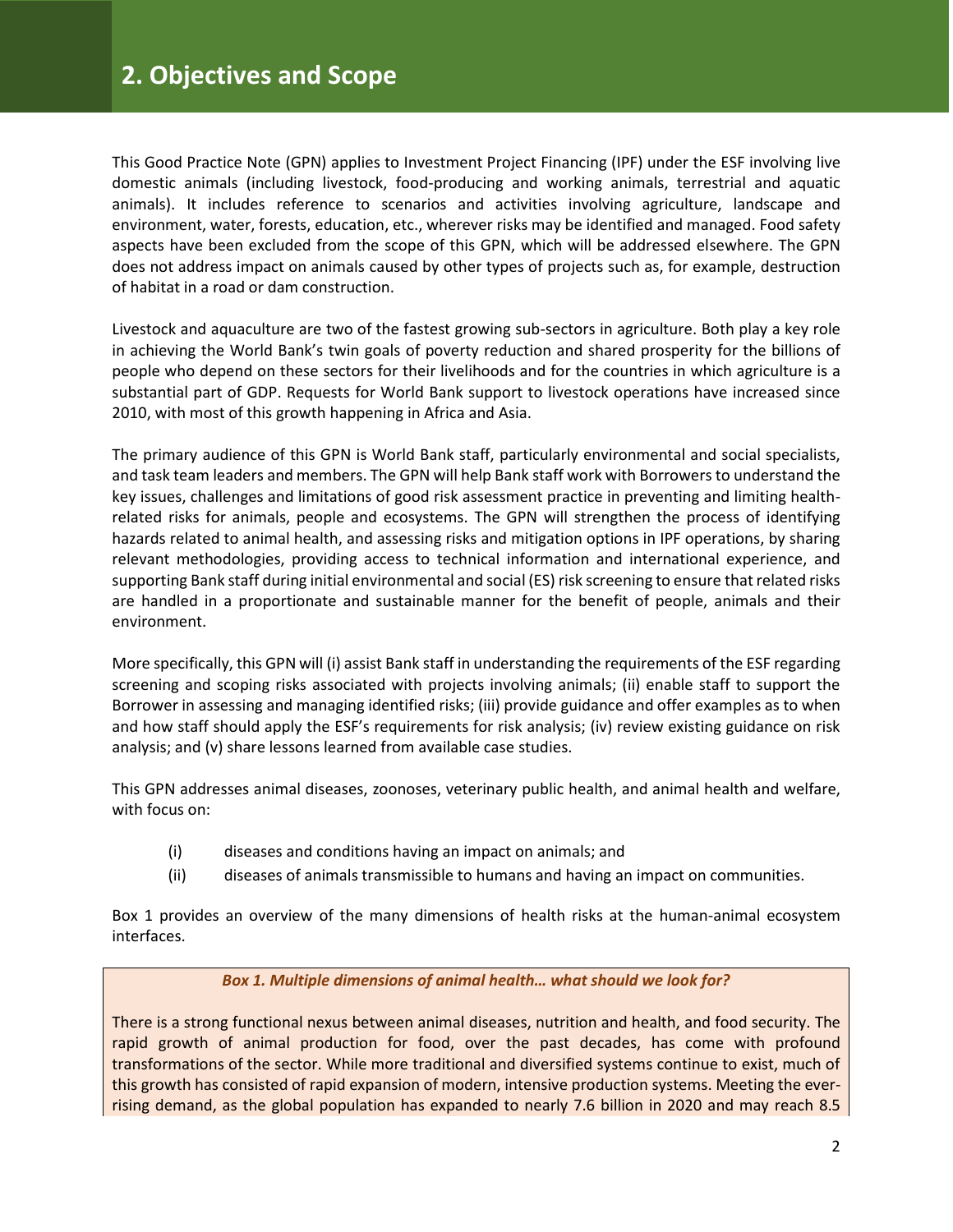## 2. Objectives and Scope

This Good Practice Note (GPN) applies to Investment Project Financing (IPF) under the ESF involving live domestic animals (including livestock, food-producing and working animals, terrestrial and aquatic animals). It includes reference to scenarios and activities involving agriculture, landscape and environment, water, forests, education, etc., wherever risks may be identified and managed. Food safety aspects have been excluded from the scope of this GPN, which will be addressed elsewhere. The GPN does not address impact on animals caused by other types of projects such as, for example, destruction of habitat in a road or dam construction.

Livestock and aquaculture are two of the fastest growing sub-sectors in agriculture. Both play a key role in achieving the World Bank's twin goals of poverty reduction and shared prosperity for the billions of people who depend on these sectors for their livelihoods and for the countries in which agriculture is a substantial part of GDP. Requests for World Bank support to livestock operations have increased since 2010, with most of this growth happening in Africa and Asia.

The primary audience of this GPN is World Bank staff, particularly environmental and social specialists, and task team leaders and members. The GPN will help Bank staff work with Borrowers to understand the key issues, challenges and limitations of good risk assessment practice in preventing and limiting health-related risks for animals, people and ecosystems. The GPN will strengthen the process of identifying hazards related to animal health, and assessing risks and mitigation options in IPF operations, by sharing relevant methodologies, providing access to technical information and international experience, and supporting Bank staff during initial environmental and social (ES) risk screening to ensure that related risks are handled in a proportionate and sustainable manner for the benefit of people, animals and their environment.

More specifically, this GPN will (i) assist Bank staff in understanding the requirements of the ESF regarding screening and scoping risks associated with projects involving animals; (ii) enable staff to support the Borrower in assessing and managing identified risks; (iii) provide guidance and offer examples as to when and how staff should apply the ESF's requirements for risk analysis; (iv) review existing guidance on risk analysis; and (v) share lessons learned from available case studies.

This GPN addresses animal diseases, zoonoses, veterinary public health, and animal health and welfare, with focus on:

- (i) diseases and conditions having an impact on animals; and
- (ii) diseases of animals transmissible to humans and having an impact on communities.

Box 1 provides an overview of the many dimensions of health risks at the human-animal ecosystem interfaces.

***Box 1. Multiple dimensions of animal health… what should we look for?***

There is a strong functional nexus between animal diseases, nutrition and health, and food security. The rapid growth of animal production for food, over the past decades, has come with profound transformations of the sector. While more traditional and diversified systems continue to exist, much of this growth has consisted of rapid expansion of modern, intensive production systems. Meeting the ever-rising demand, as the global population has expanded to nearly 7.6 billion in 2020 and may reach 8.5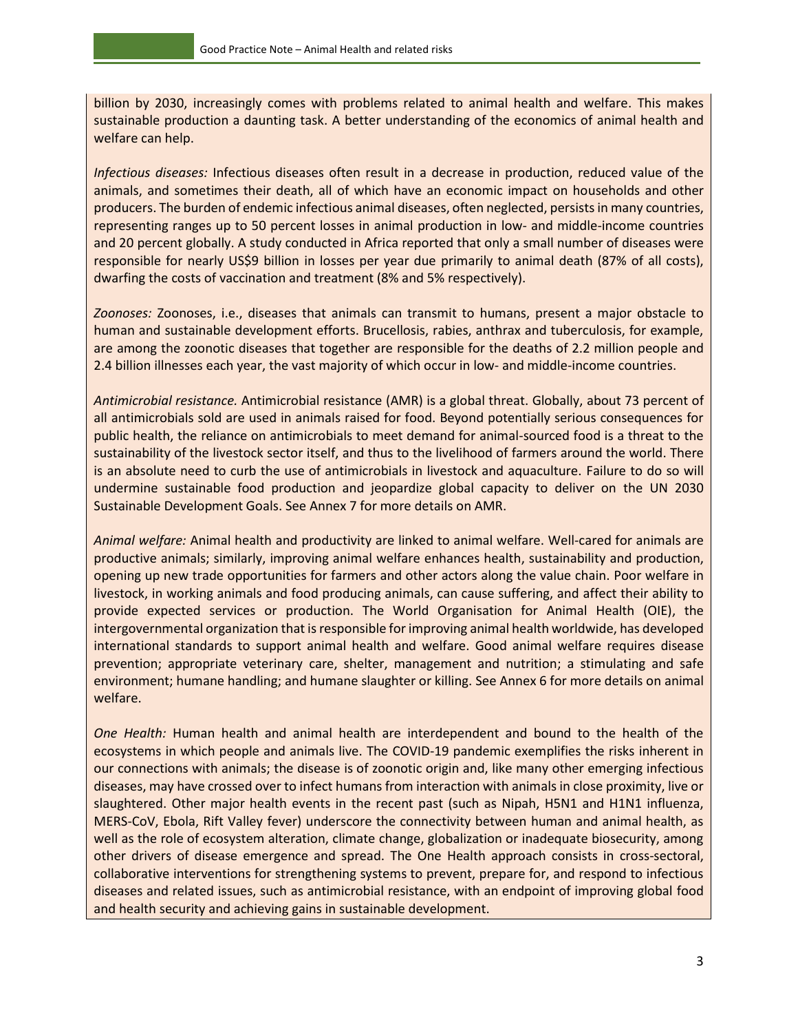billion by 2030, increasingly comes with problems related to animal health and welfare. This makes sustainable production a daunting task. A better understanding of the economics of animal health and welfare can help.

*Infectious diseases:* Infectious diseases often result in a decrease in production, reduced value of the animals, and sometimes their death, all of which have an economic impact on households and other producers. The burden of endemic infectious animal diseases, often neglected, persists in many countries, representing ranges up to 50 percent losses in animal production in low- and middle-income countries and 20 percent globally. A study conducted in Africa reported that only a small number of diseases were responsible for nearly US$9 billion in losses per year due primarily to animal death (87% of all costs), dwarfing the costs of vaccination and treatment (8% and 5% respectively).

*Zoonoses:* Zoonoses, i.e., diseases that animals can transmit to humans, present a major obstacle to human and sustainable development efforts. Brucellosis, rabies, anthrax and tuberculosis, for example, are among the zoonotic diseases that together are responsible for the deaths of 2.2 million people and 2.4 billion illnesses each year, the vast majority of which occur in low- and middle-income countries.

*Antimicrobial resistance.* Antimicrobial resistance (AMR) is a global threat. Globally, about 73 percent of all antimicrobials sold are used in animals raised for food. Beyond potentially serious consequences for public health, the reliance on antimicrobials to meet demand for animal-sourced food is a threat to the sustainability of the livestock sector itself, and thus to the livelihood of farmers around the world. There is an absolute need to curb the use of antimicrobials in livestock and aquaculture. Failure to do so will undermine sustainable food production and jeopardize global capacity to deliver on the UN 2030 Sustainable Development Goals. See Annex 7 for more details on AMR.

*Animal welfare:* Animal health and productivity are linked to animal welfare. Well-cared for animals are productive animals; similarly, improving animal welfare enhances health, sustainability and production, opening up new trade opportunities for farmers and other actors along the value chain. Poor welfare in livestock, in working animals and food producing animals, can cause suffering, and affect their ability to provide expected services or production. The World Organisation for Animal Health (OIE), the intergovernmental organization that is responsible for improving animal health worldwide, has developed international standards to support animal health and welfare. Good animal welfare requires disease prevention; appropriate veterinary care, shelter, management and nutrition; a stimulating and safe environment; humane handling; and humane slaughter or killing. See Annex 6 for more details on animal welfare.

*One Health:* Human health and animal health are interdependent and bound to the health of the ecosystems in which people and animals live. The COVID-19 pandemic exemplifies the risks inherent in our connections with animals; the disease is of zoonotic origin and, like many other emerging infectious diseases, may have crossed over to infect humans from interaction with animals in close proximity, live or slaughtered. Other major health events in the recent past (such as Nipah, H5N1 and H1N1 influenza, MERS-CoV, Ebola, Rift Valley fever) underscore the connectivity between human and animal health, as well as the role of ecosystem alteration, climate change, globalization or inadequate biosecurity, among other drivers of disease emergence and spread. The One Health approach consists in cross-sectoral, collaborative interventions for strengthening systems to prevent, prepare for, and respond to infectious diseases and related issues, such as antimicrobial resistance, with an endpoint of improving global food and health security and achieving gains in sustainable development.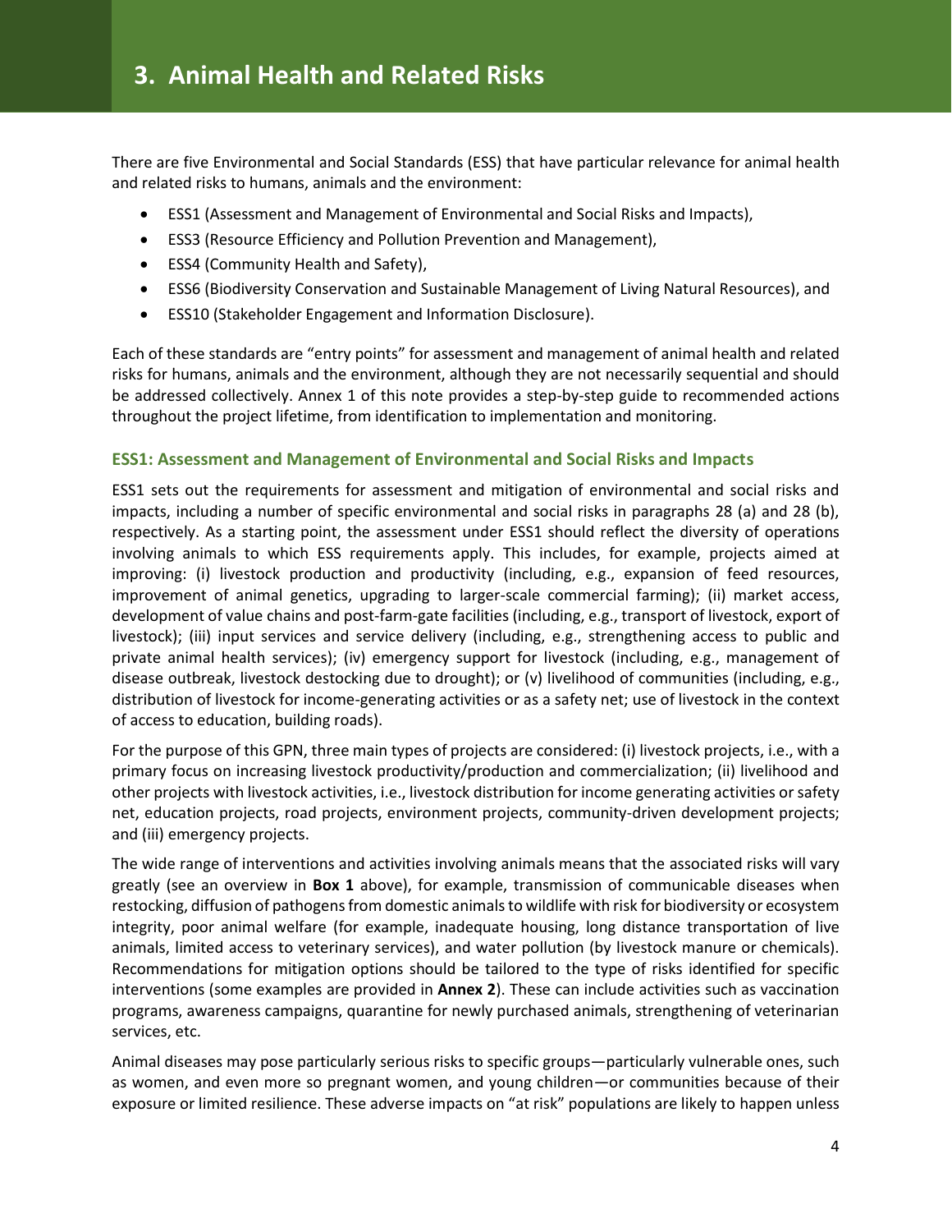# 3. Animal Health and Related Risks

There are five Environmental and Social Standards (ESS) that have particular relevance for animal health and related risks to humans, animals and the environment:

- ESS1 (Assessment and Management of Environmental and Social Risks and Impacts),
- ESS3 (Resource Efficiency and Pollution Prevention and Management),
- ESS4 (Community Health and Safety),
- ESS6 (Biodiversity Conservation and Sustainable Management of Living Natural Resources), and
- ESS10 (Stakeholder Engagement and Information Disclosure).

Each of these standards are "entry points" for assessment and management of animal health and related risks for humans, animals and the environment, although they are not necessarily sequential and should be addressed collectively. Annex 1 of this note provides a step-by-step guide to recommended actions throughout the project lifetime, from identification to implementation and monitoring.

### ESS1: Assessment and Management of Environmental and Social Risks and Impacts

ESS1 sets out the requirements for assessment and mitigation of environmental and social risks and impacts, including a number of specific environmental and social risks in paragraphs 28 (a) and 28 (b), respectively. As a starting point, the assessment under ESS1 should reflect the diversity of operations involving animals to which ESS requirements apply. This includes, for example, projects aimed at improving: (i) livestock production and productivity (including, e.g., expansion of feed resources, improvement of animal genetics, upgrading to larger-scale commercial farming); (ii) market access, development of value chains and post-farm-gate facilities (including, e.g., transport of livestock, export of livestock); (iii) input services and service delivery (including, e.g., strengthening access to public and private animal health services); (iv) emergency support for livestock (including, e.g., management of disease outbreak, livestock destocking due to drought); or (v) livelihood of communities (including, e.g., distribution of livestock for income-generating activities or as a safety net; use of livestock in the context of access to education, building roads).

For the purpose of this GPN, three main types of projects are considered: (i) livestock projects, i.e., with a primary focus on increasing livestock productivity/production and commercialization; (ii) livelihood and other projects with livestock activities, i.e., livestock distribution for income generating activities or safety net, education projects, road projects, environment projects, community-driven development projects; and (iii) emergency projects.

The wide range of interventions and activities involving animals means that the associated risks will vary greatly (see an overview in **Box 1** above), for example, transmission of communicable diseases when restocking, diffusion of pathogens from domestic animals to wildlife with risk for biodiversity or ecosystem integrity, poor animal welfare (for example, inadequate housing, long distance transportation of live animals, limited access to veterinary services), and water pollution (by livestock manure or chemicals). Recommendations for mitigation options should be tailored to the type of risks identified for specific interventions (some examples are provided in **Annex 2**). These can include activities such as vaccination programs, awareness campaigns, quarantine for newly purchased animals, strengthening of veterinarian services, etc.

Animal diseases may pose particularly serious risks to specific groups—particularly vulnerable ones, such as women, and even more so pregnant women, and young children—or communities because of their exposure or limited resilience. These adverse impacts on "at risk" populations are likely to happen unless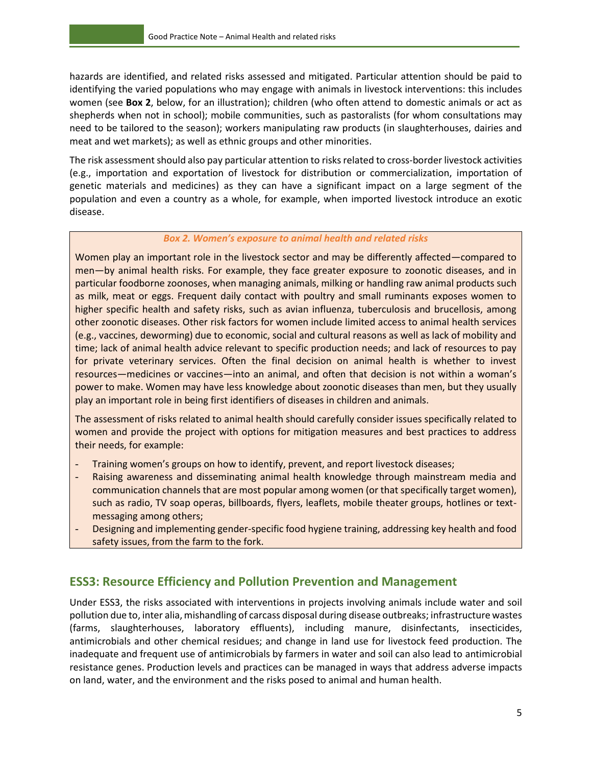hazards are identified, and related risks assessed and mitigated. Particular attention should be paid to identifying the varied populations who may engage with animals in livestock interventions: this includes women (see **Box 2**, below, for an illustration); children (who often attend to domestic animals or act as shepherds when not in school); mobile communities, such as pastoralists (for whom consultations may need to be tailored to the season); workers manipulating raw products (in slaughterhouses, dairies and meat and wet markets); as well as ethnic groups and other minorities.

The risk assessment should also pay particular attention to risks related to cross-border livestock activities (e.g., importation and exportation of livestock for distribution or commercialization, importation of genetic materials and medicines) as they can have a significant impact on a large segment of the population and even a country as a whole, for example, when imported livestock introduce an exotic disease.

***Box 2. Women's exposure to animal health and related risks***

Women play an important role in the livestock sector and may be differently affected—compared to men—by animal health risks. For example, they face greater exposure to zoonotic diseases, and in particular foodborne zoonoses, when managing animals, milking or handling raw animal products such as milk, meat or eggs. Frequent daily contact with poultry and small ruminants exposes women to higher specific health and safety risks, such as avian influenza, tuberculosis and brucellosis, among other zoonotic diseases. Other risk factors for women include limited access to animal health services (e.g., vaccines, deworming) due to economic, social and cultural reasons as well as lack of mobility and time; lack of animal health advice relevant to specific production needs; and lack of resources to pay for private veterinary services. Often the final decision on animal health is whether to invest resources—medicines or vaccines—into an animal, and often that decision is not within a woman's power to make. Women may have less knowledge about zoonotic diseases than men, but they usually play an important role in being first identifiers of diseases in children and animals.

The assessment of risks related to animal health should carefully consider issues specifically related to women and provide the project with options for mitigation measures and best practices to address their needs, for example:

- Training women's groups on how to identify, prevent, and report livestock diseases;
- Raising awareness and disseminating animal health knowledge through mainstream media and communication channels that are most popular among women (or that specifically target women), such as radio, TV soap operas, billboards, flyers, leaflets, mobile theater groups, hotlines or text-messaging among others;
- Designing and implementing gender-specific food hygiene training, addressing key health and food safety issues, from the farm to the fork.

## ESS3: Resource Efficiency and Pollution Prevention and Management

Under ESS3, the risks associated with interventions in projects involving animals include water and soil pollution due to, inter alia, mishandling of carcass disposal during disease outbreaks; infrastructure wastes (farms, slaughterhouses, laboratory effluents), including manure, disinfectants, insecticides, antimicrobials and other chemical residues; and change in land use for livestock feed production. The inadequate and frequent use of antimicrobials by farmers in water and soil can also lead to antimicrobial resistance genes. Production levels and practices can be managed in ways that address adverse impacts on land, water, and the environment and the risks posed to animal and human health.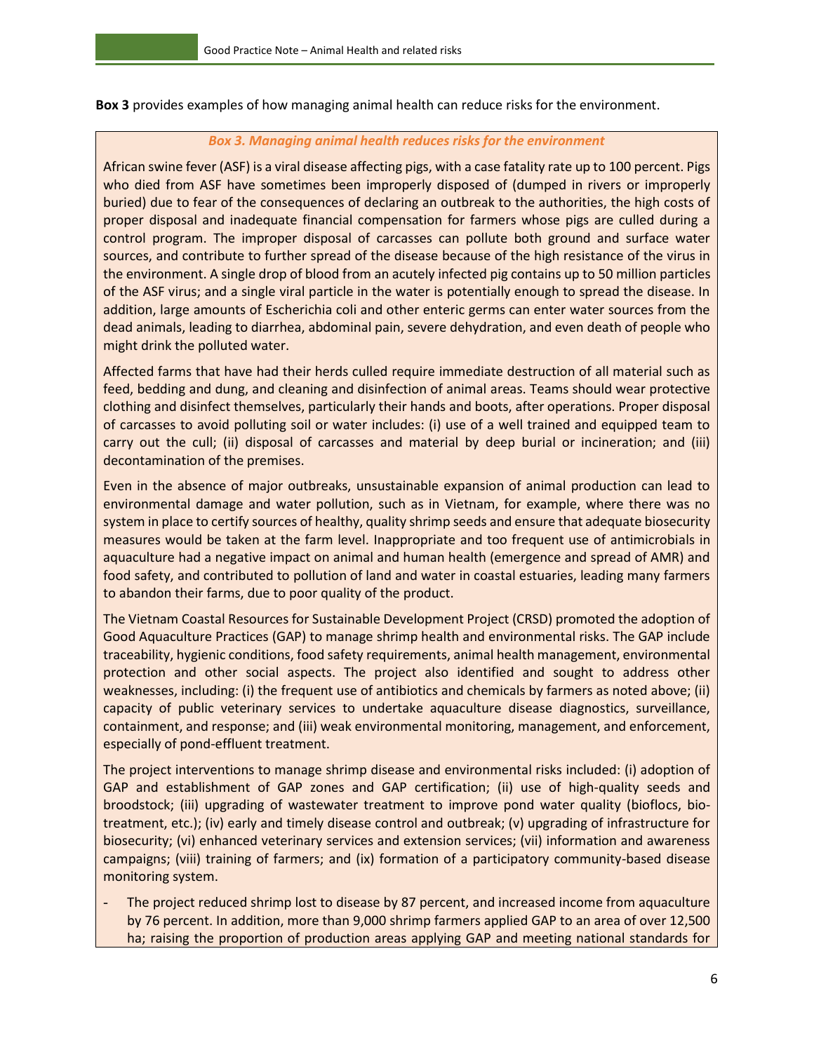**Box 3** provides examples of how managing animal health can reduce risks for the environment.

***Box 3. Managing animal health reduces risks for the environment***

African swine fever (ASF) is a viral disease affecting pigs, with a case fatality rate up to 100 percent. Pigs who died from ASF have sometimes been improperly disposed of (dumped in rivers or improperly buried) due to fear of the consequences of declaring an outbreak to the authorities, the high costs of proper disposal and inadequate financial compensation for farmers whose pigs are culled during a control program. The improper disposal of carcasses can pollute both ground and surface water sources, and contribute to further spread of the disease because of the high resistance of the virus in the environment. A single drop of blood from an acutely infected pig contains up to 50 million particles of the ASF virus; and a single viral particle in the water is potentially enough to spread the disease. In addition, large amounts of Escherichia coli and other enteric germs can enter water sources from the dead animals, leading to diarrhea, abdominal pain, severe dehydration, and even death of people who might drink the polluted water.

Affected farms that have had their herds culled require immediate destruction of all material such as feed, bedding and dung, and cleaning and disinfection of animal areas. Teams should wear protective clothing and disinfect themselves, particularly their hands and boots, after operations. Proper disposal of carcasses to avoid polluting soil or water includes: (i) use of a well trained and equipped team to carry out the cull; (ii) disposal of carcasses and material by deep burial or incineration; and (iii) decontamination of the premises.

Even in the absence of major outbreaks, unsustainable expansion of animal production can lead to environmental damage and water pollution, such as in Vietnam, for example, where there was no system in place to certify sources of healthy, quality shrimp seeds and ensure that adequate biosecurity measures would be taken at the farm level. Inappropriate and too frequent use of antimicrobials in aquaculture had a negative impact on animal and human health (emergence and spread of AMR) and food safety, and contributed to pollution of land and water in coastal estuaries, leading many farmers to abandon their farms, due to poor quality of the product.

The Vietnam Coastal Resources for Sustainable Development Project (CRSD) promoted the adoption of Good Aquaculture Practices (GAP) to manage shrimp health and environmental risks. The GAP include traceability, hygienic conditions, food safety requirements, animal health management, environmental protection and other social aspects. The project also identified and sought to address other weaknesses, including: (i) the frequent use of antibiotics and chemicals by farmers as noted above; (ii) capacity of public veterinary services to undertake aquaculture disease diagnostics, surveillance, containment, and response; and (iii) weak environmental monitoring, management, and enforcement, especially of pond-effluent treatment.

The project interventions to manage shrimp disease and environmental risks included: (i) adoption of GAP and establishment of GAP zones and GAP certification; (ii) use of high-quality seeds and broodstock; (iii) upgrading of wastewater treatment to improve pond water quality (bioflocs, bio-treatment, etc.); (iv) early and timely disease control and outbreak; (v) upgrading of infrastructure for biosecurity; (vi) enhanced veterinary services and extension services; (vii) information and awareness campaigns; (viii) training of farmers; and (ix) formation of a participatory community-based disease monitoring system.

- The project reduced shrimp lost to disease by 87 percent, and increased income from aquaculture by 76 percent. In addition, more than 9,000 shrimp farmers applied GAP to an area of over 12,500 ha; raising the proportion of production areas applying GAP and meeting national standards for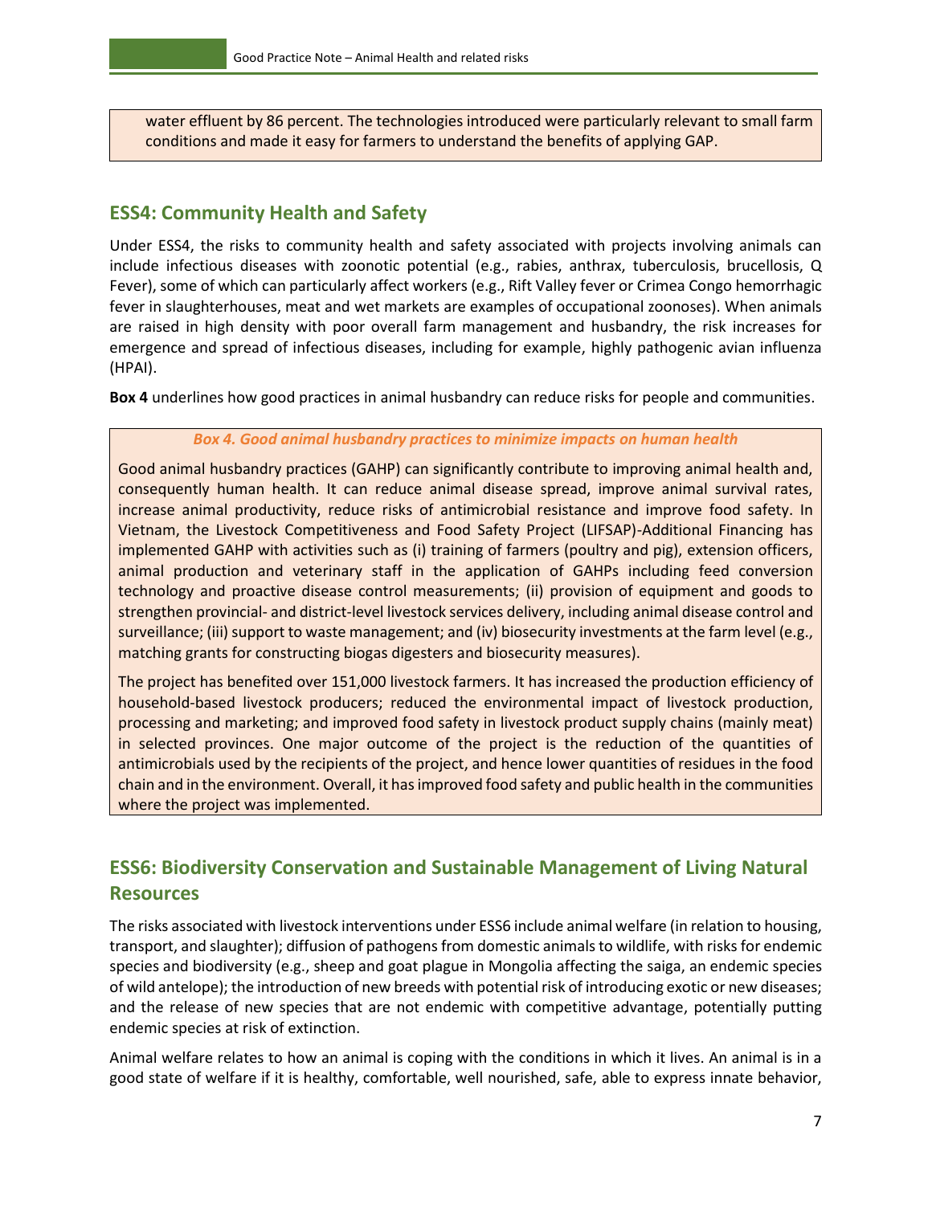water effluent by 86 percent. The technologies introduced were particularly relevant to small farm conditions and made it easy for farmers to understand the benefits of applying GAP.

## ESS4: Community Health and Safety

Under ESS4, the risks to community health and safety associated with projects involving animals can include infectious diseases with zoonotic potential (e.g., rabies, anthrax, tuberculosis, brucellosis, Q Fever), some of which can particularly affect workers (e.g., Rift Valley fever or Crimea Congo hemorrhagic fever in slaughterhouses, meat and wet markets are examples of occupational zoonoses). When animals are raised in high density with poor overall farm management and husbandry, the risk increases for emergence and spread of infectious diseases, including for example, highly pathogenic avian influenza (HPAI).

**Box 4** underlines how good practices in animal husbandry can reduce risks for people and communities.

***Box 4. Good animal husbandry practices to minimize impacts on human health***

Good animal husbandry practices (GAHP) can significantly contribute to improving animal health and, consequently human health. It can reduce animal disease spread, improve animal survival rates, increase animal productivity, reduce risks of antimicrobial resistance and improve food safety. In Vietnam, the Livestock Competitiveness and Food Safety Project (LIFSAP)-Additional Financing has implemented GAHP with activities such as (i) training of farmers (poultry and pig), extension officers, animal production and veterinary staff in the application of GAHPs including feed conversion technology and proactive disease control measurements; (ii) provision of equipment and goods to strengthen provincial- and district-level livestock services delivery, including animal disease control and surveillance; (iii) support to waste management; and (iv) biosecurity investments at the farm level (e.g., matching grants for constructing biogas digesters and biosecurity measures).

The project has benefited over 151,000 livestock farmers. It has increased the production efficiency of household-based livestock producers; reduced the environmental impact of livestock production, processing and marketing; and improved food safety in livestock product supply chains (mainly meat) in selected provinces. One major outcome of the project is the reduction of the quantities of antimicrobials used by the recipients of the project, and hence lower quantities of residues in the food chain and in the environment. Overall, it has improved food safety and public health in the communities where the project was implemented.

## ESS6: Biodiversity Conservation and Sustainable Management of Living Natural Resources

The risks associated with livestock interventions under ESS6 include animal welfare (in relation to housing, transport, and slaughter); diffusion of pathogens from domestic animals to wildlife, with risks for endemic species and biodiversity (e.g., sheep and goat plague in Mongolia affecting the saiga, an endemic species of wild antelope); the introduction of new breeds with potential risk of introducing exotic or new diseases; and the release of new species that are not endemic with competitive advantage, potentially putting endemic species at risk of extinction.

Animal welfare relates to how an animal is coping with the conditions in which it lives. An animal is in a good state of welfare if it is healthy, comfortable, well nourished, safe, able to express innate behavior,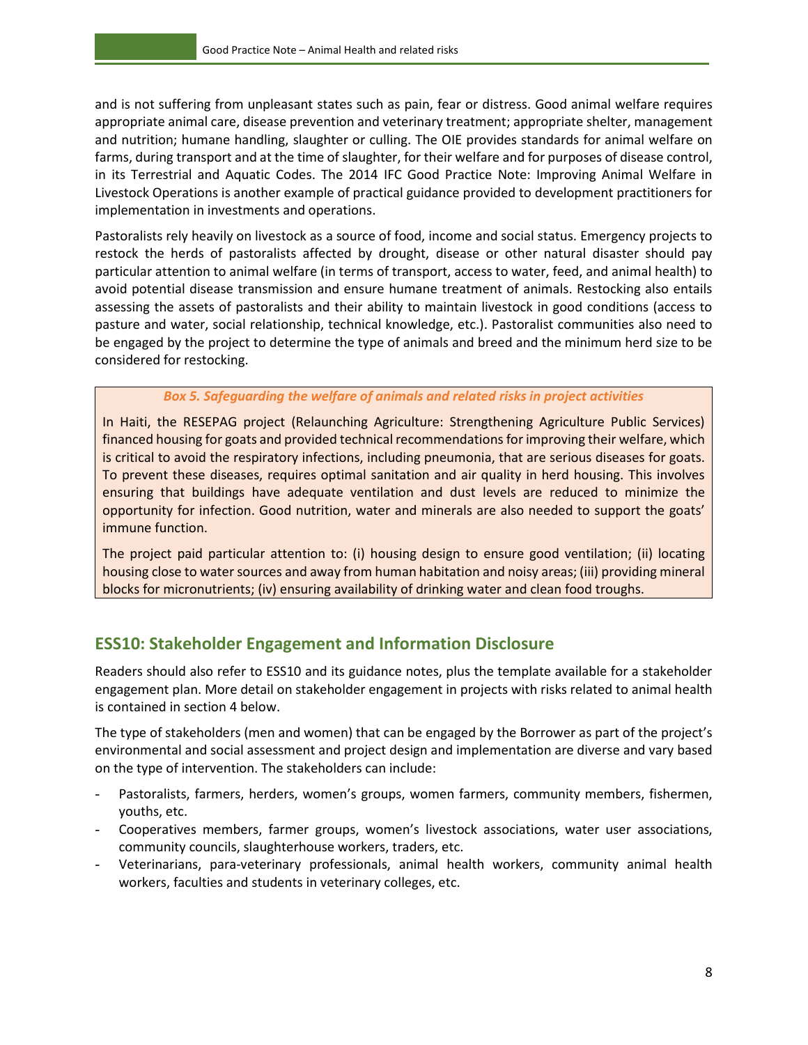and is not suffering from unpleasant states such as pain, fear or distress. Good animal welfare requires appropriate animal care, disease prevention and veterinary treatment; appropriate shelter, management and nutrition; humane handling, slaughter or culling. The OIE provides standards for animal welfare on farms, during transport and at the time of slaughter, for their welfare and for purposes of disease control, in its Terrestrial and Aquatic Codes. The 2014 IFC Good Practice Note: Improving Animal Welfare in Livestock Operations is another example of practical guidance provided to development practitioners for implementation in investments and operations.

Pastoralists rely heavily on livestock as a source of food, income and social status. Emergency projects to restock the herds of pastoralists affected by drought, disease or other natural disaster should pay particular attention to animal welfare (in terms of transport, access to water, feed, and animal health) to avoid potential disease transmission and ensure humane treatment of animals. Restocking also entails assessing the assets of pastoralists and their ability to maintain livestock in good conditions (access to pasture and water, social relationship, technical knowledge, etc.). Pastoralist communities also need to be engaged by the project to determine the type of animals and breed and the minimum herd size to be considered for restocking.

***Box 5. Safeguarding the welfare of animals and related risks in project activities***

In Haiti, the RESEPAG project (Relaunching Agriculture: Strengthening Agriculture Public Services) financed housing for goats and provided technical recommendations for improving their welfare, which is critical to avoid the respiratory infections, including pneumonia, that are serious diseases for goats. To prevent these diseases, requires optimal sanitation and air quality in herd housing. This involves ensuring that buildings have adequate ventilation and dust levels are reduced to minimize the opportunity for infection. Good nutrition, water and minerals are also needed to support the goats' immune function.

The project paid particular attention to: (i) housing design to ensure good ventilation; (ii) locating housing close to water sources and away from human habitation and noisy areas; (iii) providing mineral blocks for micronutrients; (iv) ensuring availability of drinking water and clean food troughs.

## ESS10: Stakeholder Engagement and Information Disclosure

Readers should also refer to ESS10 and its guidance notes, plus the template available for a stakeholder engagement plan. More detail on stakeholder engagement in projects with risks related to animal health is contained in section 4 below.

The type of stakeholders (men and women) that can be engaged by the Borrower as part of the project's environmental and social assessment and project design and implementation are diverse and vary based on the type of intervention. The stakeholders can include:

- Pastoralists, farmers, herders, women's groups, women farmers, community members, fishermen, youths, etc.
- Cooperatives members, farmer groups, women's livestock associations, water user associations, community councils, slaughterhouse workers, traders, etc.
- Veterinarians, para-veterinary professionals, animal health workers, community animal health workers, faculties and students in veterinary colleges, etc.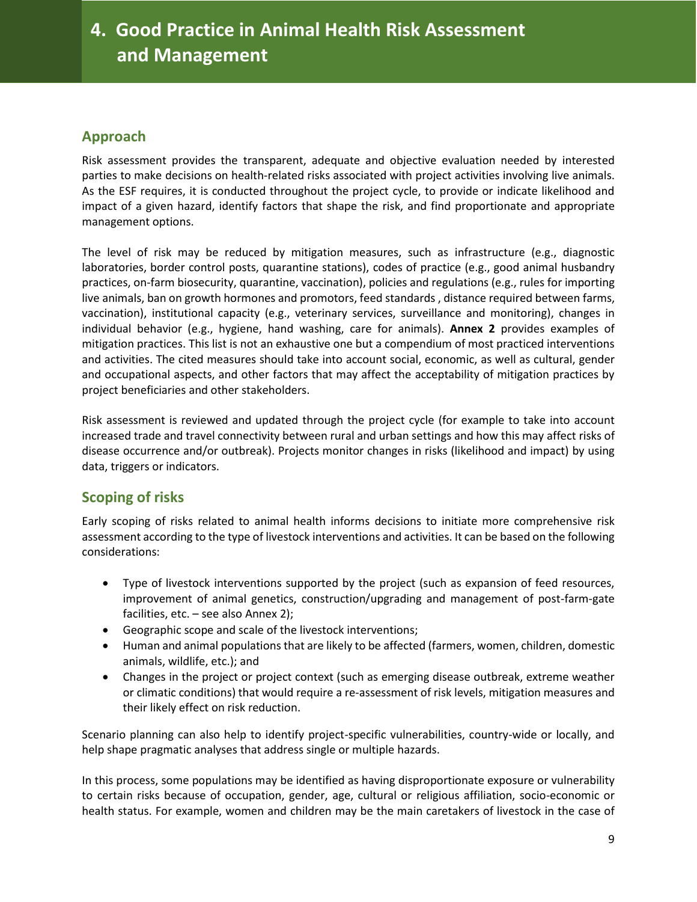# 4. Good Practice in Animal Health Risk Assessment and Management

## Approach

Risk assessment provides the transparent, adequate and objective evaluation needed by interested parties to make decisions on health-related risks associated with project activities involving live animals. As the ESF requires, it is conducted throughout the project cycle, to provide or indicate likelihood and impact of a given hazard, identify factors that shape the risk, and find proportionate and appropriate management options.

The level of risk may be reduced by mitigation measures, such as infrastructure (e.g., diagnostic laboratories, border control posts, quarantine stations), codes of practice (e.g., good animal husbandry practices, on-farm biosecurity, quarantine, vaccination), policies and regulations (e.g., rules for importing live animals, ban on growth hormones and promotors, feed standards , distance required between farms, vaccination), institutional capacity (e.g., veterinary services, surveillance and monitoring), changes in individual behavior (e.g., hygiene, hand washing, care for animals). **Annex 2** provides examples of mitigation practices. This list is not an exhaustive one but a compendium of most practiced interventions and activities. The cited measures should take into account social, economic, as well as cultural, gender and occupational aspects, and other factors that may affect the acceptability of mitigation practices by project beneficiaries and other stakeholders.

Risk assessment is reviewed and updated through the project cycle (for example to take into account increased trade and travel connectivity between rural and urban settings and how this may affect risks of disease occurrence and/or outbreak). Projects monitor changes in risks (likelihood and impact) by using data, triggers or indicators.

## Scoping of risks

Early scoping of risks related to animal health informs decisions to initiate more comprehensive risk assessment according to the type of livestock interventions and activities. It can be based on the following considerations:

- Type of livestock interventions supported by the project (such as expansion of feed resources, improvement of animal genetics, construction/upgrading and management of post-farm-gate facilities, etc. – see also Annex 2);
- Geographic scope and scale of the livestock interventions;
- Human and animal populations that are likely to be affected (farmers, women, children, domestic animals, wildlife, etc.); and
- Changes in the project or project context (such as emerging disease outbreak, extreme weather or climatic conditions) that would require a re-assessment of risk levels, mitigation measures and their likely effect on risk reduction.

Scenario planning can also help to identify project-specific vulnerabilities, country-wide or locally, and help shape pragmatic analyses that address single or multiple hazards.

In this process, some populations may be identified as having disproportionate exposure or vulnerability to certain risks because of occupation, gender, age, cultural or religious affiliation, socio-economic or health status. For example, women and children may be the main caretakers of livestock in the case of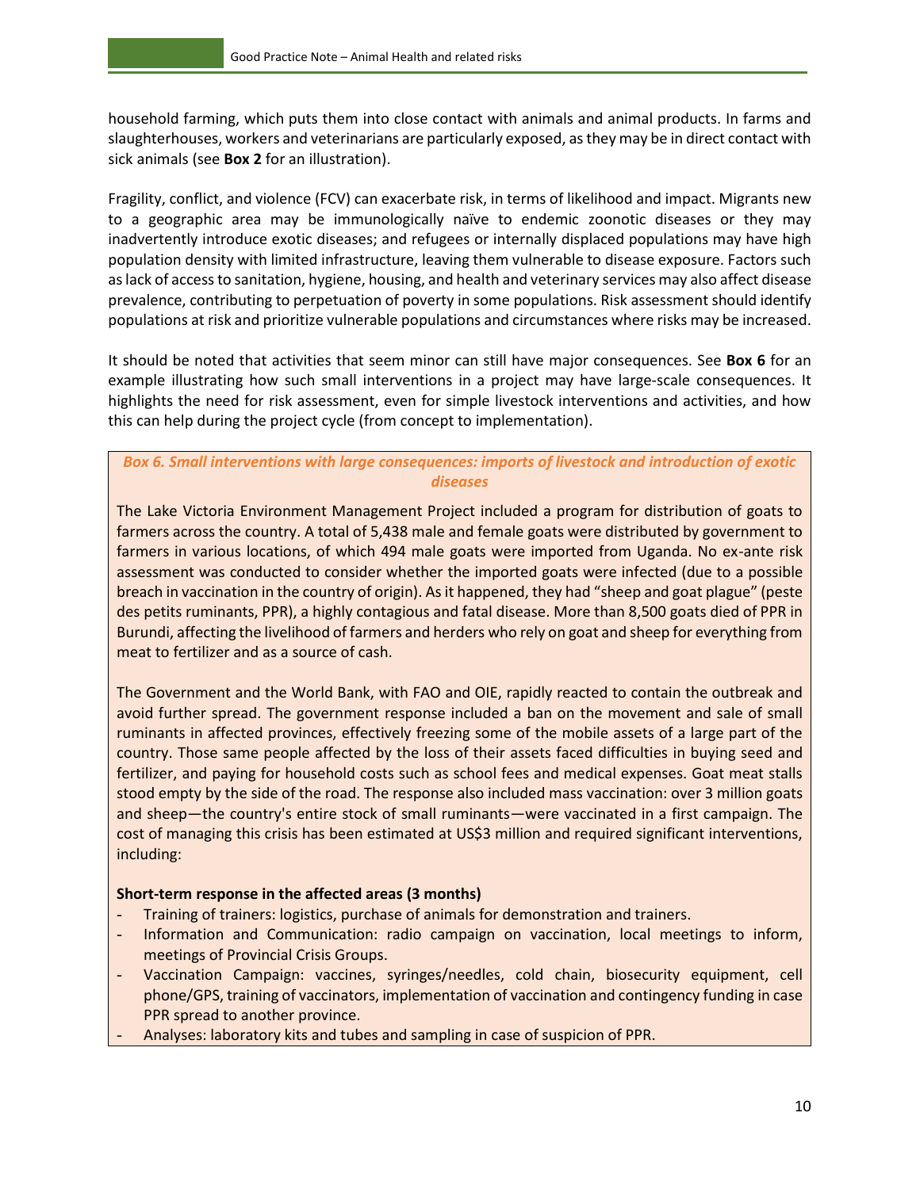household farming, which puts them into close contact with animals and animal products. In farms and slaughterhouses, workers and veterinarians are particularly exposed, as they may be in direct contact with sick animals (see **Box 2** for an illustration).

Fragility, conflict, and violence (FCV) can exacerbate risk, in terms of likelihood and impact. Migrants new to a geographic area may be immunologically naïve to endemic zoonotic diseases or they may inadvertently introduce exotic diseases; and refugees or internally displaced populations may have high population density with limited infrastructure, leaving them vulnerable to disease exposure. Factors such as lack of access to sanitation, hygiene, housing, and health and veterinary services may also affect disease prevalence, contributing to perpetuation of poverty in some populations. Risk assessment should identify populations at risk and prioritize vulnerable populations and circumstances where risks may be increased.

It should be noted that activities that seem minor can still have major consequences. See **Box 6** for an example illustrating how such small interventions in a project may have large-scale consequences. It highlights the need for risk assessment, even for simple livestock interventions and activities, and how this can help during the project cycle (from concept to implementation).

***Box 6. Small interventions with large consequences: imports of livestock and introduction of exotic diseases***

The Lake Victoria Environment Management Project included a program for distribution of goats to farmers across the country. A total of 5,438 male and female goats were distributed by government to farmers in various locations, of which 494 male goats were imported from Uganda. No ex-ante risk assessment was conducted to consider whether the imported goats were infected (due to a possible breach in vaccination in the country of origin). As it happened, they had "sheep and goat plague" (peste des petits ruminants, PPR), a highly contagious and fatal disease. More than 8,500 goats died of PPR in Burundi, affecting the livelihood of farmers and herders who rely on goat and sheep for everything from meat to fertilizer and as a source of cash.

The Government and the World Bank, with FAO and OIE, rapidly reacted to contain the outbreak and avoid further spread. The government response included a ban on the movement and sale of small ruminants in affected provinces, effectively freezing some of the mobile assets of a large part of the country. Those same people affected by the loss of their assets faced difficulties in buying seed and fertilizer, and paying for household costs such as school fees and medical expenses. Goat meat stalls stood empty by the side of the road. The response also included mass vaccination: over 3 million goats and sheep—the country's entire stock of small ruminants—were vaccinated in a first campaign. The cost of managing this crisis has been estimated at US$3 million and required significant interventions, including:

**Short-term response in the affected areas (3 months)**

- Training of trainers: logistics, purchase of animals for demonstration and trainers.
- Information and Communication: radio campaign on vaccination, local meetings to inform, meetings of Provincial Crisis Groups.
- Vaccination Campaign: vaccines, syringes/needles, cold chain, biosecurity equipment, cell phone/GPS, training of vaccinators, implementation of vaccination and contingency funding in case PPR spread to another province.
- Analyses: laboratory kits and tubes and sampling in case of suspicion of PPR.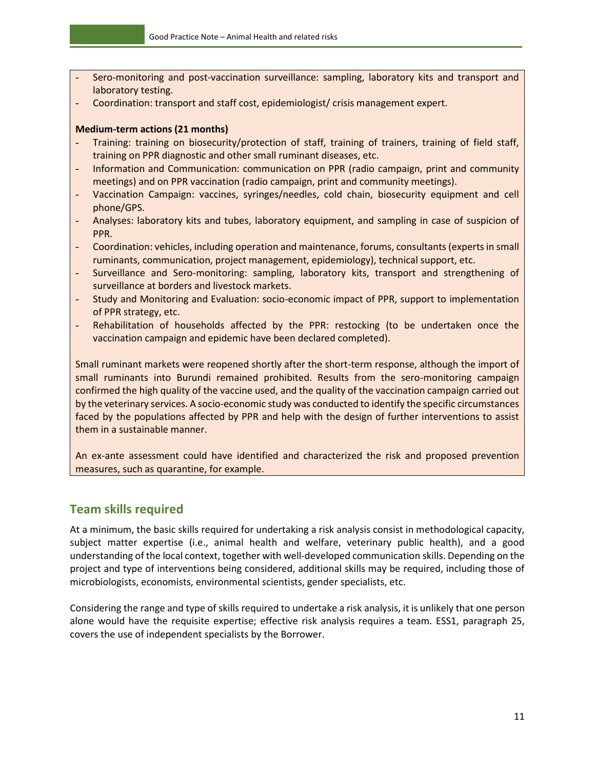- Sero-monitoring and post-vaccination surveillance: sampling, laboratory kits and transport and laboratory testing.
- Coordination: transport and staff cost, epidemiologist/ crisis management expert.

**Medium-term actions (21 months)**

- Training: training on biosecurity/protection of staff, training of trainers, training of field staff, training on PPR diagnostic and other small ruminant diseases, etc.
- Information and Communication: communication on PPR (radio campaign, print and community meetings) and on PPR vaccination (radio campaign, print and community meetings).
- Vaccination Campaign: vaccines, syringes/needles, cold chain, biosecurity equipment and cell phone/GPS.
- Analyses: laboratory kits and tubes, laboratory equipment, and sampling in case of suspicion of PPR.
- Coordination: vehicles, including operation and maintenance, forums, consultants (experts in small ruminants, communication, project management, epidemiology), technical support, etc.
- Surveillance and Sero-monitoring: sampling, laboratory kits, transport and strengthening of surveillance at borders and livestock markets.
- Study and Monitoring and Evaluation: socio-economic impact of PPR, support to implementation of PPR strategy, etc.
- Rehabilitation of households affected by the PPR: restocking (to be undertaken once the vaccination campaign and epidemic have been declared completed).

Small ruminant markets were reopened shortly after the short-term response, although the import of small ruminants into Burundi remained prohibited. Results from the sero-monitoring campaign confirmed the high quality of the vaccine used, and the quality of the vaccination campaign carried out by the veterinary services. A socio-economic study was conducted to identify the specific circumstances faced by the populations affected by PPR and help with the design of further interventions to assist them in a sustainable manner.

An ex-ante assessment could have identified and characterized the risk and proposed prevention measures, such as quarantine, for example.

## Team skills required

At a minimum, the basic skills required for undertaking a risk analysis consist in methodological capacity, subject matter expertise (i.e., animal health and welfare, veterinary public health), and a good understanding of the local context, together with well-developed communication skills. Depending on the project and type of interventions being considered, additional skills may be required, including those of microbiologists, economists, environmental scientists, gender specialists, etc.

Considering the range and type of skills required to undertake a risk analysis, it is unlikely that one person alone would have the requisite expertise; effective risk analysis requires a team. ESS1, paragraph 25, covers the use of independent specialists by the Borrower.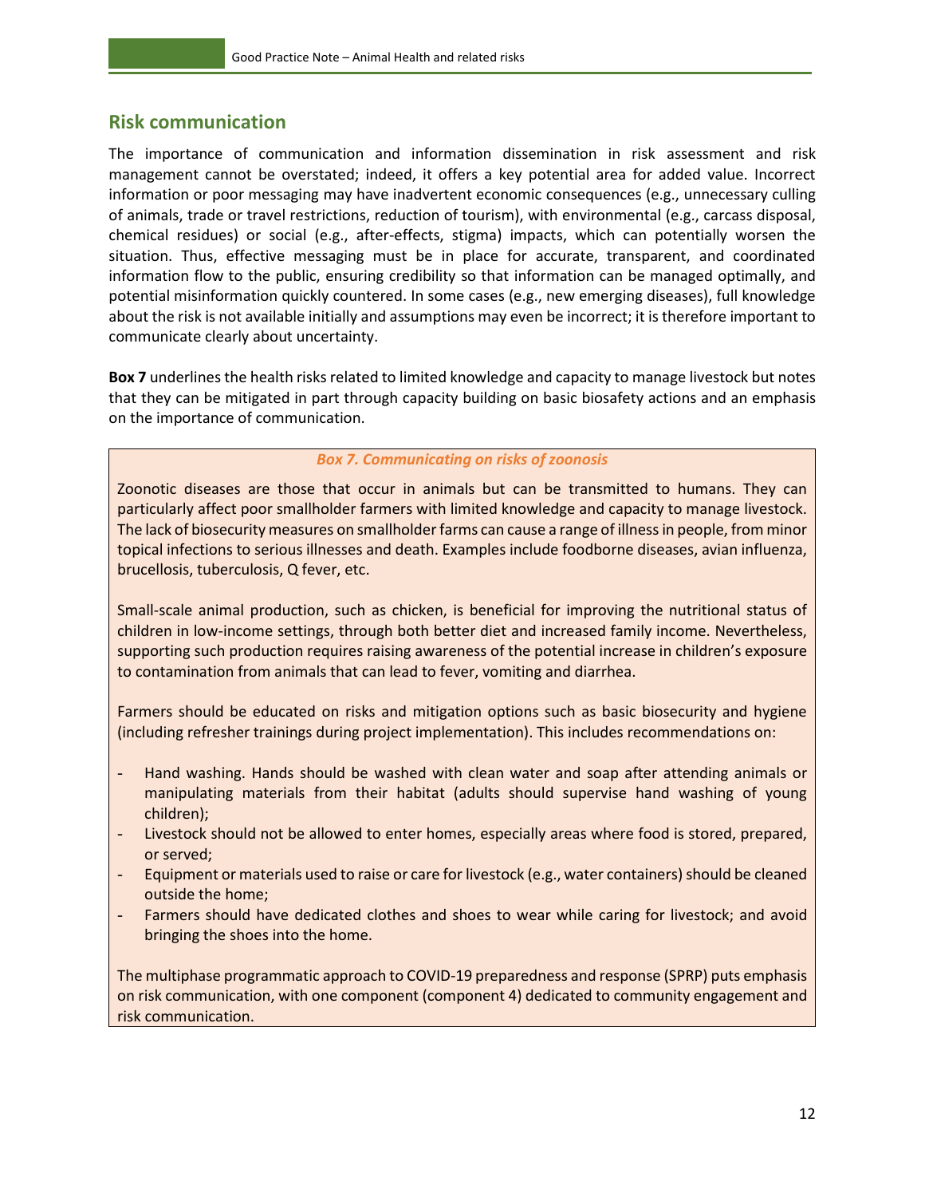## Risk communication

The importance of communication and information dissemination in risk assessment and risk management cannot be overstated; indeed, it offers a key potential area for added value. Incorrect information or poor messaging may have inadvertent economic consequences (e.g., unnecessary culling of animals, trade or travel restrictions, reduction of tourism), with environmental (e.g., carcass disposal, chemical residues) or social (e.g., after-effects, stigma) impacts, which can potentially worsen the situation. Thus, effective messaging must be in place for accurate, transparent, and coordinated information flow to the public, ensuring credibility so that information can be managed optimally, and potential misinformation quickly countered. In some cases (e.g., new emerging diseases), full knowledge about the risk is not available initially and assumptions may even be incorrect; it is therefore important to communicate clearly about uncertainty.

**Box 7** underlines the health risks related to limited knowledge and capacity to manage livestock but notes that they can be mitigated in part through capacity building on basic biosafety actions and an emphasis on the importance of communication.

***Box 7. Communicating on risks of zoonosis***

Zoonotic diseases are those that occur in animals but can be transmitted to humans. They can particularly affect poor smallholder farmers with limited knowledge and capacity to manage livestock. The lack of biosecurity measures on smallholder farms can cause a range of illness in people, from minor topical infections to serious illnesses and death. Examples include foodborne diseases, avian influenza, brucellosis, tuberculosis, Q fever, etc.

Small-scale animal production, such as chicken, is beneficial for improving the nutritional status of children in low-income settings, through both better diet and increased family income. Nevertheless, supporting such production requires raising awareness of the potential increase in children's exposure to contamination from animals that can lead to fever, vomiting and diarrhea.

Farmers should be educated on risks and mitigation options such as basic biosecurity and hygiene (including refresher trainings during project implementation). This includes recommendations on:

- Hand washing. Hands should be washed with clean water and soap after attending animals or manipulating materials from their habitat (adults should supervise hand washing of young children);
- Livestock should not be allowed to enter homes, especially areas where food is stored, prepared, or served;
- Equipment or materials used to raise or care for livestock (e.g., water containers) should be cleaned outside the home;
- Farmers should have dedicated clothes and shoes to wear while caring for livestock; and avoid bringing the shoes into the home.

The multiphase programmatic approach to COVID-19 preparedness and response (SPRP) puts emphasis on risk communication, with one component (component 4) dedicated to community engagement and risk communication.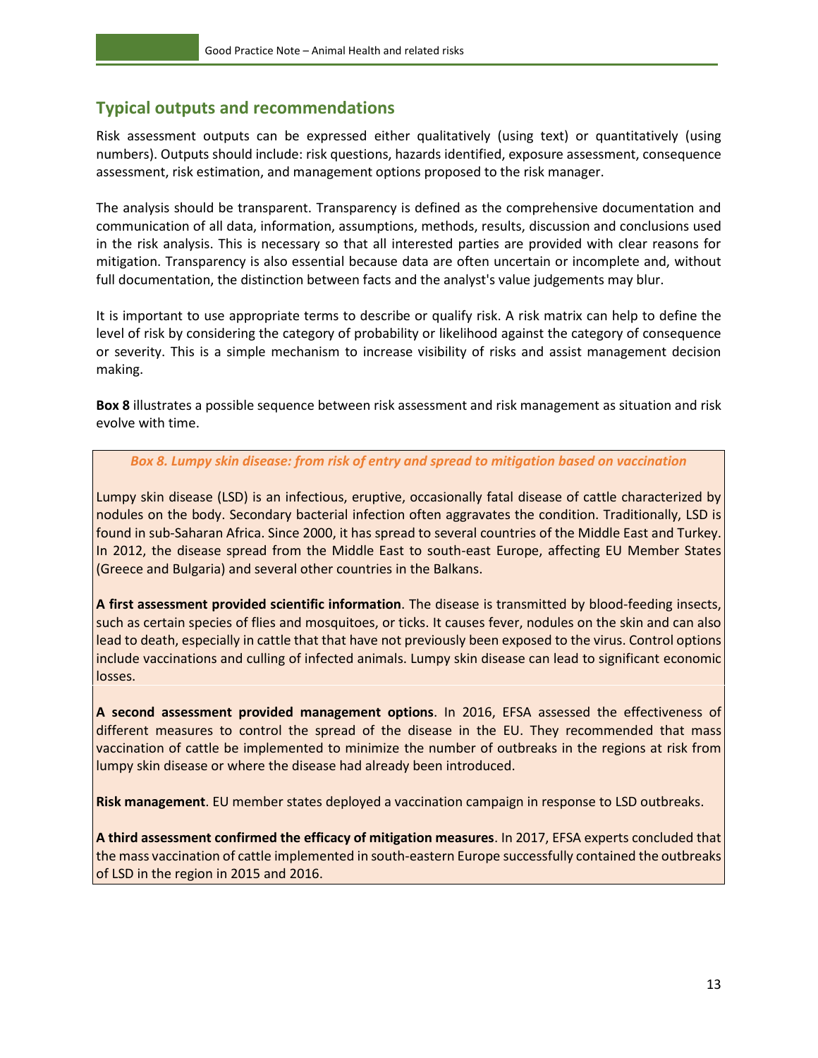## Typical outputs and recommendations

Risk assessment outputs can be expressed either qualitatively (using text) or quantitatively (using numbers). Outputs should include: risk questions, hazards identified, exposure assessment, consequence assessment, risk estimation, and management options proposed to the risk manager.

The analysis should be transparent. Transparency is defined as the comprehensive documentation and communication of all data, information, assumptions, methods, results, discussion and conclusions used in the risk analysis. This is necessary so that all interested parties are provided with clear reasons for mitigation. Transparency is also essential because data are often uncertain or incomplete and, without full documentation, the distinction between facts and the analyst's value judgements may blur.

It is important to use appropriate terms to describe or qualify risk. A risk matrix can help to define the level of risk by considering the category of probability or likelihood against the category of consequence or severity. This is a simple mechanism to increase visibility of risks and assist management decision making.

**Box 8** illustrates a possible sequence between risk assessment and risk management as situation and risk evolve with time.

***Box 8. Lumpy skin disease: from risk of entry and spread to mitigation based on vaccination***

Lumpy skin disease (LSD) is an infectious, eruptive, occasionally fatal disease of cattle characterized by nodules on the body. Secondary bacterial infection often aggravates the condition. Traditionally, LSD is found in sub-Saharan Africa. Since 2000, it has spread to several countries of the Middle East and Turkey. In 2012, the disease spread from the Middle East to south-east Europe, affecting EU Member States (Greece and Bulgaria) and several other countries in the Balkans.

**A first assessment provided scientific information**. The disease is transmitted by blood-feeding insects, such as certain species of flies and mosquitoes, or ticks. It causes fever, nodules on the skin and can also lead to death, especially in cattle that that have not previously been exposed to the virus. Control options include vaccinations and culling of infected animals. Lumpy skin disease can lead to significant economic losses.

**A second assessment provided management options**. In 2016, EFSA assessed the effectiveness of different measures to control the spread of the disease in the EU. They recommended that mass vaccination of cattle be implemented to minimize the number of outbreaks in the regions at risk from lumpy skin disease or where the disease had already been introduced.

**Risk management**. EU member states deployed a vaccination campaign in response to LSD outbreaks.

**A third assessment confirmed the efficacy of mitigation measures**. In 2017, EFSA experts concluded that the mass vaccination of cattle implemented in south-eastern Europe successfully contained the outbreaks of LSD in the region in 2015 and 2016.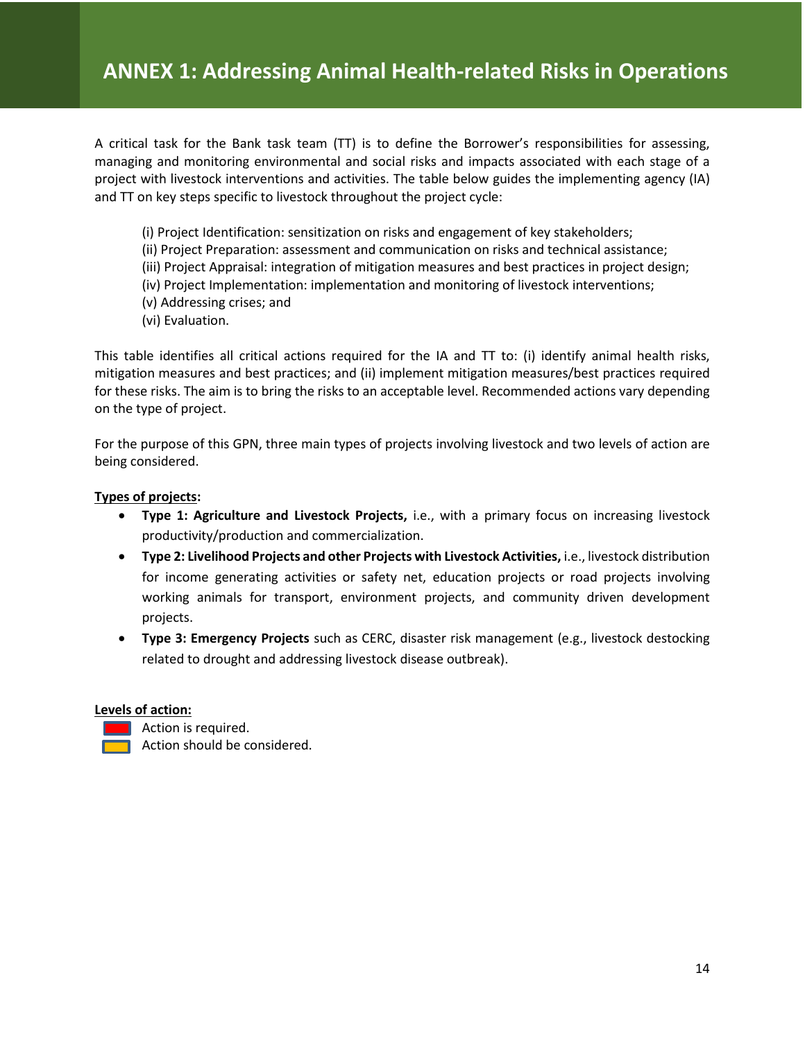# ANNEX 1: Addressing Animal Health-related Risks in Operations

A critical task for the Bank task team (TT) is to define the Borrower's responsibilities for assessing, managing and monitoring environmental and social risks and impacts associated with each stage of a project with livestock interventions and activities. The table below guides the implementing agency (IA) and TT on key steps specific to livestock throughout the project cycle:

(i) Project Identification: sensitization on risks and engagement of key stakeholders;
(ii) Project Preparation: assessment and communication on risks and technical assistance;
(iii) Project Appraisal: integration of mitigation measures and best practices in project design;
(iv) Project Implementation: implementation and monitoring of livestock interventions;
(v) Addressing crises; and
(vi) Evaluation.

This table identifies all critical actions required for the IA and TT to: (i) identify animal health risks, mitigation measures and best practices; and (ii) implement mitigation measures/best practices required for these risks. The aim is to bring the risks to an acceptable level. Recommended actions vary depending on the type of project.

For the purpose of this GPN, three main types of projects involving livestock and two levels of action are being considered.

**Types of projects:**

- **Type 1: Agriculture and Livestock Projects,** i.e., with a primary focus on increasing livestock productivity/production and commercialization.
- **Type 2: Livelihood Projects and other Projects with Livestock Activities,** i.e., livestock distribution for income generating activities or safety net, education projects or road projects involving working animals for transport, environment projects, and community driven development projects.
- **Type 3: Emergency Projects** such as CERC, disaster risk management (e.g., livestock destocking related to drought and addressing livestock disease outbreak).

**Levels of action:**

- (Red) Action is required.
- (Yellow) Action should be considered.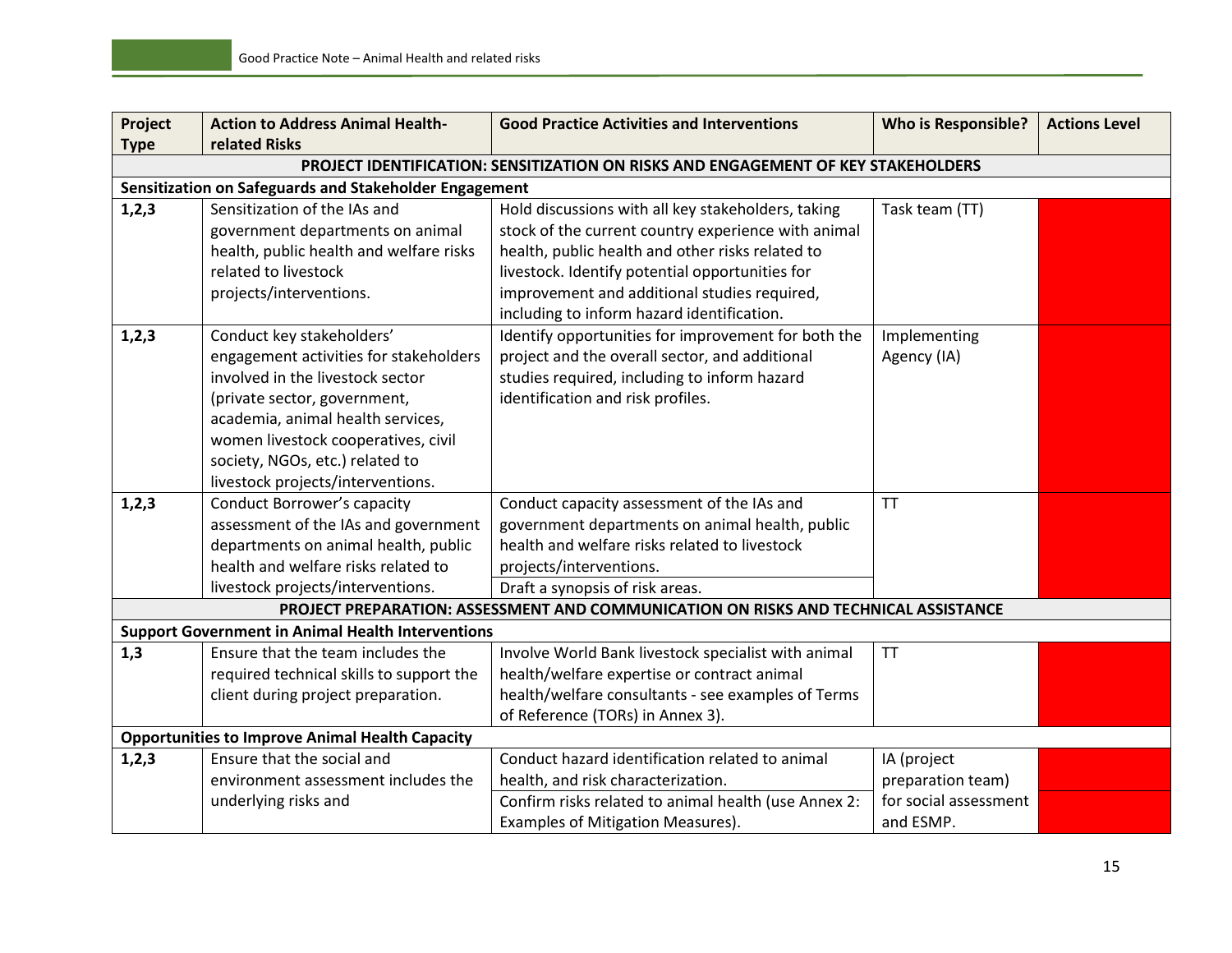| Project Type | Action to Address Animal Health-related Risks | Good Practice Activities and Interventions | Who is Responsible? | Actions Level |
|---|---|---|---|---|
| **PROJECT IDENTIFICATION: SENSITIZATION ON RISKS AND ENGAGEMENT OF KEY STAKEHOLDERS** | | | | |
| **Sensitization on Safeguards and Stakeholder Engagement** | | | | |
| **1,2,3** | Sensitization of the IAs and government departments on animal health, public health and welfare risks related to livestock projects/interventions. | Hold discussions with all key stakeholders, taking stock of the current country experience with animal health, public health and other risks related to livestock. Identify potential opportunities for improvement and additional studies required, including to inform hazard identification. | Task team (TT) | |
| **1,2,3** | Conduct key stakeholders' engagement activities for stakeholders involved in the livestock sector (private sector, government, academia, animal health services, women livestock cooperatives, civil society, NGOs, etc.) related to livestock projects/interventions. | Identify opportunities for improvement for both the project and the overall sector, and additional studies required, including to inform hazard identification and risk profiles. | Implementing Agency (IA) | |
| **1,2,3** | Conduct Borrower's capacity assessment of the IAs and government departments on animal health, public health and welfare risks related to livestock projects/interventions. | Conduct capacity assessment of the IAs and government departments on animal health, public health and welfare risks related to livestock projects/interventions. | TT | |
| | | Draft a synopsis of risk areas. | | |
| **PROJECT PREPARATION: ASSESSMENT AND COMMUNICATION ON RISKS AND TECHNICAL ASSISTANCE** | | | | |
| **Support Government in Animal Health Interventions** | | | | |
| **1,3** | Ensure that the team includes the required technical skills to support the client during project preparation. | Involve World Bank livestock specialist with animal health/welfare expertise or contract animal health/welfare consultants - see examples of Terms of Reference (TORs) in Annex 3). | TT | |
| **Opportunities to Improve Animal Health Capacity** | | | | |
| **1,2,3** | Ensure that the social and environment assessment includes the underlying risks and | Conduct hazard identification related to animal health, and risk characterization. | IA (project preparation team) for social assessment and ESMP. | |
| | | Confirm risks related to animal health (use Annex 2: Examples of Mitigation Measures). | | |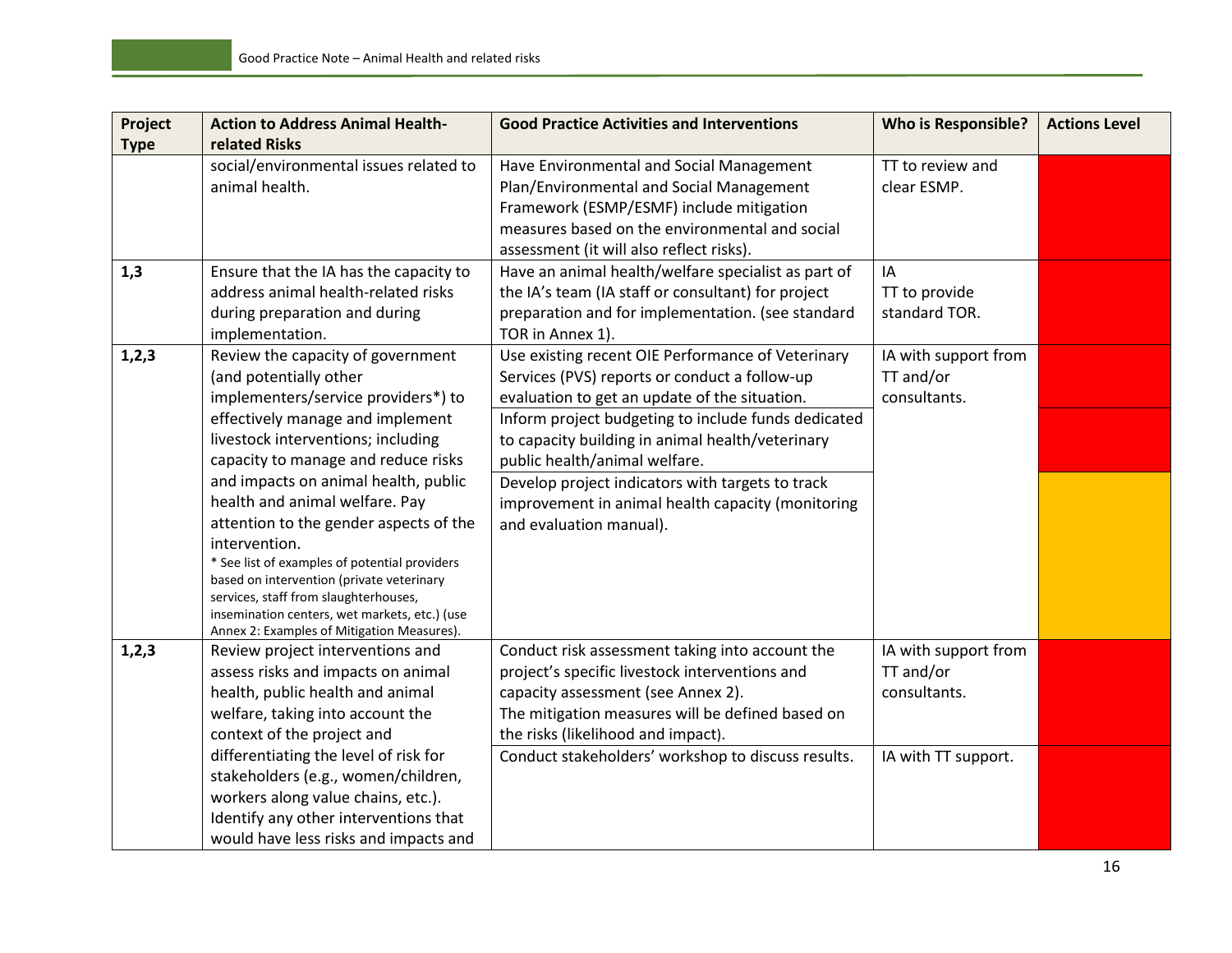| Project Type | Action to Address Animal Health-related Risks | Good Practice Activities and Interventions | Who is Responsible? | Actions Level |
|---|---|---|---|---|
| | social/environmental issues related to animal health. | Have Environmental and Social Management Plan/Environmental and Social Management Framework (ESMP/ESMF) include mitigation measures based on the environmental and social assessment (it will also reflect risks). | TT to review and clear ESMP. | |
| **1,3** | Ensure that the IA has the capacity to address animal health-related risks during preparation and during implementation. | Have an animal health/welfare specialist as part of the IA's team (IA staff or consultant) for project preparation and for implementation. (see standard TOR in Annex 1). | IA<br>TT to provide standard TOR. | |
| **1,2,3** | Review the capacity of government (and potentially other implementers/service providers*) to effectively manage and implement livestock interventions; including capacity to manage and reduce risks and impacts on animal health, public health and animal welfare. Pay attention to the gender aspects of the intervention.<br>* See list of examples of potential providers based on intervention (private veterinary services, staff from slaughterhouses, insemination centers, wet markets, etc.) (use Annex 2: Examples of Mitigation Measures). | Use existing recent OIE Performance of Veterinary Services (PVS) reports or conduct a follow-up evaluation to get an update of the situation. | IA with support from TT and/or consultants. | |
| | | Inform project budgeting to include funds dedicated to capacity building in animal health/veterinary public health/animal welfare. | | |
| | | Develop project indicators with targets to track improvement in animal health capacity (monitoring and evaluation manual). | | |
| **1,2,3** | Review project interventions and assess risks and impacts on animal health, public health and animal welfare, taking into account the context of the project and differentiating the level of risk for stakeholders (e.g., women/children, workers along value chains, etc.). Identify any other interventions that would have less risks and impacts and | Conduct risk assessment taking into account the project's specific livestock interventions and capacity assessment (see Annex 2).<br>The mitigation measures will be defined based on the risks (likelihood and impact). | IA with support from TT and/or consultants. | |
| | | Conduct stakeholders' workshop to discuss results. | IA with TT support. | |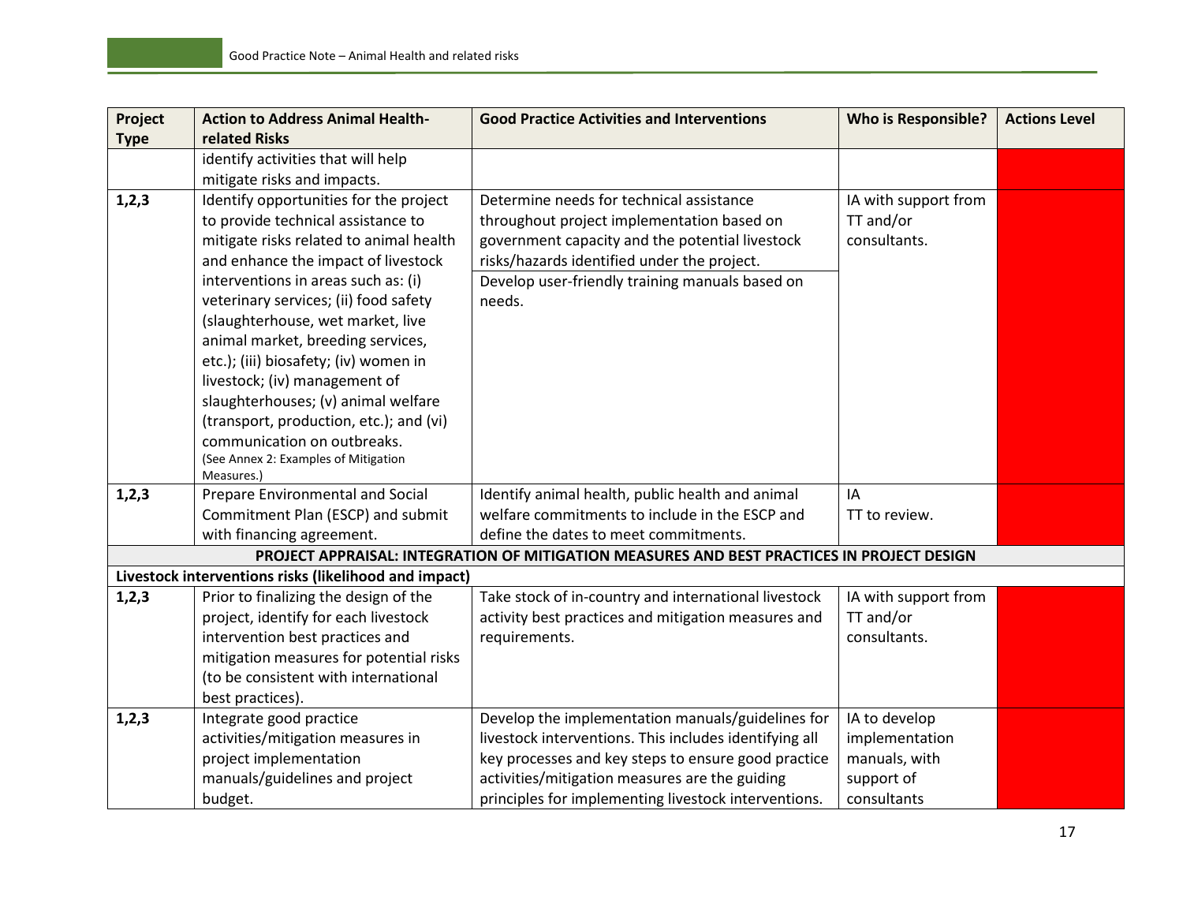| Project Type | Action to Address Animal Health-related Risks | Good Practice Activities and Interventions | Who is Responsible? | Actions Level |
|---|---|---|---|---|
| | identify activities that will help mitigate risks and impacts. | | | |
| **1,2,3** | Identify opportunities for the project to provide technical assistance to mitigate risks related to animal health and enhance the impact of livestock interventions in areas such as: (i) veterinary services; (ii) food safety (slaughterhouse, wet market, live animal market, breeding services, etc.); (iii) biosafety; (iv) women in livestock; (iv) management of slaughterhouses; (v) animal welfare (transport, production, etc.); and (vi) communication on outbreaks. (See Annex 2: Examples of Mitigation Measures.) | Determine needs for technical assistance throughout project implementation based on government capacity and the potential livestock risks/hazards identified under the project. Develop user-friendly training manuals based on needs. | IA with support from TT and/or consultants. | |
| **1,2,3** | Prepare Environmental and Social Commitment Plan (ESCP) and submit with financing agreement. | Identify animal health, public health and animal welfare commitments to include in the ESCP and define the dates to meet commitments. | IA<br>TT to review. | |
| **PROJECT APPRAISAL: INTEGRATION OF MITIGATION MEASURES AND BEST PRACTICES IN PROJECT DESIGN** | | | | |
| **Livestock interventions risks (likelihood and impact)** | | | | |
| **1,2,3** | Prior to finalizing the design of the project, identify for each livestock intervention best practices and mitigation measures for potential risks (to be consistent with international best practices). | Take stock of in-country and international livestock activity best practices and mitigation measures and requirements. | IA with support from TT and/or consultants. | |
| **1,2,3** | Integrate good practice activities/mitigation measures in project implementation manuals/guidelines and project budget. | Develop the implementation manuals/guidelines for livestock interventions. This includes identifying all key processes and key steps to ensure good practice activities/mitigation measures are the guiding principles for implementing livestock interventions. | IA to develop implementation manuals, with support of consultants | |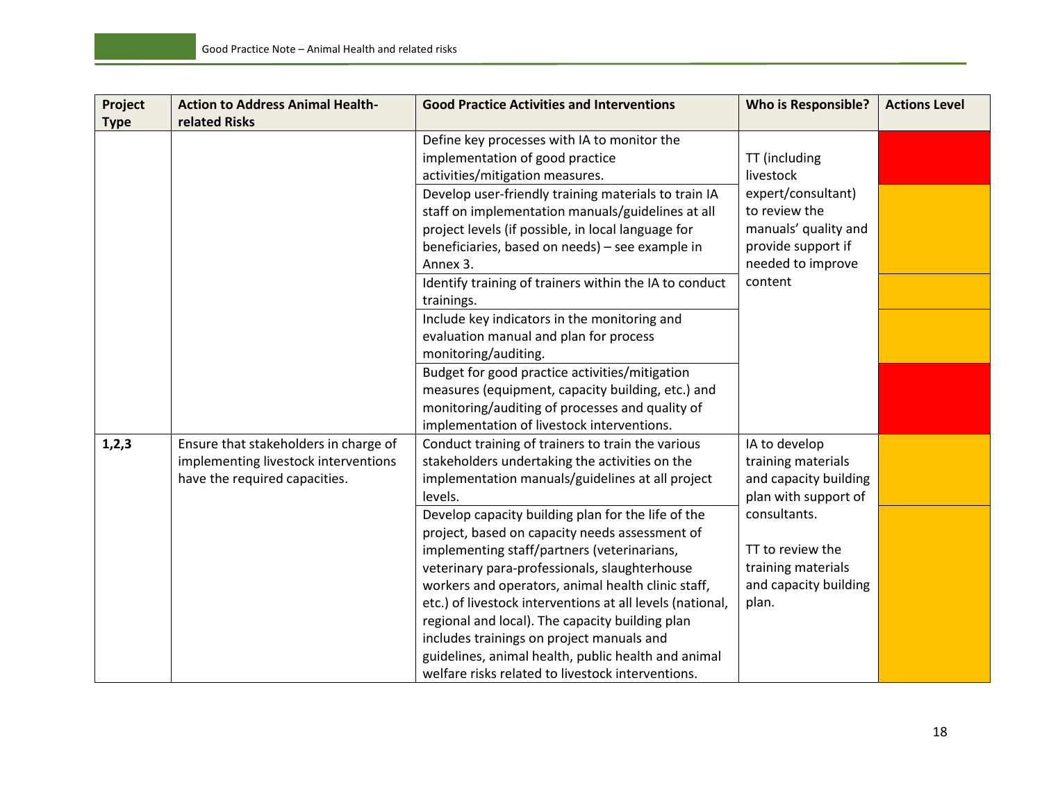| Project Type | Action to Address Animal Health-related Risks | Good Practice Activities and Interventions | Who is Responsible? | Actions Level |
|---|---|---|---|---|
| | | Define key processes with IA to monitor the implementation of good practice activities/mitigation measures. | TT (including livestock expert/consultant) to review the manuals' quality and provide support if needed to improve content | |
| | | Develop user-friendly training materials to train IA staff on implementation manuals/guidelines at all project levels (if possible, in local language for beneficiaries, based on needs) – see example in Annex 3. | | |
| | | Identify training of trainers within the IA to conduct trainings. | | |
| | | Include key indicators in the monitoring and evaluation manual and plan for process monitoring/auditing. | | |
| | | Budget for good practice activities/mitigation measures (equipment, capacity building, etc.) and monitoring/auditing of processes and quality of implementation of livestock interventions. | | |
| **1,2,3** | Ensure that stakeholders in charge of implementing livestock interventions have the required capacities. | Conduct training of trainers to train the various stakeholders undertaking the activities on the implementation manuals/guidelines at all project levels. | IA to develop training materials and capacity building plan with support of consultants.<br><br>TT to review the training materials and capacity building plan. | |
| | | Develop capacity building plan for the life of the project, based on capacity needs assessment of implementing staff/partners (veterinarians, veterinary para-professionals, slaughterhouse workers and operators, animal health clinic staff, etc.) of livestock interventions at all levels (national, regional and local). The capacity building plan includes trainings on project manuals and guidelines, animal health, public health and animal welfare risks related to livestock interventions. | | |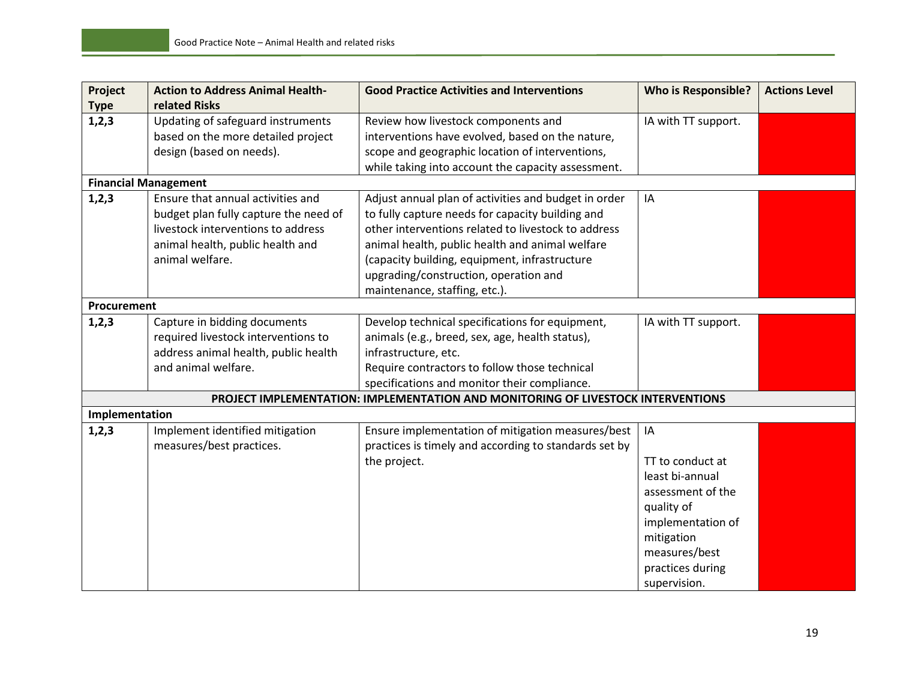| Project Type | Action to Address Animal Health-related Risks | Good Practice Activities and Interventions | Who is Responsible? | Actions Level |
|---|---|---|---|---|
| 1,2,3 | Updating of safeguard instruments based on the more detailed project design (based on needs). | Review how livestock components and interventions have evolved, based on the nature, scope and geographic location of interventions, while taking into account the capacity assessment. | IA with TT support. | |
| **Financial Management** | | | | |
| 1,2,3 | Ensure that annual activities and budget plan fully capture the need of livestock interventions to address animal health, public health and animal welfare. | Adjust annual plan of activities and budget in order to fully capture needs for capacity building and other interventions related to livestock to address animal health, public health and animal welfare (capacity building, equipment, infrastructure upgrading/construction, operation and maintenance, staffing, etc.). | IA | |
| **Procurement** | | | | |
| 1,2,3 | Capture in bidding documents required livestock interventions to address animal health, public health and animal welfare. | Develop technical specifications for equipment, animals (e.g., breed, sex, age, health status), infrastructure, etc.<br>Require contractors to follow those technical specifications and monitor their compliance. | IA with TT support. | |
| **PROJECT IMPLEMENTATION: IMPLEMENTATION AND MONITORING OF LIVESTOCK INTERVENTIONS** | | | | |
| **Implementation** | | | | |
| 1,2,3 | Implement identified mitigation measures/best practices. | Ensure implementation of mitigation measures/best practices is timely and according to standards set by the project. | IA<br><br>TT to conduct at least bi-annual assessment of the quality of implementation of mitigation measures/best practices during supervision. | |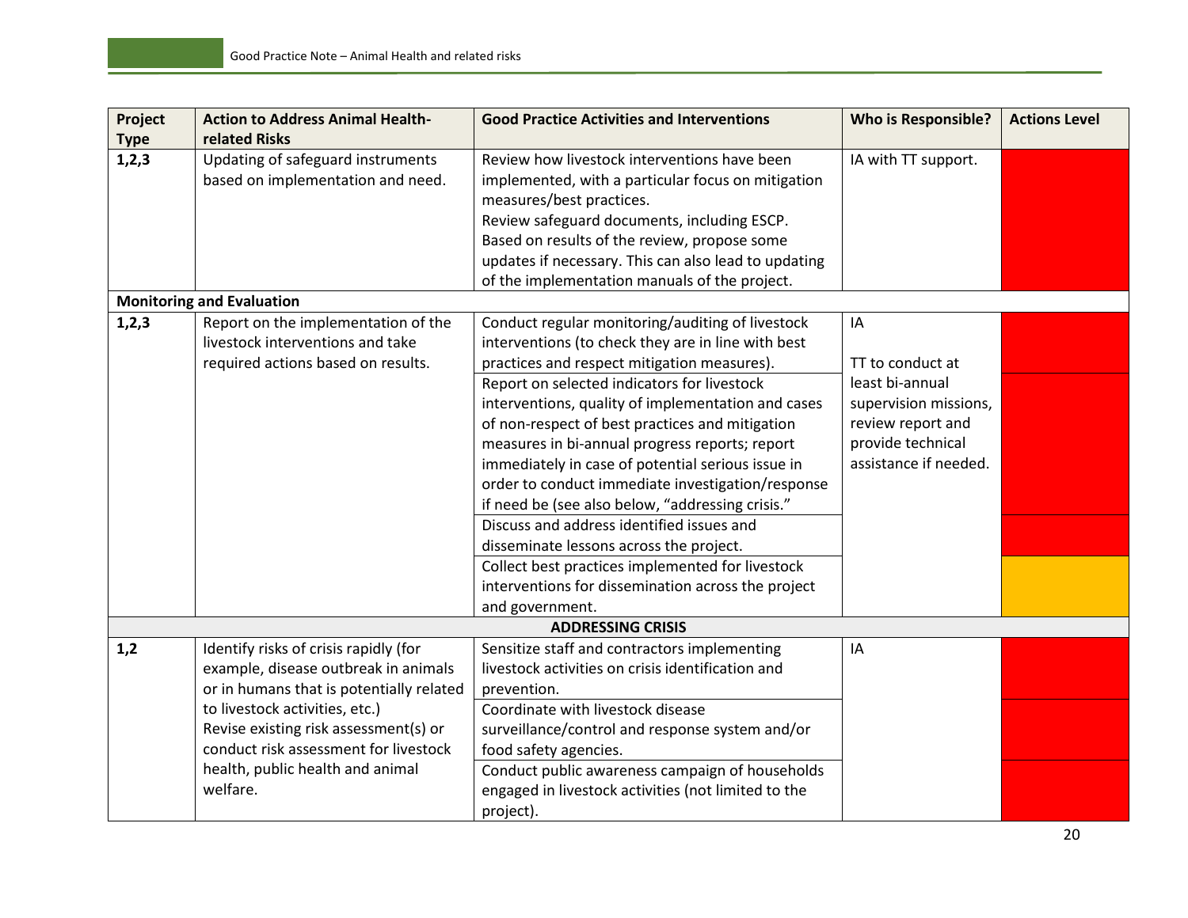| Project Type | Action to Address Animal Health-related Risks | Good Practice Activities and Interventions | Who is Responsible? | Actions Level |
|---|---|---|---|---|
| 1,2,3 | Updating of safeguard instruments based on implementation and need. | Review how livestock interventions have been implemented, with a particular focus on mitigation measures/best practices. Review safeguard documents, including ESCP. Based on results of the review, propose some updates if necessary. This can also lead to updating of the implementation manuals of the project. | IA with TT support. | |
| **Monitoring and Evaluation** | | | | |
| 1,2,3 | Report on the implementation of the livestock interventions and take required actions based on results. | Conduct regular monitoring/auditing of livestock interventions (to check they are in line with best practices and respect mitigation measures). | IA<br><br>TT to conduct at least bi-annual supervision missions, review report and provide technical assistance if needed. | |
| | | Report on selected indicators for livestock interventions, quality of implementation and cases of non-respect of best practices and mitigation measures in bi-annual progress reports; report immediately in case of potential serious issue in order to conduct immediate investigation/response if need be (see also below, "addressing crisis." | | |
| | | Discuss and address identified issues and disseminate lessons across the project. | | |
| | | Collect best practices implemented for livestock interventions for dissemination across the project and government. | | |
| **ADDRESSING CRISIS** | | | | |
| 1,2 | Identify risks of crisis rapidly (for example, disease outbreak in animals or in humans that is potentially related to livestock activities, etc.)<br>Revise existing risk assessment(s) or conduct risk assessment for livestock health, public health and animal welfare. | Sensitize staff and contractors implementing livestock activities on crisis identification and prevention. | IA | |
| | | Coordinate with livestock disease surveillance/control and response system and/or food safety agencies. | | |
| | | Conduct public awareness campaign of households engaged in livestock activities (not limited to the project). | | |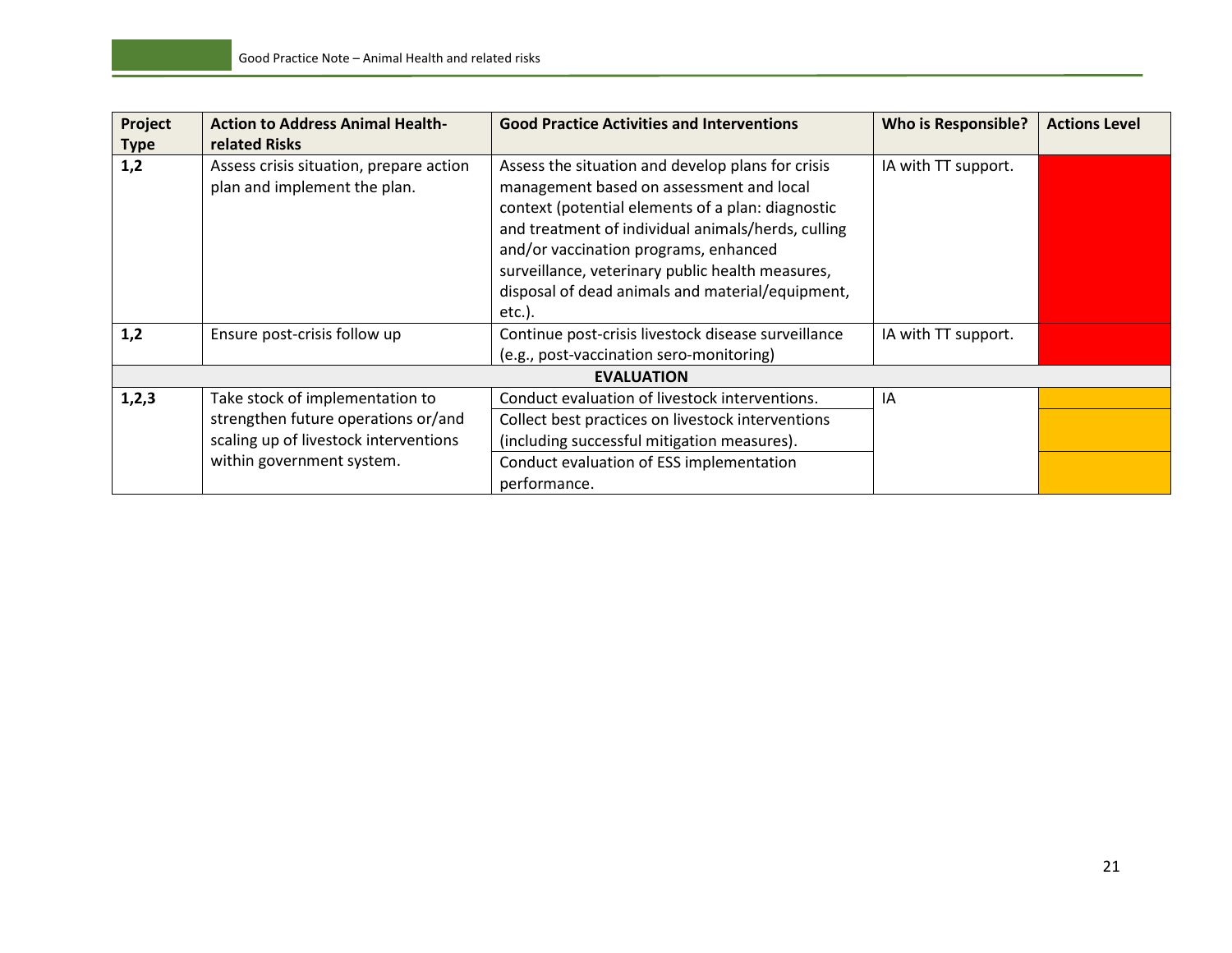| Project Type | Action to Address Animal Health-related Risks | Good Practice Activities and Interventions | Who is Responsible? | Actions Level |
|---|---|---|---|---|
| **1,2** | Assess crisis situation, prepare action plan and implement the plan. | Assess the situation and develop plans for crisis management based on assessment and local context (potential elements of a plan: diagnostic and treatment of individual animals/herds, culling and/or vaccination programs, enhanced surveillance, veterinary public health measures, disposal of dead animals and material/equipment, etc.). | IA with TT support. | |
| **1,2** | Ensure post-crisis follow up | Continue post-crisis livestock disease surveillance (e.g., post-vaccination sero-monitoring) | IA with TT support. | |
| | | **EVALUATION** | | |
| **1,2,3** | Take stock of implementation to strengthen future operations or/and scaling up of livestock interventions within government system. | Conduct evaluation of livestock interventions. | IA | |
| | | Collect best practices on livestock interventions (including successful mitigation measures). | | |
| | | Conduct evaluation of ESS implementation performance. | | |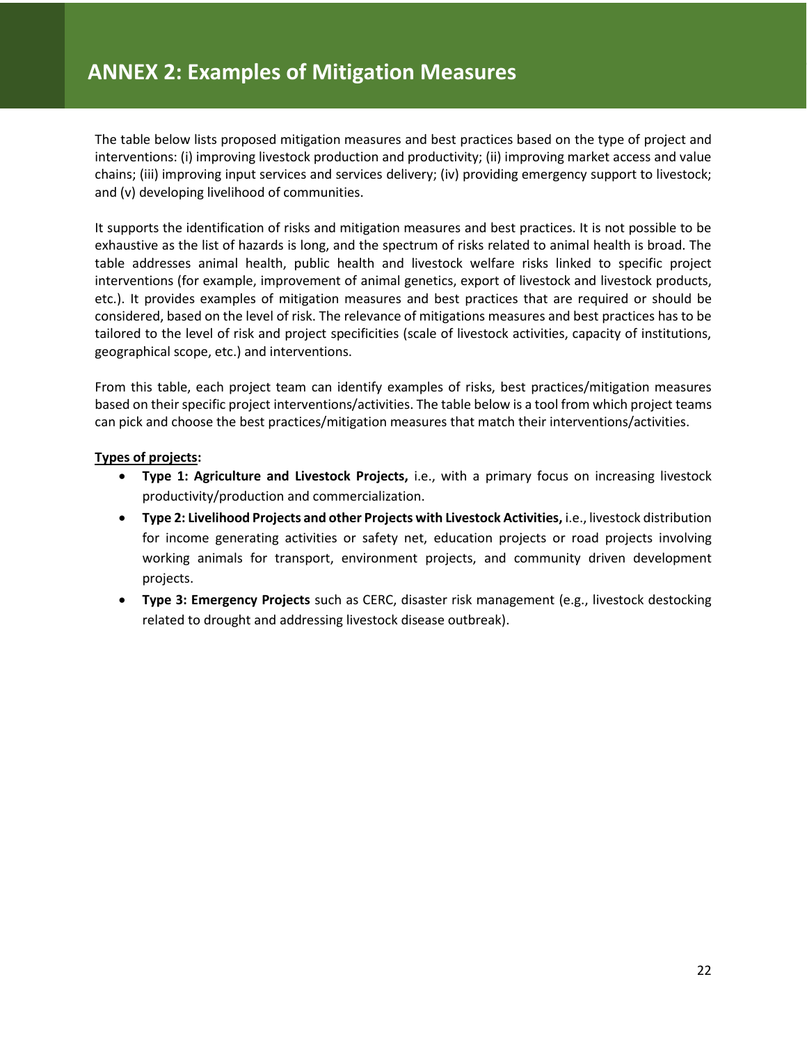# ANNEX 2: Examples of Mitigation Measures

The table below lists proposed mitigation measures and best practices based on the type of project and interventions: (i) improving livestock production and productivity; (ii) improving market access and value chains; (iii) improving input services and services delivery; (iv) providing emergency support to livestock; and (v) developing livelihood of communities.

It supports the identification of risks and mitigation measures and best practices. It is not possible to be exhaustive as the list of hazards is long, and the spectrum of risks related to animal health is broad. The table addresses animal health, public health and livestock welfare risks linked to specific project interventions (for example, improvement of animal genetics, export of livestock and livestock products, etc.). It provides examples of mitigation measures and best practices that are required or should be considered, based on the level of risk. The relevance of mitigations measures and best practices has to be tailored to the level of risk and project specificities (scale of livestock activities, capacity of institutions, geographical scope, etc.) and interventions.

From this table, each project team can identify examples of risks, best practices/mitigation measures based on their specific project interventions/activities. The table below is a tool from which project teams can pick and choose the best practices/mitigation measures that match their interventions/activities.

**<u>Types of projects</u>:**

- **Type 1: Agriculture and Livestock Projects,** i.e., with a primary focus on increasing livestock productivity/production and commercialization.
- **Type 2: Livelihood Projects and other Projects with Livestock Activities,** i.e., livestock distribution for income generating activities or safety net, education projects or road projects involving working animals for transport, environment projects, and community driven development projects.
- **Type 3: Emergency Projects** such as CERC, disaster risk management (e.g., livestock destocking related to drought and addressing livestock disease outbreak).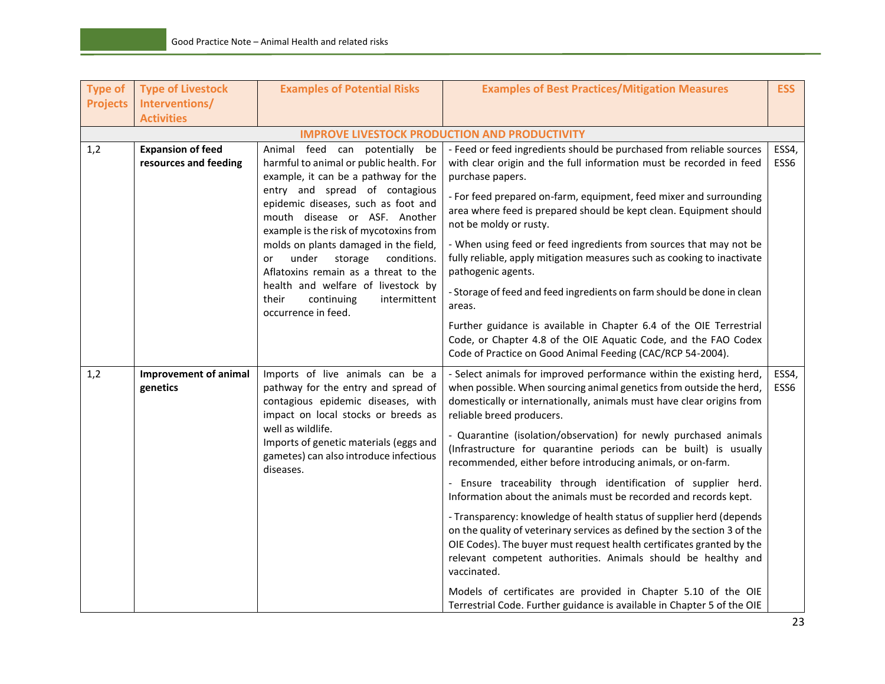| Type of Projects | Type of Livestock Interventions/ Activities | Examples of Potential Risks | Examples of Best Practices/Mitigation Measures | ESS |
|---|---|---|---|---|
| **IMPROVE LIVESTOCK PRODUCTION AND PRODUCTIVITY** | | | | |
| 1,2 | **Expansion of feed resources and feeding** | Animal feed can potentially be harmful to animal or public health. For example, it can be a pathway for the entry and spread of contagious epidemic diseases, such as foot and mouth disease or ASF. Another example is the risk of mycotoxins from molds on plants damaged in the field, or under storage conditions. Aflatoxins remain as a threat to the health and welfare of livestock by their continuing intermittent occurrence in feed. | - Feed or feed ingredients should be purchased from reliable sources with clear origin and the full information must be recorded in feed purchase papers.<br><br>- For feed prepared on-farm, equipment, feed mixer and surrounding area where feed is prepared should be kept clean. Equipment should not be moldy or rusty.<br><br>- When using feed or feed ingredients from sources that may not be fully reliable, apply mitigation measures such as cooking to inactivate pathogenic agents.<br><br>- Storage of feed and feed ingredients on farm should be done in clean areas.<br><br>Further guidance is available in Chapter 6.4 of the OIE Terrestrial Code, or Chapter 4.8 of the OIE Aquatic Code, and the FAO Codex Code of Practice on Good Animal Feeding (CAC/RCP 54-2004). | ESS4, ESS6 |
| 1,2 | **Improvement of animal genetics** | Imports of live animals can be a pathway for the entry and spread of contagious epidemic diseases, with impact on local stocks or breeds as well as wildlife.<br>Imports of genetic materials (eggs and gametes) can also introduce infectious diseases. | - Select animals for improved performance within the existing herd, when possible. When sourcing animal genetics from outside the herd, domestically or internationally, animals must have clear origins from reliable breed producers.<br><br>- Quarantine (isolation/observation) for newly purchased animals (Infrastructure for quarantine periods can be built) is usually recommended, either before introducing animals, or on-farm.<br><br>- Ensure traceability through identification of supplier herd. Information about the animals must be recorded and records kept.<br><br>- Transparency: knowledge of health status of supplier herd (depends on the quality of veterinary services as defined by the section 3 of the OIE Codes). The buyer must request health certificates granted by the relevant competent authorities. Animals should be healthy and vaccinated.<br><br>Models of certificates are provided in Chapter 5.10 of the OIE Terrestrial Code. Further guidance is available in Chapter 5 of the OIE | ESS4, ESS6 |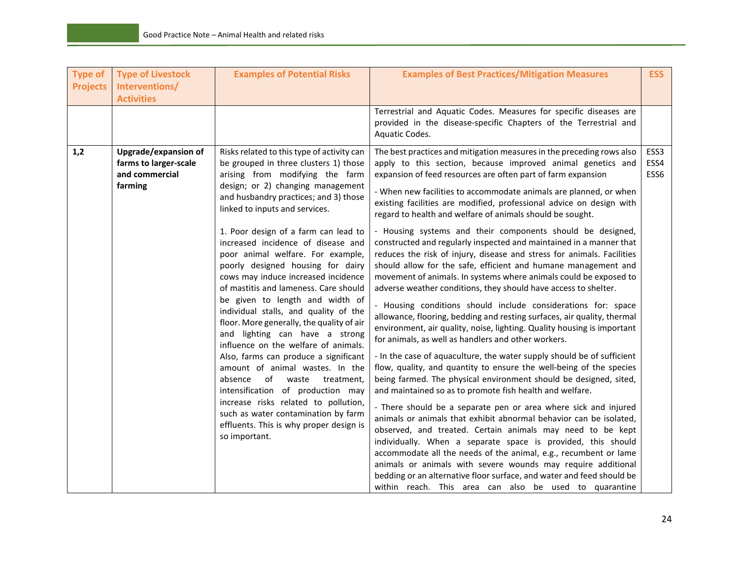| Type of Projects | Type of Livestock Interventions/ Activities | Examples of Potential Risks | Examples of Best Practices/Mitigation Measures | ESS |
|---|---|---|---|---|
| | | | Terrestrial and Aquatic Codes. Measures for specific diseases are provided in the disease-specific Chapters of the Terrestrial and Aquatic Codes. | |
| 1,2 | **Upgrade/expansion of farms to larger-scale and commercial farming** | Risks related to this type of activity can be grouped in three clusters 1) those arising from modifying the farm design; or 2) changing management and husbandry practices; and 3) those linked to inputs and services.<br><br>1. Poor design of a farm can lead to increased incidence of disease and poor animal welfare. For example, poorly designed housing for dairy cows may induce increased incidence of mastitis and lameness. Care should be given to length and width of individual stalls, and quality of the floor. More generally, the quality of air and lighting can have a strong influence on the welfare of animals. Also, farms can produce a significant amount of animal wastes. In the absence of waste treatment, intensification of production may increase risks related to pollution, such as water contamination by farm effluents. This is why proper design is so important. | The best practices and mitigation measures in the preceding rows also apply to this section, because improved animal genetics and expansion of feed resources are often part of farm expansion<br><br>- When new facilities to accommodate animals are planned, or when existing facilities are modified, professional advice on design with regard to health and welfare of animals should be sought.<br><br>- Housing systems and their components should be designed, constructed and regularly inspected and maintained in a manner that reduces the risk of injury, disease and stress for animals. Facilities should allow for the safe, efficient and humane management and movement of animals. In systems where animals could be exposed to adverse weather conditions, they should have access to shelter.<br><br>- Housing conditions should include considerations for: space allowance, flooring, bedding and resting surfaces, air quality, thermal environment, air quality, noise, lighting. Quality housing is important for animals, as well as handlers and other workers.<br><br>- In the case of aquaculture, the water supply should be of sufficient flow, quality, and quantity to ensure the well-being of the species being farmed. The physical environment should be designed, sited, and maintained so as to promote fish health and welfare.<br><br>- There should be a separate pen or area where sick and injured animals or animals that exhibit abnormal behavior can be isolated, observed, and treated. Certain animals may need to be kept individually. When a separate space is provided, this should accommodate all the needs of the animal, e.g., recumbent or lame animals or animals with severe wounds may require additional bedding or an alternative floor surface, and water and feed should be within reach. This area can also be used to quarantine | ESS3<br>ESS4<br>ESS6 |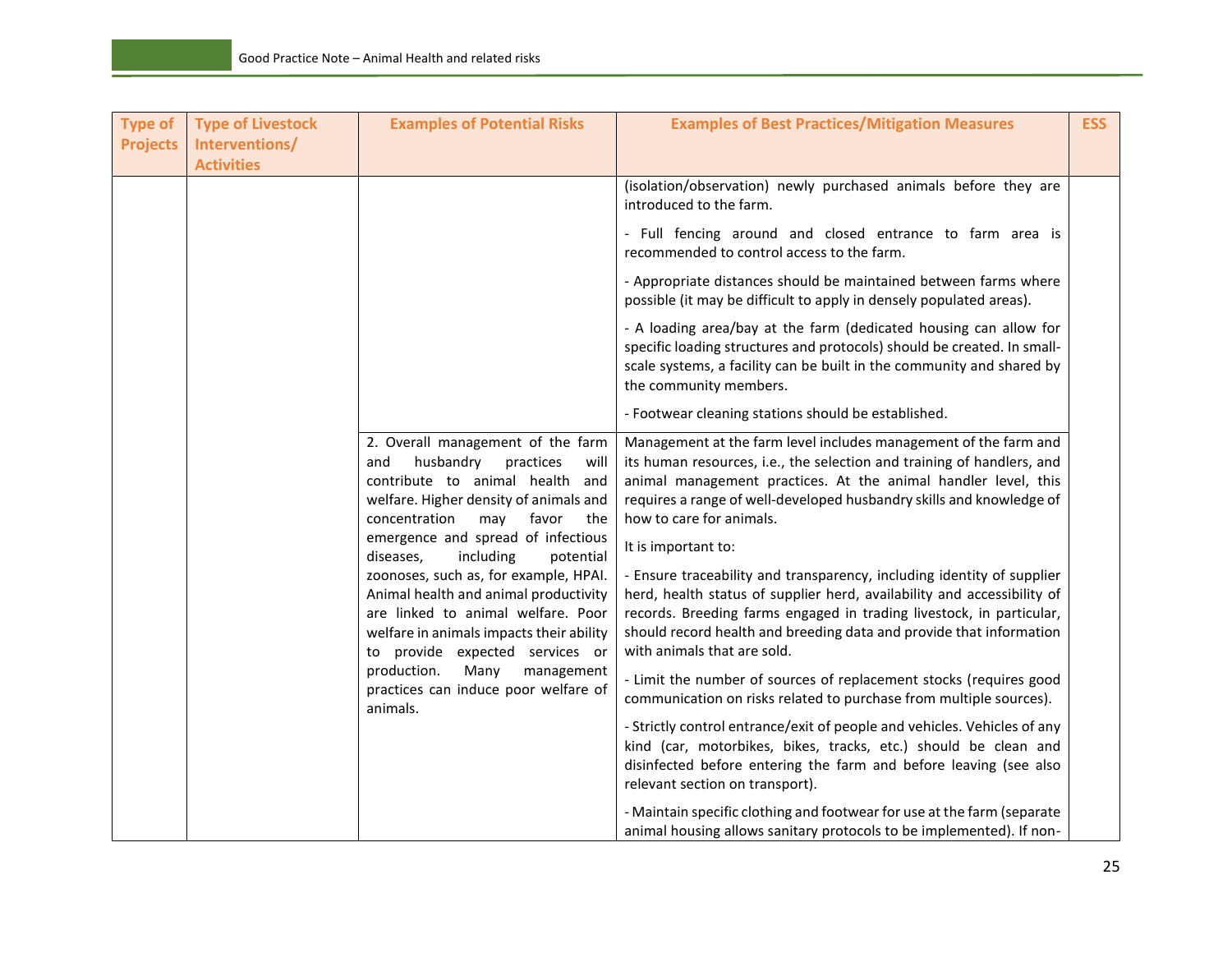| Type of Projects | Type of Livestock Interventions/ Activities | Examples of Potential Risks | Examples of Best Practices/Mitigation Measures | ESS |
|---|---|---|---|---|
| | | | (isolation/observation) newly purchased animals before they are introduced to the farm.<br><br>- Full fencing around and closed entrance to farm area is recommended to control access to the farm.<br><br>- Appropriate distances should be maintained between farms where possible (it may be difficult to apply in densely populated areas).<br><br>- A loading area/bay at the farm (dedicated housing can allow for specific loading structures and protocols) should be created. In small-scale systems, a facility can be built in the community and shared by the community members.<br><br>- Footwear cleaning stations should be established. | |
| | | 2. Overall management of the farm and husbandry practices will contribute to animal health and welfare. Higher density of animals and concentration may favor the emergence and spread of infectious diseases, including potential zoonoses, such as, for example, HPAI. Animal health and animal productivity are linked to animal welfare. Poor welfare in animals impacts their ability to provide expected services or production. Many management practices can induce poor welfare of animals. | Management at the farm level includes management of the farm and its human resources, i.e., the selection and training of handlers, and animal management practices. At the animal handler level, this requires a range of well-developed husbandry skills and knowledge of how to care for animals.<br><br>It is important to:<br><br>- Ensure traceability and transparency, including identity of supplier herd, health status of supplier herd, availability and accessibility of records. Breeding farms engaged in trading livestock, in particular, should record health and breeding data and provide that information with animals that are sold.<br><br>- Limit the number of sources of replacement stocks (requires good communication on risks related to purchase from multiple sources).<br><br>- Strictly control entrance/exit of people and vehicles. Vehicles of any kind (car, motorbikes, bikes, tracks, etc.) should be clean and disinfected before entering the farm and before leaving (see also relevant section on transport).<br><br>- Maintain specific clothing and footwear for use at the farm (separate animal housing allows sanitary protocols to be implemented). If non- | |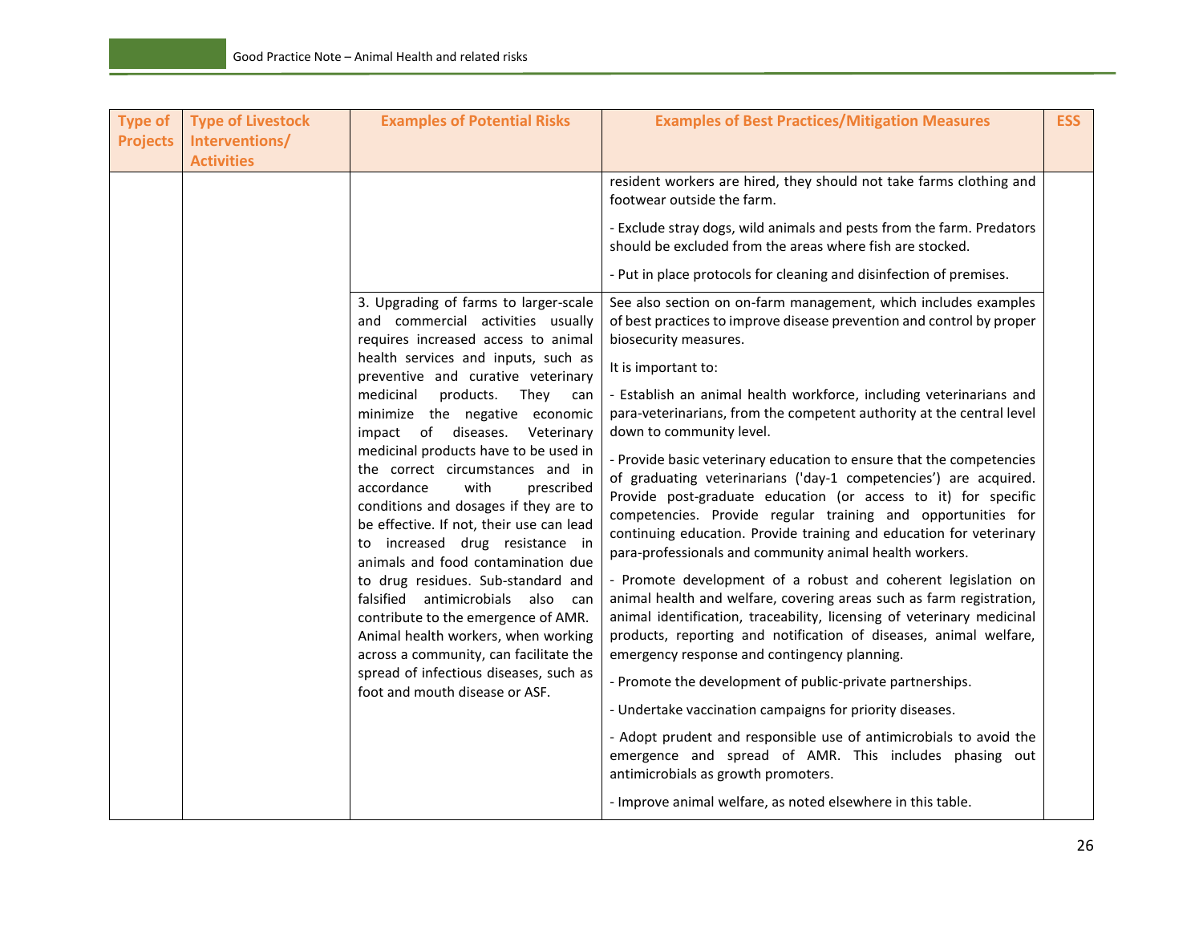| Type of Projects | Type of Livestock Interventions/ Activities | Examples of Potential Risks | Examples of Best Practices/Mitigation Measures | ESS |
|---|---|---|---|---|
| | | | resident workers are hired, they should not take farms clothing and footwear outside the farm.<br><br>- Exclude stray dogs, wild animals and pests from the farm. Predators should be excluded from the areas where fish are stocked.<br><br>- Put in place protocols for cleaning and disinfection of premises. | |
| | | 3. Upgrading of farms to larger-scale and commercial activities usually requires increased access to animal health services and inputs, such as preventive and curative veterinary medicinal products. They can minimize the negative economic impact of diseases. Veterinary medicinal products have to be used in the correct circumstances and in accordance with prescribed conditions and dosages if they are to be effective. If not, their use can lead to increased drug resistance in animals and food contamination due to drug residues. Sub-standard and falsified antimicrobials also can contribute to the emergence of AMR. Animal health workers, when working across a community, can facilitate the spread of infectious diseases, such as foot and mouth disease or ASF. | See also section on on-farm management, which includes examples of best practices to improve disease prevention and control by proper biosecurity measures.<br><br>It is important to:<br><br>- Establish an animal health workforce, including veterinarians and para-veterinarians, from the competent authority at the central level down to community level.<br><br>- Provide basic veterinary education to ensure that the competencies of graduating veterinarians ('day-1 competencies') are acquired. Provide post-graduate education (or access to it) for specific competencies. Provide regular training and opportunities for continuing education. Provide training and education for veterinary para-professionals and community animal health workers.<br><br>- Promote development of a robust and coherent legislation on animal health and welfare, covering areas such as farm registration, animal identification, traceability, licensing of veterinary medicinal products, reporting and notification of diseases, animal welfare, emergency response and contingency planning.<br><br>- Promote the development of public-private partnerships.<br><br>- Undertake vaccination campaigns for priority diseases.<br><br>- Adopt prudent and responsible use of antimicrobials to avoid the emergence and spread of AMR. This includes phasing out antimicrobials as growth promoters.<br><br>- Improve animal welfare, as noted elsewhere in this table. | |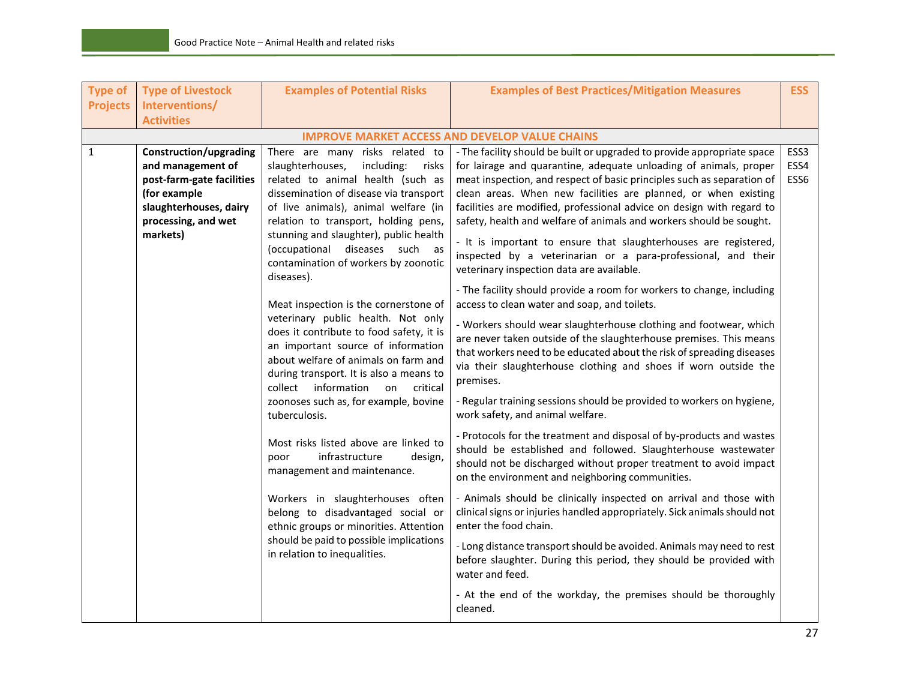| Type of Projects | Type of Livestock Interventions/ Activities | Examples of Potential Risks | Examples of Best Practices/Mitigation Measures | ESS |
|---|---|---|---|---|
| | | **IMPROVE MARKET ACCESS AND DEVELOP VALUE CHAINS** | | |
| 1 | **Construction/upgrading and management of post-farm-gate facilities (for example slaughterhouses, dairy processing, and wet markets)** | There are many risks related to slaughterhouses, including: risks related to animal health (such as dissemination of disease via transport of live animals), animal welfare (in relation to transport, holding pens, stunning and slaughter), public health (occupational diseases such as contamination of workers by zoonotic diseases).<br><br>Meat inspection is the cornerstone of veterinary public health. Not only does it contribute to food safety, it is an important source of information about welfare of animals on farm and during transport. It is also a means to collect information on critical zoonoses such as, for example, bovine tuberculosis.<br><br>Most risks listed above are linked to poor infrastructure design, management and maintenance.<br><br>Workers in slaughterhouses often belong to disadvantaged social or ethnic groups or minorities. Attention should be paid to possible implications in relation to inequalities. | - The facility should be built or upgraded to provide appropriate space for lairage and quarantine, adequate unloading of animals, proper meat inspection, and respect of basic principles such as separation of clean areas. When new facilities are planned, or when existing facilities are modified, professional advice on design with regard to safety, health and welfare of animals and workers should be sought.<br><br>- It is important to ensure that slaughterhouses are registered, inspected by a veterinarian or a para-professional, and their veterinary inspection data are available.<br><br>- The facility should provide a room for workers to change, including access to clean water and soap, and toilets.<br><br>- Workers should wear slaughterhouse clothing and footwear, which are never taken outside of the slaughterhouse premises. This means that workers need to be educated about the risk of spreading diseases via their slaughterhouse clothing and shoes if worn outside the premises.<br><br>- Regular training sessions should be provided to workers on hygiene, work safety, and animal welfare.<br><br>- Protocols for the treatment and disposal of by-products and wastes should be established and followed. Slaughterhouse wastewater should not be discharged without proper treatment to avoid impact on the environment and neighboring communities.<br><br>- Animals should be clinically inspected on arrival and those with clinical signs or injuries handled appropriately. Sick animals should not enter the food chain.<br><br>- Long distance transport should be avoided. Animals may need to rest before slaughter. During this period, they should be provided with water and feed.<br><br>- At the end of the workday, the premises should be thoroughly cleaned. | ESS3<br>ESS4<br>ESS6 |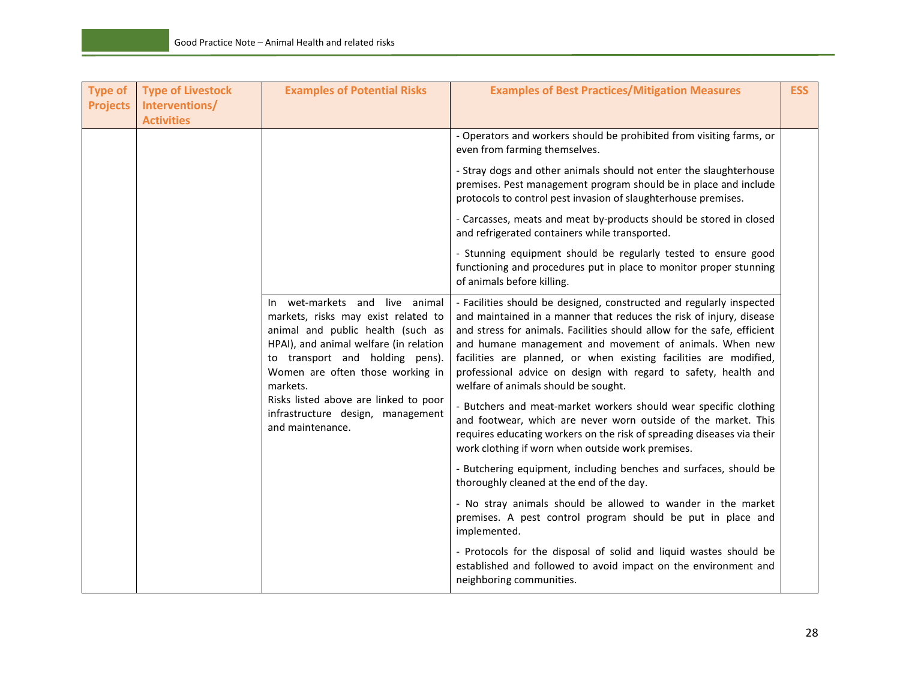| Type of Projects | Type of Livestock Interventions/ Activities | Examples of Potential Risks | Examples of Best Practices/Mitigation Measures | ESS |
|---|---|---|---|---|
| | | | - Operators and workers should be prohibited from visiting farms, or even from farming themselves.<br><br>- Stray dogs and other animals should not enter the slaughterhouse premises. Pest management program should be in place and include protocols to control pest invasion of slaughterhouse premises.<br><br>- Carcasses, meats and meat by-products should be stored in closed and refrigerated containers while transported.<br><br>- Stunning equipment should be regularly tested to ensure good functioning and procedures put in place to monitor proper stunning of animals before killing. | |
| | | In wet-markets and live animal markets, risks may exist related to animal and public health (such as HPAI), and animal welfare (in relation to transport and holding pens). Women are often those working in markets.<br><br>Risks listed above are linked to poor infrastructure design, management and maintenance. | - Facilities should be designed, constructed and regularly inspected and maintained in a manner that reduces the risk of injury, disease and stress for animals. Facilities should allow for the safe, efficient and humane management and movement of animals. When new facilities are planned, or when existing facilities are modified, professional advice on design with regard to safety, health and welfare of animals should be sought.<br><br>- Butchers and meat-market workers should wear specific clothing and footwear, which are never worn outside of the market. This requires educating workers on the risk of spreading diseases via their work clothing if worn when outside work premises.<br><br>- Butchering equipment, including benches and surfaces, should be thoroughly cleaned at the end of the day.<br><br>- No stray animals should be allowed to wander in the market premises. A pest control program should be put in place and implemented.<br><br>- Protocols for the disposal of solid and liquid wastes should be established and followed to avoid impact on the environment and neighboring communities. | |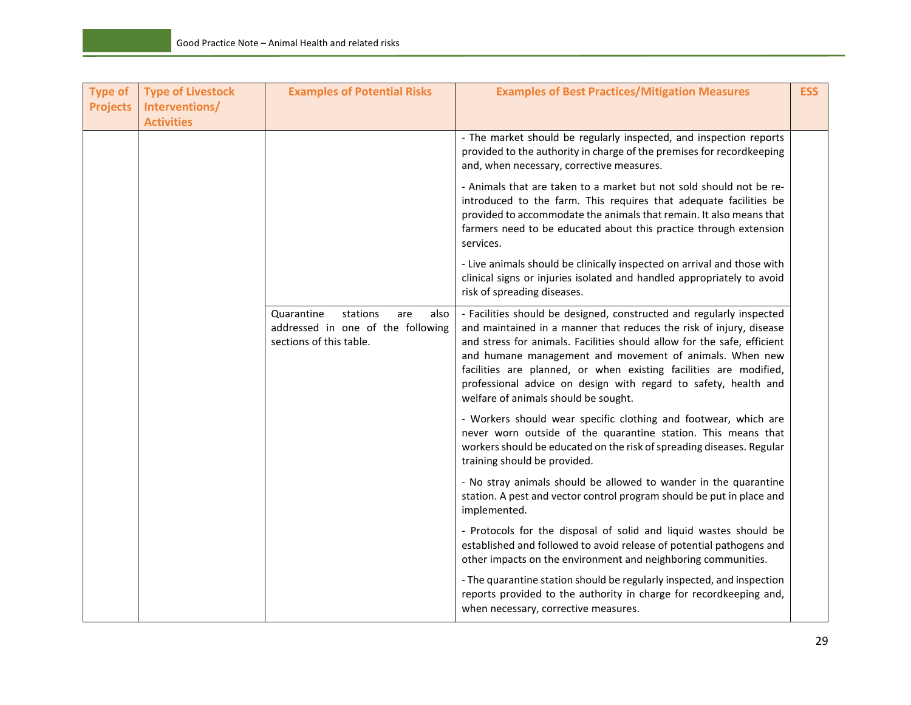| Type of Projects | Type of Livestock Interventions/ Activities | Examples of Potential Risks | Examples of Best Practices/Mitigation Measures | ESS |
|---|---|---|---|---|
| | | | - The market should be regularly inspected, and inspection reports provided to the authority in charge of the premises for recordkeeping and, when necessary, corrective measures.<br><br>- Animals that are taken to a market but not sold should not be re-introduced to the farm. This requires that adequate facilities be provided to accommodate the animals that remain. It also means that farmers need to be educated about this practice through extension services.<br><br>- Live animals should be clinically inspected on arrival and those with clinical signs or injuries isolated and handled appropriately to avoid risk of spreading diseases. | |
| | | Quarantine stations are also addressed in one of the following sections of this table. | - Facilities should be designed, constructed and regularly inspected and maintained in a manner that reduces the risk of injury, disease and stress for animals. Facilities should allow for the safe, efficient and humane management and movement of animals. When new facilities are planned, or when existing facilities are modified, professional advice on design with regard to safety, health and welfare of animals should be sought.<br><br>- Workers should wear specific clothing and footwear, which are never worn outside of the quarantine station. This means that workers should be educated on the risk of spreading diseases. Regular training should be provided.<br><br>- No stray animals should be allowed to wander in the quarantine station. A pest and vector control program should be put in place and implemented.<br><br>- Protocols for the disposal of solid and liquid wastes should be established and followed to avoid release of potential pathogens and other impacts on the environment and neighboring communities.<br><br>- The quarantine station should be regularly inspected, and inspection reports provided to the authority in charge for recordkeeping and, when necessary, corrective measures. | |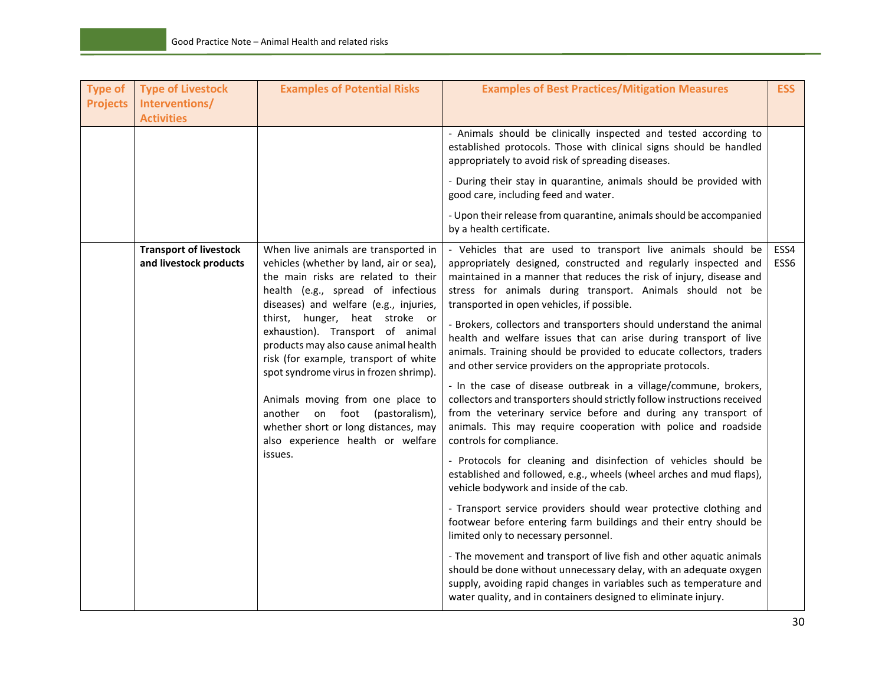| Type of Projects | Type of Livestock Interventions/ Activities | Examples of Potential Risks | Examples of Best Practices/Mitigation Measures | ESS |
|---|---|---|---|---|
| | | | - Animals should be clinically inspected and tested according to established protocols. Those with clinical signs should be handled appropriately to avoid risk of spreading diseases.<br><br>- During their stay in quarantine, animals should be provided with good care, including feed and water.<br><br>- Upon their release from quarantine, animals should be accompanied by a health certificate. | |
| | **Transport of livestock and livestock products** | When live animals are transported in vehicles (whether by land, air or sea), the main risks are related to their health (e.g., spread of infectious diseases) and welfare (e.g., injuries, thirst, hunger, heat stroke or exhaustion). Transport of animal products may also cause animal health risk (for example, transport of white spot syndrome virus in frozen shrimp).<br><br>Animals moving from one place to another on foot (pastoralism), whether short or long distances, may also experience health or welfare issues. | - Vehicles that are used to transport live animals should be appropriately designed, constructed and regularly inspected and maintained in a manner that reduces the risk of injury, disease and stress for animals during transport. Animals should not be transported in open vehicles, if possible.<br><br>- Brokers, collectors and transporters should understand the animal health and welfare issues that can arise during transport of live animals. Training should be provided to educate collectors, traders and other service providers on the appropriate protocols.<br><br>- In the case of disease outbreak in a village/commune, brokers, collectors and transporters should strictly follow instructions received from the veterinary service before and during any transport of animals. This may require cooperation with police and roadside controls for compliance.<br><br>- Protocols for cleaning and disinfection of vehicles should be established and followed, e.g., wheels (wheel arches and mud flaps), vehicle bodywork and inside of the cab.<br><br>- Transport service providers should wear protective clothing and footwear before entering farm buildings and their entry should be limited only to necessary personnel.<br><br>- The movement and transport of live fish and other aquatic animals should be done without unnecessary delay, with an adequate oxygen supply, avoiding rapid changes in variables such as temperature and water quality, and in containers designed to eliminate injury. | ESS4<br>ESS6 |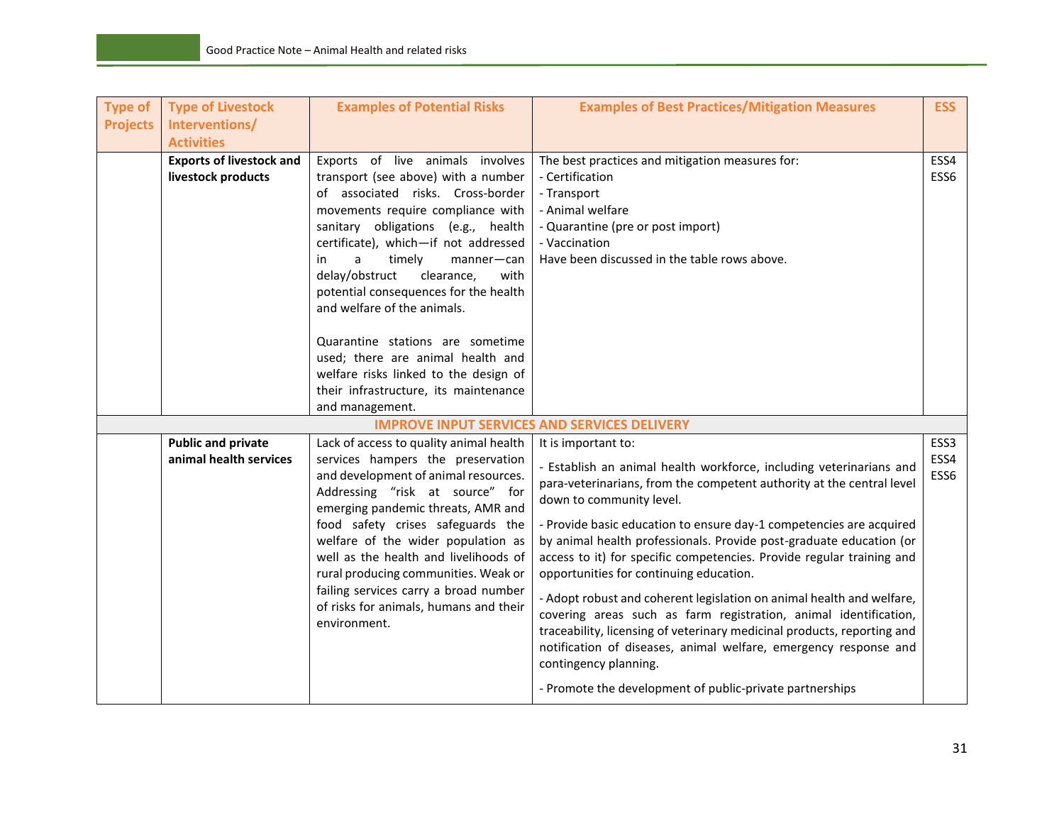| Type of Projects | Type of Livestock Interventions/ Activities | Examples of Potential Risks | Examples of Best Practices/Mitigation Measures | ESS |
|---|---|---|---|---|
| | **Exports of livestock and livestock products** | Exports of live animals involves transport (see above) with a number of associated risks. Cross-border movements require compliance with sanitary obligations (e.g., health certificate), which—if not addressed in a timely manner—can delay/obstruct clearance, with potential consequences for the health and welfare of the animals.<br><br>Quarantine stations are sometime used; there are animal health and welfare risks linked to the design of their infrastructure, its maintenance and management. | The best practices and mitigation measures for:<br>- Certification<br>- Transport<br>- Animal welfare<br>- Quarantine (pre or post import)<br>- Vaccination<br>Have been discussed in the table rows above. | ESS4<br>ESS6 |
| **IMPROVE INPUT SERVICES AND SERVICES DELIVERY** | | | | |
| | **Public and private animal health services** | Lack of access to quality animal health services hampers the preservation and development of animal resources. Addressing "risk at source" for emerging pandemic threats, AMR and food safety crises safeguards the welfare of the wider population as well as the health and livelihoods of rural producing communities. Weak or failing services carry a broad number of risks for animals, humans and their environment. | It is important to:<br>- Establish an animal health workforce, including veterinarians and para-veterinarians, from the competent authority at the central level down to community level.<br>- Provide basic education to ensure day-1 competencies are acquired by animal health professionals. Provide post-graduate education (or access to it) for specific competencies. Provide regular training and opportunities for continuing education.<br>- Adopt robust and coherent legislation on animal health and welfare, covering areas such as farm registration, animal identification, traceability, licensing of veterinary medicinal products, reporting and notification of diseases, animal welfare, emergency response and contingency planning.<br>- Promote the development of public-private partnerships | ESS3<br>ESS4<br>ESS6 |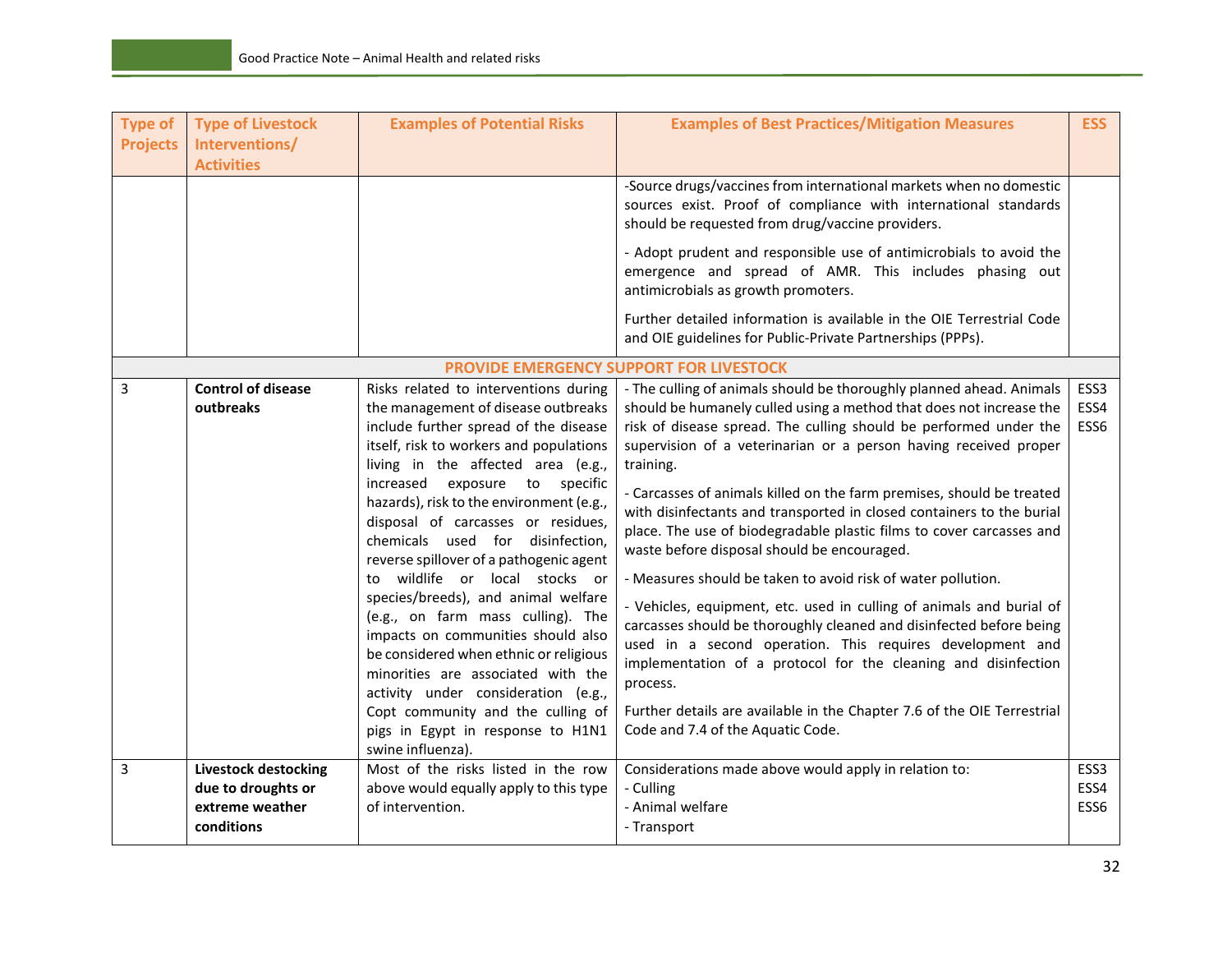| Type of Projects | Type of Livestock Interventions/ Activities | Examples of Potential Risks | Examples of Best Practices/Mitigation Measures | ESS |
|---|---|---|---|---|
| | | | -Source drugs/vaccines from international markets when no domestic sources exist. Proof of compliance with international standards should be requested from drug/vaccine providers.<br><br>- Adopt prudent and responsible use of antimicrobials to avoid the emergence and spread of AMR. This includes phasing out antimicrobials as growth promoters.<br><br>Further detailed information is available in the OIE Terrestrial Code and OIE guidelines for Public-Private Partnerships (PPPs). | |
| **PROVIDE EMERGENCY SUPPORT FOR LIVESTOCK** | | | | |
| 3 | **Control of disease outbreaks** | Risks related to interventions during the management of disease outbreaks include further spread of the disease itself, risk to workers and populations living in the affected area (e.g., increased exposure to specific hazards), risk to the environment (e.g., disposal of carcasses or residues, chemicals used for disinfection, reverse spillover of a pathogenic agent to wildlife or local stocks or species/breeds), and animal welfare (e.g., on farm mass culling). The impacts on communities should also be considered when ethnic or religious minorities are associated with the activity under consideration (e.g., Copt community and the culling of pigs in Egypt in response to H1N1 swine influenza). | - The culling of animals should be thoroughly planned ahead. Animals should be humanely culled using a method that does not increase the risk of disease spread. The culling should be performed under the supervision of a veterinarian or a person having received proper training.<br><br>- Carcasses of animals killed on the farm premises, should be treated with disinfectants and transported in closed containers to the burial place. The use of biodegradable plastic films to cover carcasses and waste before disposal should be encouraged.<br><br>- Measures should be taken to avoid risk of water pollution.<br><br>- Vehicles, equipment, etc. used in culling of animals and burial of carcasses should be thoroughly cleaned and disinfected before being used in a second operation. This requires development and implementation of a protocol for the cleaning and disinfection process.<br><br>Further details are available in the Chapter 7.6 of the OIE Terrestrial Code and 7.4 of the Aquatic Code. | ESS3<br>ESS4<br>ESS6 |
| 3 | **Livestock destocking due to droughts or extreme weather conditions** | Most of the risks listed in the row above would equally apply to this type of intervention. | Considerations made above would apply in relation to:<br>- Culling<br>- Animal welfare<br>- Transport | ESS3<br>ESS4<br>ESS6 |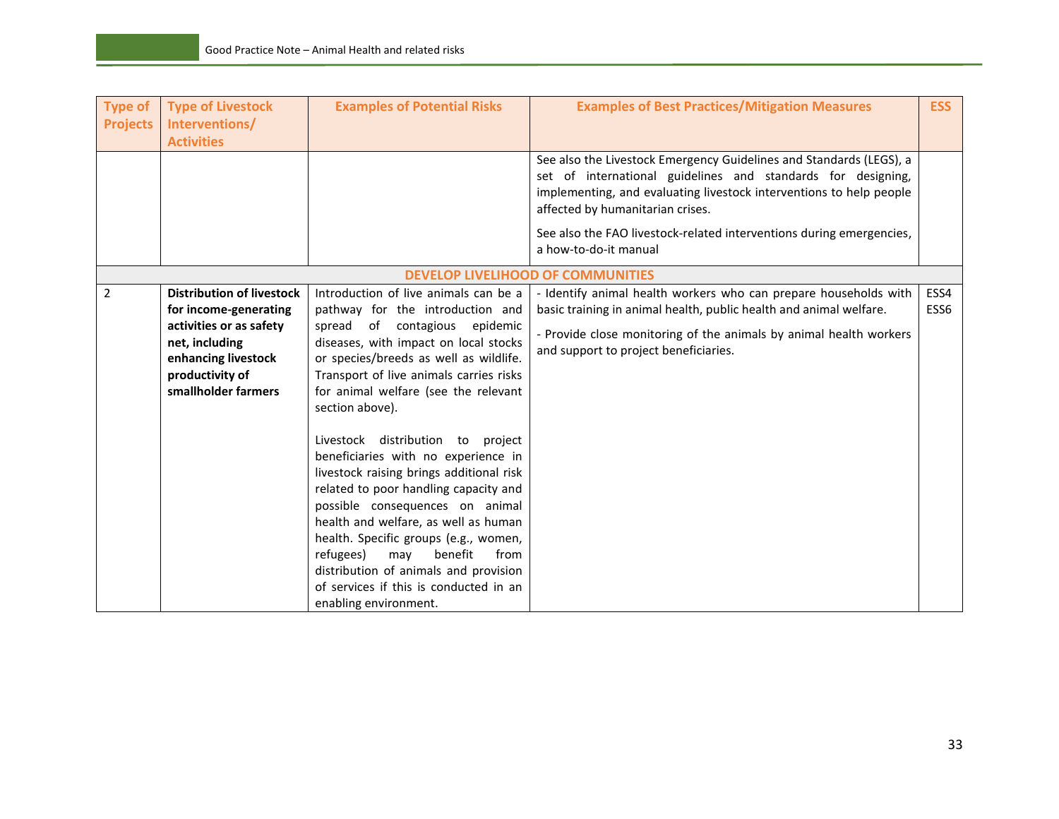| Type of Projects | Type of Livestock Interventions/ Activities | Examples of Potential Risks | Examples of Best Practices/Mitigation Measures | ESS |
|---|---|---|---|---|
| | | | See also the Livestock Emergency Guidelines and Standards (LEGS), a set of international guidelines and standards for designing, implementing, and evaluating livestock interventions to help people affected by humanitarian crises.<br><br>See also the FAO livestock-related interventions during emergencies, a how-to-do-it manual | |
| | | **DEVELOP LIVELIHOOD OF COMMUNITIES** | | |
| 2 | **Distribution of livestock for income-generating activities or as safety net, including enhancing livestock productivity of smallholder farmers** | Introduction of live animals can be a pathway for the introduction and spread of contagious epidemic diseases, with impact on local stocks or species/breeds as well as wildlife. Transport of live animals carries risks for animal welfare (see the relevant section above).<br><br>Livestock distribution to project beneficiaries with no experience in livestock raising brings additional risk related to poor handling capacity and possible consequences on animal health and welfare, as well as human health. Specific groups (e.g., women, refugees) may benefit from distribution of animals and provision of services if this is conducted in an enabling environment. | - Identify animal health workers who can prepare households with basic training in animal health, public health and animal welfare.<br><br>- Provide close monitoring of the animals by animal health workers and support to project beneficiaries. | ESS4<br>ESS6 |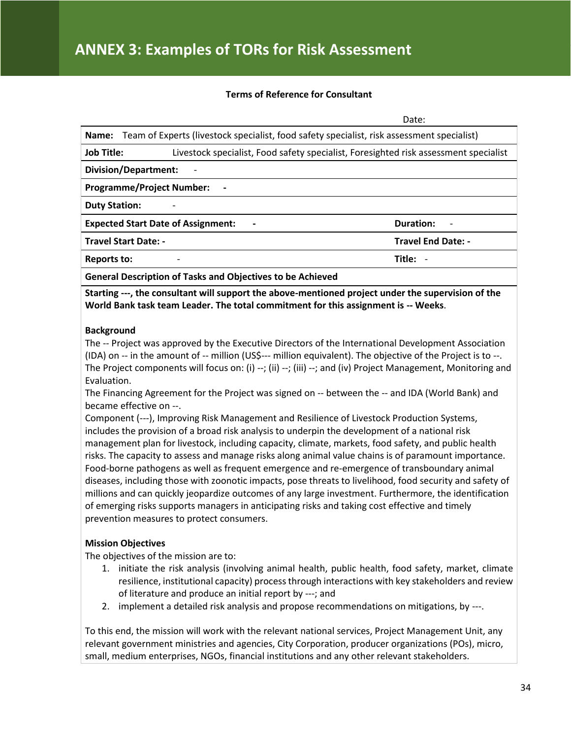# ANNEX 3: Examples of TORs for Risk Assessment

**Terms of Reference for Consultant**

Date:

| | |
|---|---|
| **Name:** Team of Experts (livestock specialist, food safety specialist, risk assessment specialist) | |
| **Job Title:** Livestock specialist, Food safety specialist, Foresighted risk assessment specialist | |
| **Division/Department:** - | |
| **Programme/Project Number:** - | |
| **Duty Station:** - | |
| **Expected Start Date of Assignment:** - | **Duration:** - |
| **Travel Start Date: -** | **Travel End Date: -** |
| **Reports to:** - | **Title:** - |
| **General Description of Tasks and Objectives to be Achieved** | |

**Starting ---, the consultant will support the above-mentioned project under the supervision of the World Bank task team Leader. The total commitment for this assignment is -- Weeks**.

**Background**

The -- Project was approved by the Executive Directors of the International Development Association (IDA) on -- in the amount of -- million (US$--- million equivalent). The objective of the Project is to --. The Project components will focus on: (i) --; (ii) --; (iii) --; and (iv) Project Management, Monitoring and Evaluation.

The Financing Agreement for the Project was signed on -- between the -- and IDA (World Bank) and became effective on --.

Component (---), Improving Risk Management and Resilience of Livestock Production Systems, includes the provision of a broad risk analysis to underpin the development of a national risk management plan for livestock, including capacity, climate, markets, food safety, and public health risks. The capacity to assess and manage risks along animal value chains is of paramount importance. Food-borne pathogens as well as frequent emergence and re-emergence of transboundary animal diseases, including those with zoonotic impacts, pose threats to livelihood, food security and safety of millions and can quickly jeopardize outcomes of any large investment. Furthermore, the identification of emerging risks supports managers in anticipating risks and taking cost effective and timely prevention measures to protect consumers.

**Mission Objectives**

The objectives of the mission are to:

1. initiate the risk analysis (involving animal health, public health, food safety, market, climate resilience, institutional capacity) process through interactions with key stakeholders and review of literature and produce an initial report by ---; and
2. implement a detailed risk analysis and propose recommendations on mitigations, by ---.

To this end, the mission will work with the relevant national services, Project Management Unit, any relevant government ministries and agencies, City Corporation, producer organizations (POs), micro, small, medium enterprises, NGOs, financial institutions and any other relevant stakeholders.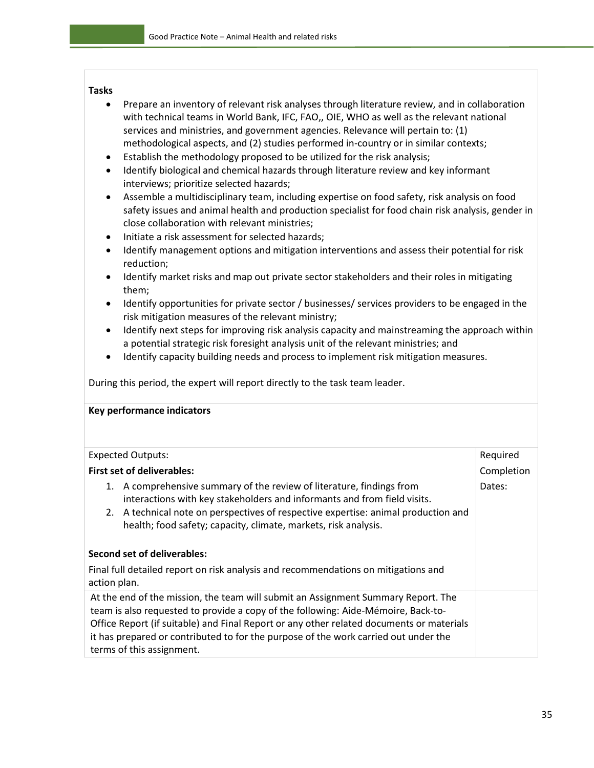**Tasks**

- Prepare an inventory of relevant risk analyses through literature review, and in collaboration with technical teams in World Bank, IFC, FAO,, OIE, WHO as well as the relevant national services and ministries, and government agencies. Relevance will pertain to: (1) methodological aspects, and (2) studies performed in-country or in similar contexts;
- Establish the methodology proposed to be utilized for the risk analysis;
- Identify biological and chemical hazards through literature review and key informant interviews; prioritize selected hazards;
- Assemble a multidisciplinary team, including expertise on food safety, risk analysis on food safety issues and animal health and production specialist for food chain risk analysis, gender in close collaboration with relevant ministries;
- Initiate a risk assessment for selected hazards;
- Identify management options and mitigation interventions and assess their potential for risk reduction;
- Identify market risks and map out private sector stakeholders and their roles in mitigating them;
- Identify opportunities for private sector / businesses/ services providers to be engaged in the risk mitigation measures of the relevant ministry;
- Identify next steps for improving risk analysis capacity and mainstreaming the approach within a potential strategic risk foresight analysis unit of the relevant ministries; and
- Identify capacity building needs and process to implement risk mitigation measures.

During this period, the expert will report directly to the task team leader.

**Key performance indicators**

| Expected Outputs: | Required Completion Dates: |
|---|---|
| **First set of deliverables:**<br>1. A comprehensive summary of the review of literature, findings from interactions with key stakeholders and informants and from field visits.<br>2. A technical note on perspectives of respective expertise: animal production and health; food safety; capacity, climate, markets, risk analysis.<br><br>**Second set of deliverables:**<br>Final full detailed report on risk analysis and recommendations on mitigations and action plan. | |
| At the end of the mission, the team will submit an Assignment Summary Report. The team is also requested to provide a copy of the following: Aide-Mémoire, Back-to-Office Report (if suitable) and Final Report or any other related documents or materials it has prepared or contributed to for the purpose of the work carried out under the terms of this assignment. | |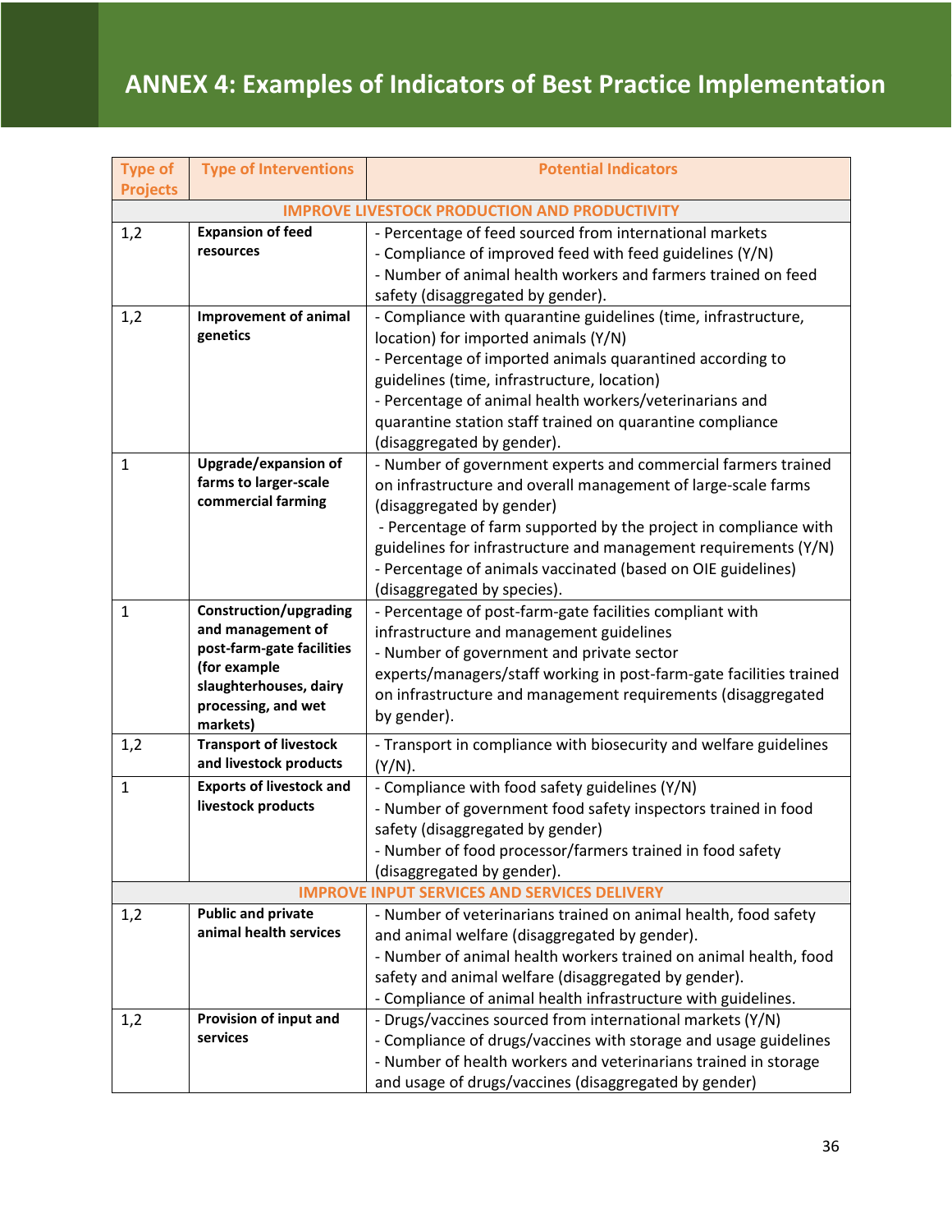# ANNEX 4: Examples of Indicators of Best Practice Implementation

| Type of Projects | Type of Interventions | Potential Indicators |
|---|---|---|
| **IMPROVE LIVESTOCK PRODUCTION AND PRODUCTIVITY** | | |
| 1,2 | **Expansion of feed resources** | - Percentage of feed sourced from international markets<br>- Compliance of improved feed with feed guidelines (Y/N)<br>- Number of animal health workers and farmers trained on feed safety (disaggregated by gender). |
| 1,2 | **Improvement of animal genetics** | - Compliance with quarantine guidelines (time, infrastructure, location) for imported animals (Y/N)<br>- Percentage of imported animals quarantined according to guidelines (time, infrastructure, location)<br>- Percentage of animal health workers/veterinarians and quarantine station staff trained on quarantine compliance (disaggregated by gender). |
| 1 | **Upgrade/expansion of farms to larger-scale commercial farming** | - Number of government experts and commercial farmers trained on infrastructure and overall management of large-scale farms (disaggregated by gender)<br>- Percentage of farm supported by the project in compliance with guidelines for infrastructure and management requirements (Y/N)<br>- Percentage of animals vaccinated (based on OIE guidelines) (disaggregated by species). |
| 1 | **Construction/upgrading and management of post-farm-gate facilities (for example slaughterhouses, dairy processing, and wet markets)** | - Percentage of post-farm-gate facilities compliant with infrastructure and management guidelines<br>- Number of government and private sector experts/managers/staff working in post-farm-gate facilities trained on infrastructure and management requirements (disaggregated by gender). |
| 1,2 | **Transport of livestock and livestock products** | - Transport in compliance with biosecurity and welfare guidelines (Y/N). |
| 1 | **Exports of livestock and livestock products** | - Compliance with food safety guidelines (Y/N)<br>- Number of government food safety inspectors trained in food safety (disaggregated by gender)<br>- Number of food processor/farmers trained in food safety (disaggregated by gender). |
| **IMPROVE INPUT SERVICES AND SERVICES DELIVERY** | | |
| 1,2 | **Public and private animal health services** | - Number of veterinarians trained on animal health, food safety and animal welfare (disaggregated by gender).<br>- Number of animal health workers trained on animal health, food safety and animal welfare (disaggregated by gender).<br>- Compliance of animal health infrastructure with guidelines. |
| 1,2 | **Provision of input and services** | - Drugs/vaccines sourced from international markets (Y/N)<br>- Compliance of drugs/vaccines with storage and usage guidelines<br>- Number of health workers and veterinarians trained in storage and usage of drugs/vaccines (disaggregated by gender) |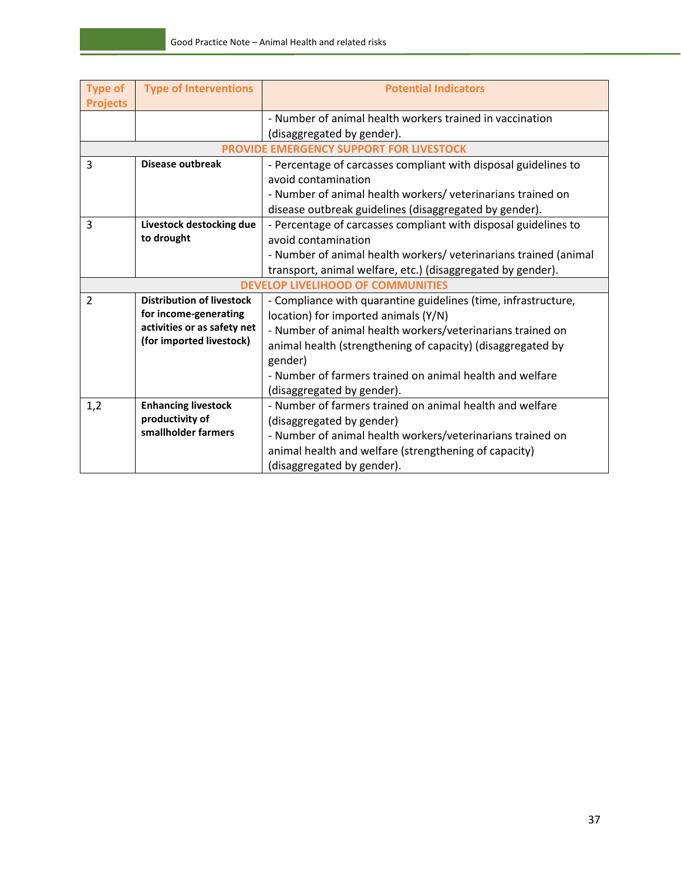| Type of Projects | Type of Interventions | Potential Indicators |
|---|---|---|
| | | - Number of animal health workers trained in vaccination (disaggregated by gender). |
| **PROVIDE EMERGENCY SUPPORT FOR LIVESTOCK** | | |
| 3 | **Disease outbreak** | - Percentage of carcasses compliant with disposal guidelines to avoid contamination<br>- Number of animal health workers/ veterinarians trained on disease outbreak guidelines (disaggregated by gender). |
| 3 | **Livestock destocking due to drought** | - Percentage of carcasses compliant with disposal guidelines to avoid contamination<br>- Number of animal health workers/ veterinarians trained (animal transport, animal welfare, etc.) (disaggregated by gender). |
| **DEVELOP LIVELIHOOD OF COMMUNITIES** | | |
| 2 | **Distribution of livestock for income-generating activities or as safety net (for imported livestock)** | - Compliance with quarantine guidelines (time, infrastructure, location) for imported animals (Y/N)<br>- Number of animal health workers/veterinarians trained on animal health (strengthening of capacity) (disaggregated by gender)<br>- Number of farmers trained on animal health and welfare (disaggregated by gender). |
| 1,2 | **Enhancing livestock productivity of smallholder farmers** | - Number of farmers trained on animal health and welfare (disaggregated by gender)<br>- Number of animal health workers/veterinarians trained on animal health and welfare (strengthening of capacity) (disaggregated by gender). |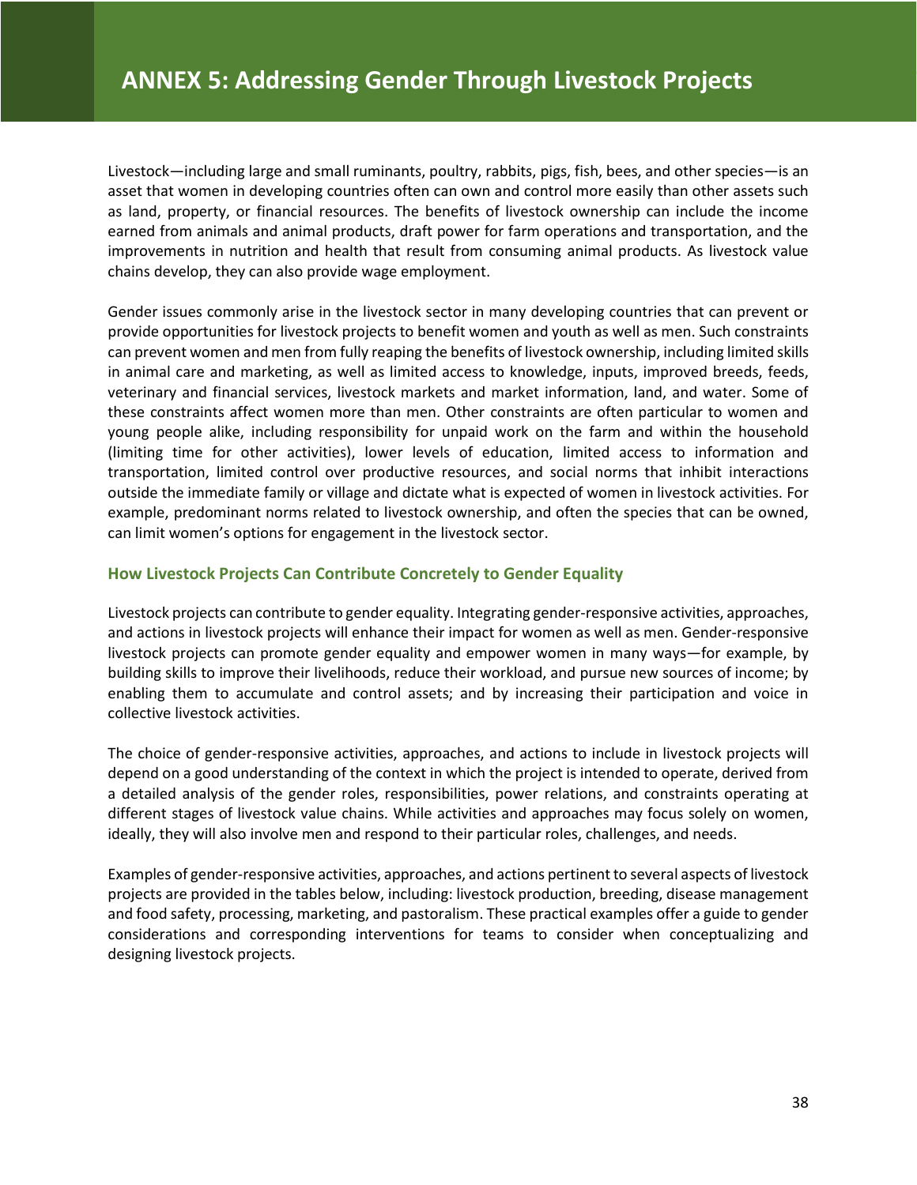# ANNEX 5: Addressing Gender Through Livestock Projects

Livestock—including large and small ruminants, poultry, rabbits, pigs, fish, bees, and other species—is an asset that women in developing countries often can own and control more easily than other assets such as land, property, or financial resources. The benefits of livestock ownership can include the income earned from animals and animal products, draft power for farm operations and transportation, and the improvements in nutrition and health that result from consuming animal products. As livestock value chains develop, they can also provide wage employment.

Gender issues commonly arise in the livestock sector in many developing countries that can prevent or provide opportunities for livestock projects to benefit women and youth as well as men. Such constraints can prevent women and men from fully reaping the benefits of livestock ownership, including limited skills in animal care and marketing, as well as limited access to knowledge, inputs, improved breeds, feeds, veterinary and financial services, livestock markets and market information, land, and water. Some of these constraints affect women more than men. Other constraints are often particular to women and young people alike, including responsibility for unpaid work on the farm and within the household (limiting time for other activities), lower levels of education, limited access to information and transportation, limited control over productive resources, and social norms that inhibit interactions outside the immediate family or village and dictate what is expected of women in livestock activities. For example, predominant norms related to livestock ownership, and often the species that can be owned, can limit women's options for engagement in the livestock sector.

### How Livestock Projects Can Contribute Concretely to Gender Equality

Livestock projects can contribute to gender equality. Integrating gender-responsive activities, approaches, and actions in livestock projects will enhance their impact for women as well as men. Gender-responsive livestock projects can promote gender equality and empower women in many ways—for example, by building skills to improve their livelihoods, reduce their workload, and pursue new sources of income; by enabling them to accumulate and control assets; and by increasing their participation and voice in collective livestock activities.

The choice of gender-responsive activities, approaches, and actions to include in livestock projects will depend on a good understanding of the context in which the project is intended to operate, derived from a detailed analysis of the gender roles, responsibilities, power relations, and constraints operating at different stages of livestock value chains. While activities and approaches may focus solely on women, ideally, they will also involve men and respond to their particular roles, challenges, and needs.

Examples of gender-responsive activities, approaches, and actions pertinent to several aspects of livestock projects are provided in the tables below, including: livestock production, breeding, disease management and food safety, processing, marketing, and pastoralism. These practical examples offer a guide to gender considerations and corresponding interventions for teams to consider when conceptualizing and designing livestock projects.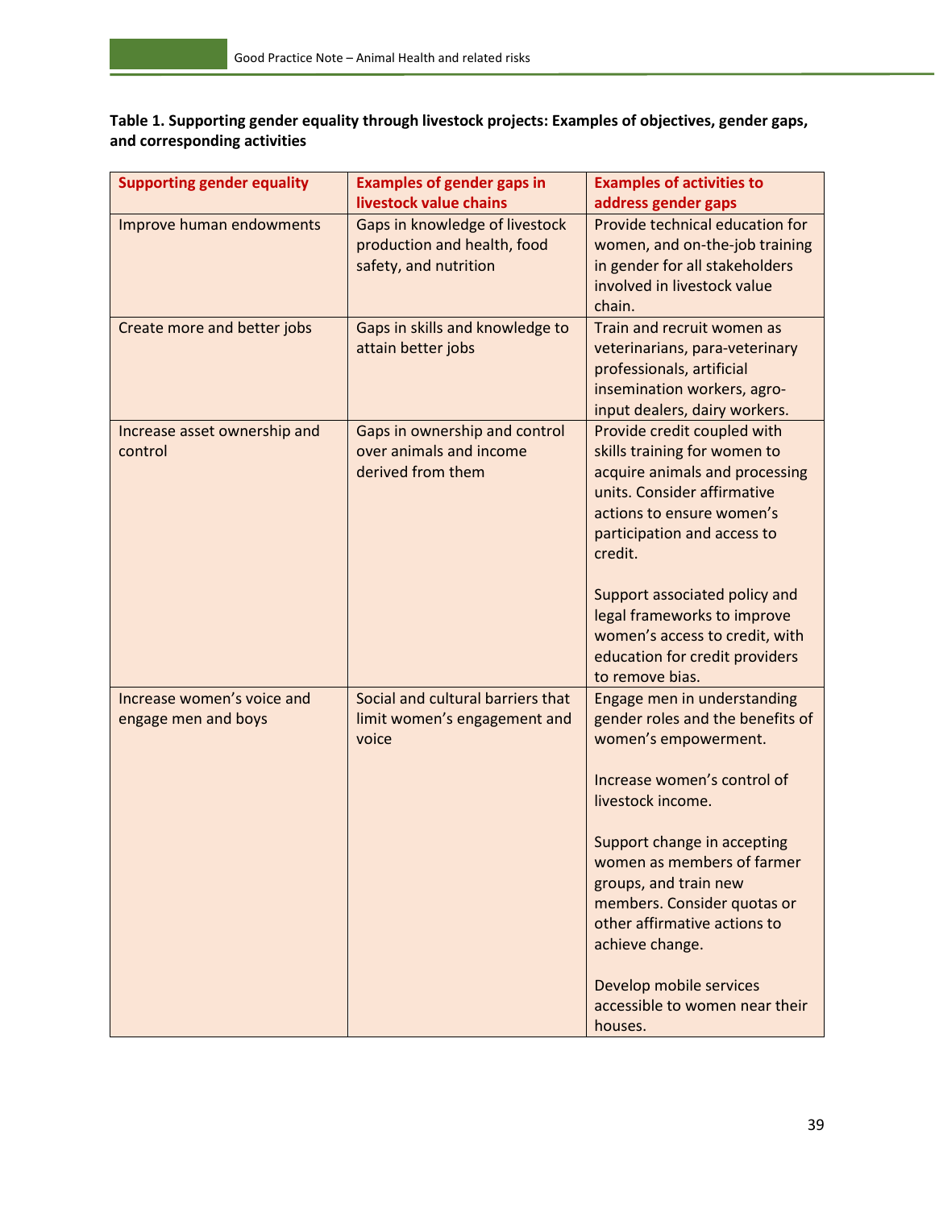**Table 1. Supporting gender equality through livestock projects: Examples of objectives, gender gaps, and corresponding activities**

| Supporting gender equality | Examples of gender gaps in livestock value chains | Examples of activities to address gender gaps |
|---|---|---|
| Improve human endowments | Gaps in knowledge of livestock production and health, food safety, and nutrition | Provide technical education for women, and on-the-job training in gender for all stakeholders involved in livestock value chain. |
| Create more and better jobs | Gaps in skills and knowledge to attain better jobs | Train and recruit women as veterinarians, para-veterinary professionals, artificial insemination workers, agro-input dealers, dairy workers. |
| Increase asset ownership and control | Gaps in ownership and control over animals and income derived from them | Provide credit coupled with skills training for women to acquire animals and processing units. Consider affirmative actions to ensure women's participation and access to credit.<br><br>Support associated policy and legal frameworks to improve women's access to credit, with education for credit providers to remove bias. |
| Increase women's voice and engage men and boys | Social and cultural barriers that limit women's engagement and voice | Engage men in understanding gender roles and the benefits of women's empowerment.<br><br>Increase women's control of livestock income.<br><br>Support change in accepting women as members of farmer groups, and train new members. Consider quotas or other affirmative actions to achieve change.<br><br>Develop mobile services accessible to women near their houses. |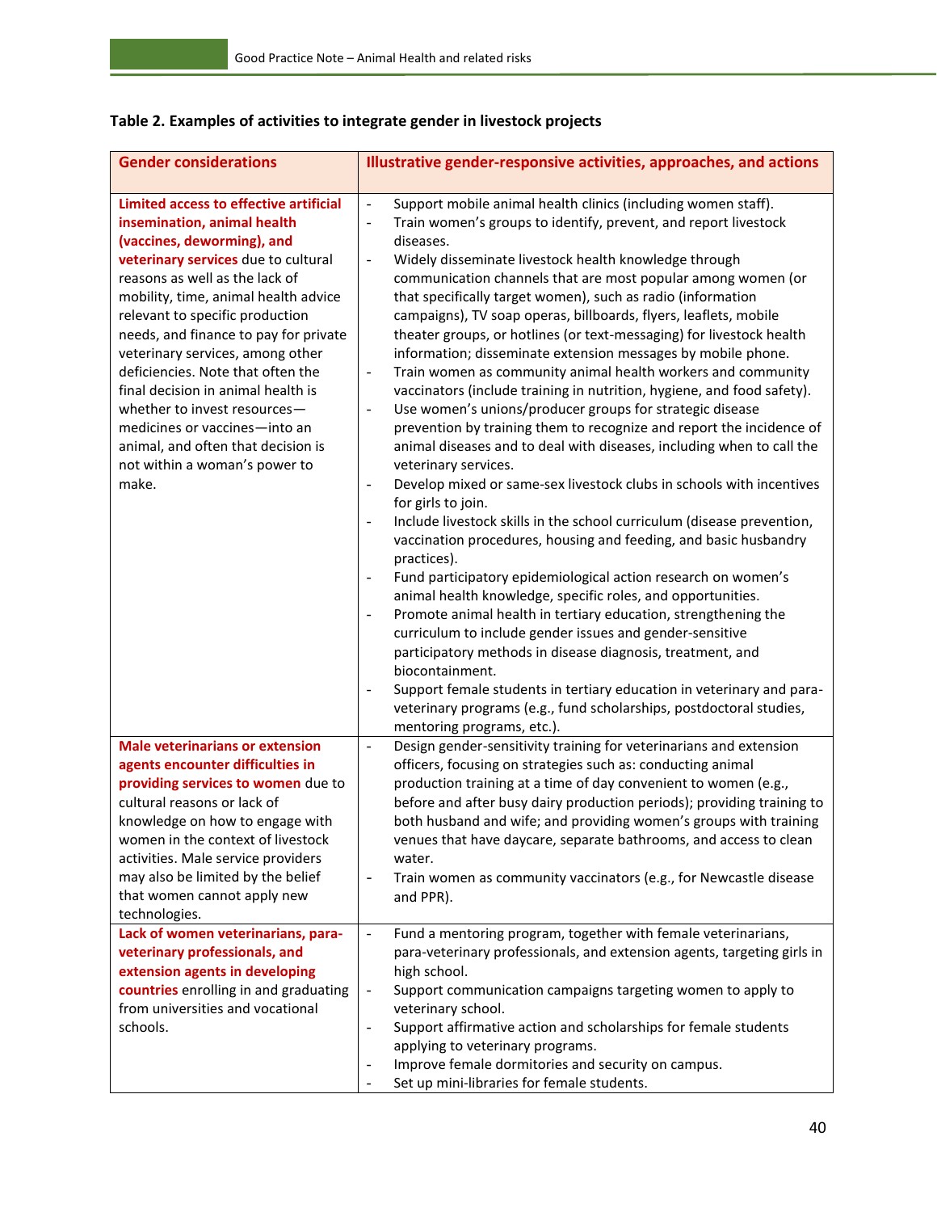**Table 2. Examples of activities to integrate gender in livestock projects**

| Gender considerations | Illustrative gender-responsive activities, approaches, and actions |
|---|---|
| **Limited access to effective artificial insemination, animal health (vaccines, deworming), and veterinary services** due to cultural reasons as well as the lack of mobility, time, animal health advice relevant to specific production needs, and finance to pay for private veterinary services, among other deficiencies. Note that often the final decision in animal health is whether to invest resources—medicines or vaccines—into an animal, and often that decision is not within a woman's power to make. | - Support mobile animal health clinics (including women staff).<br>- Train women's groups to identify, prevent, and report livestock diseases.<br>- Widely disseminate livestock health knowledge through communication channels that are most popular among women (or that specifically target women), such as radio (information campaigns), TV soap operas, billboards, flyers, leaflets, mobile theater groups, or hotlines (or text-messaging) for livestock health information; disseminate extension messages by mobile phone.<br>- Train women as community animal health workers and community vaccinators (include training in nutrition, hygiene, and food safety).<br>- Use women's unions/producer groups for strategic disease prevention by training them to recognize and report the incidence of animal diseases and to deal with diseases, including when to call the veterinary services.<br>- Develop mixed or same-sex livestock clubs in schools with incentives for girls to join.<br>- Include livestock skills in the school curriculum (disease prevention, vaccination procedures, housing and feeding, and basic husbandry practices).<br>- Fund participatory epidemiological action research on women's animal health knowledge, specific roles, and opportunities.<br>- Promote animal health in tertiary education, strengthening the curriculum to include gender issues and gender-sensitive participatory methods in disease diagnosis, treatment, and biocontainment.<br>- Support female students in tertiary education in veterinary and para-veterinary programs (e.g., fund scholarships, postdoctoral studies, mentoring programs, etc.). |
| **Male veterinarians or extension agents encounter difficulties in providing services to women** due to cultural reasons or lack of knowledge on how to engage with women in the context of livestock activities. Male service providers may also be limited by the belief that women cannot apply new technologies. | - Design gender-sensitivity training for veterinarians and extension officers, focusing on strategies such as: conducting animal production training at a time of day convenient to women (e.g., before and after busy dairy production periods); providing training to both husband and wife; and providing women's groups with training venues that have daycare, separate bathrooms, and access to clean water.<br>- Train women as community vaccinators (e.g., for Newcastle disease and PPR). |
| **Lack of women veterinarians, para-veterinary professionals, and extension agents in developing countries** enrolling in and graduating from universities and vocational schools. | - Fund a mentoring program, together with female veterinarians, para-veterinary professionals, and extension agents, targeting girls in high school.<br>- Support communication campaigns targeting women to apply to veterinary school.<br>- Support affirmative action and scholarships for female students applying to veterinary programs.<br>- Improve female dormitories and security on campus.<br>- Set up mini-libraries for female students. |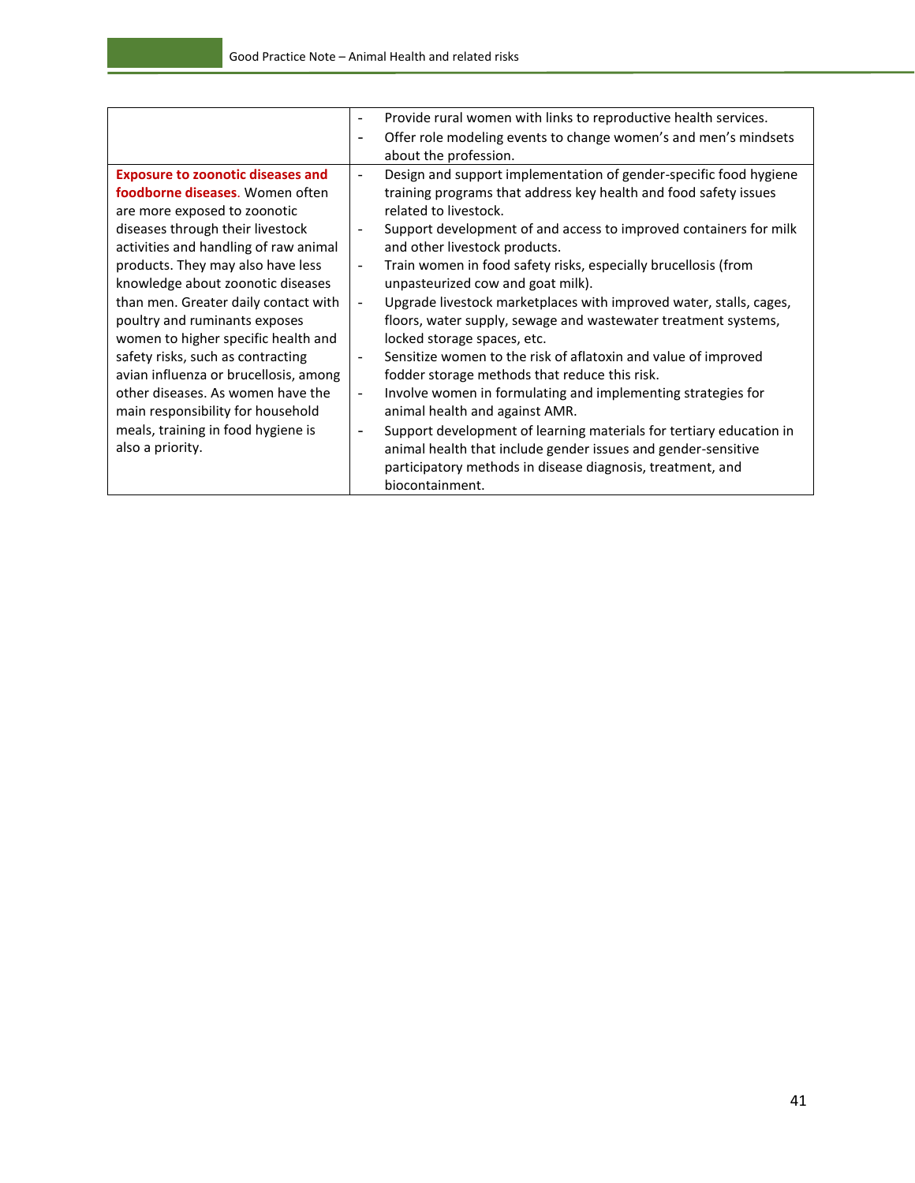| | |
|---|---|
| | - Provide rural women with links to reproductive health services.<br>- Offer role modeling events to change women's and men's mindsets about the profession. |
| **Exposure to zoonotic diseases and foodborne diseases.** Women often are more exposed to zoonotic diseases through their livestock activities and handling of raw animal products. They may also have less knowledge about zoonotic diseases than men. Greater daily contact with poultry and ruminants exposes women to higher specific health and safety risks, such as contracting avian influenza or brucellosis, among other diseases. As women have the main responsibility for household meals, training in food hygiene is also a priority. | - Design and support implementation of gender-specific food hygiene training programs that address key health and food safety issues related to livestock.<br>- Support development of and access to improved containers for milk and other livestock products.<br>- Train women in food safety risks, especially brucellosis (from unpasteurized cow and goat milk).<br>- Upgrade livestock marketplaces with improved water, stalls, cages, floors, water supply, sewage and wastewater treatment systems, locked storage spaces, etc.<br>- Sensitize women to the risk of aflatoxin and value of improved fodder storage methods that reduce this risk.<br>- Involve women in formulating and implementing strategies for animal health and against AMR.<br>- Support development of learning materials for tertiary education in animal health that include gender issues and gender-sensitive participatory methods in disease diagnosis, treatment, and biocontainment. |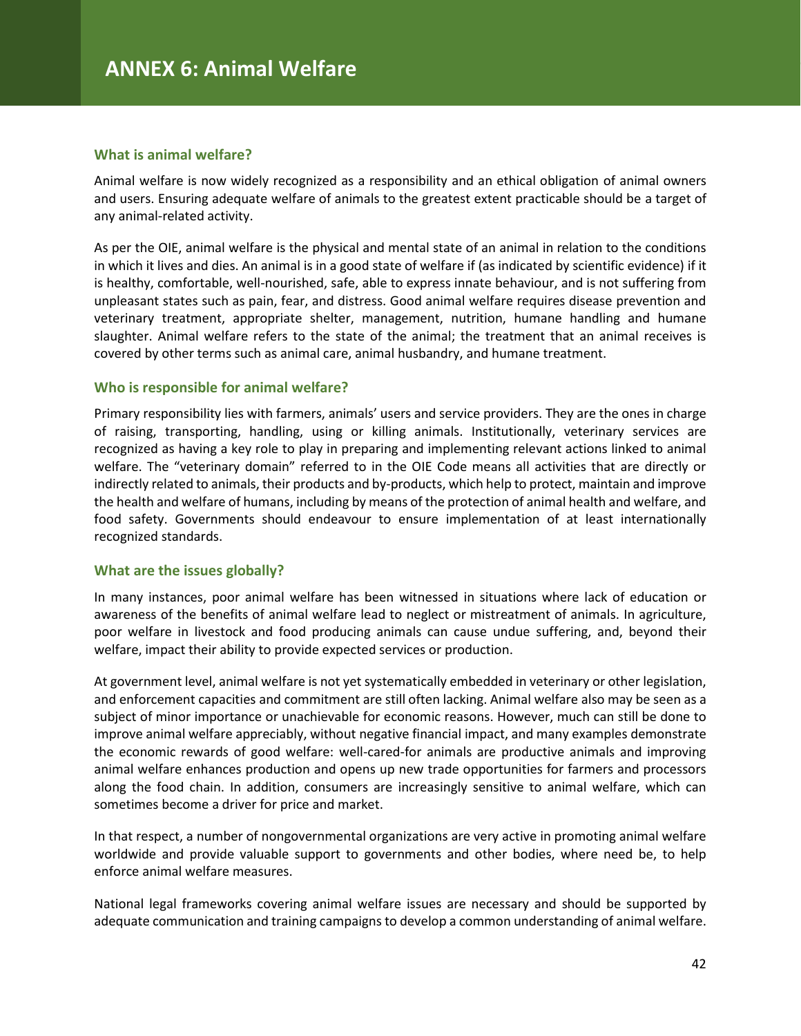# ANNEX 6: Animal Welfare

### What is animal welfare?

Animal welfare is now widely recognized as a responsibility and an ethical obligation of animal owners and users. Ensuring adequate welfare of animals to the greatest extent practicable should be a target of any animal-related activity.

As per the OIE, animal welfare is the physical and mental state of an animal in relation to the conditions in which it lives and dies. An animal is in a good state of welfare if (as indicated by scientific evidence) if it is healthy, comfortable, well-nourished, safe, able to express innate behaviour, and is not suffering from unpleasant states such as pain, fear, and distress. Good animal welfare requires disease prevention and veterinary treatment, appropriate shelter, management, nutrition, humane handling and humane slaughter. Animal welfare refers to the state of the animal; the treatment that an animal receives is covered by other terms such as animal care, animal husbandry, and humane treatment.

### Who is responsible for animal welfare?

Primary responsibility lies with farmers, animals' users and service providers. They are the ones in charge of raising, transporting, handling, using or killing animals. Institutionally, veterinary services are recognized as having a key role to play in preparing and implementing relevant actions linked to animal welfare. The "veterinary domain" referred to in the OIE Code means all activities that are directly or indirectly related to animals, their products and by-products, which help to protect, maintain and improve the health and welfare of humans, including by means of the protection of animal health and welfare, and food safety. Governments should endeavour to ensure implementation of at least internationally recognized standards.

### What are the issues globally?

In many instances, poor animal welfare has been witnessed in situations where lack of education or awareness of the benefits of animal welfare lead to neglect or mistreatment of animals. In agriculture, poor welfare in livestock and food producing animals can cause undue suffering, and, beyond their welfare, impact their ability to provide expected services or production.

At government level, animal welfare is not yet systematically embedded in veterinary or other legislation, and enforcement capacities and commitment are still often lacking. Animal welfare also may be seen as a subject of minor importance or unachievable for economic reasons. However, much can still be done to improve animal welfare appreciably, without negative financial impact, and many examples demonstrate the economic rewards of good welfare: well-cared-for animals are productive animals and improving animal welfare enhances production and opens up new trade opportunities for farmers and processors along the food chain. In addition, consumers are increasingly sensitive to animal welfare, which can sometimes become a driver for price and market.

In that respect, a number of nongovernmental organizations are very active in promoting animal welfare worldwide and provide valuable support to governments and other bodies, where need be, to help enforce animal welfare measures.

National legal frameworks covering animal welfare issues are necessary and should be supported by adequate communication and training campaigns to develop a common understanding of animal welfare.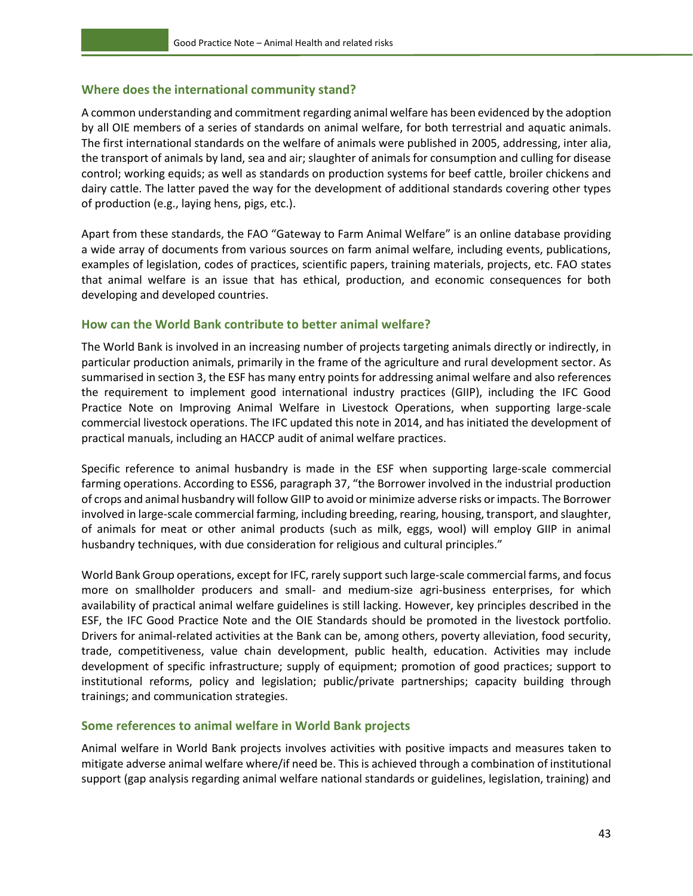### Where does the international community stand?

A common understanding and commitment regarding animal welfare has been evidenced by the adoption by all OIE members of a series of standards on animal welfare, for both terrestrial and aquatic animals. The first international standards on the welfare of animals were published in 2005, addressing, inter alia, the transport of animals by land, sea and air; slaughter of animals for consumption and culling for disease control; working equids; as well as standards on production systems for beef cattle, broiler chickens and dairy cattle. The latter paved the way for the development of additional standards covering other types of production (e.g., laying hens, pigs, etc.).

Apart from these standards, the FAO "Gateway to Farm Animal Welfare" is an online database providing a wide array of documents from various sources on farm animal welfare, including events, publications, examples of legislation, codes of practices, scientific papers, training materials, projects, etc. FAO states that animal welfare is an issue that has ethical, production, and economic consequences for both developing and developed countries.

### How can the World Bank contribute to better animal welfare?

The World Bank is involved in an increasing number of projects targeting animals directly or indirectly, in particular production animals, primarily in the frame of the agriculture and rural development sector. As summarised in section 3, the ESF has many entry points for addressing animal welfare and also references the requirement to implement good international industry practices (GIIP), including the IFC Good Practice Note on Improving Animal Welfare in Livestock Operations, when supporting large-scale commercial livestock operations. The IFC updated this note in 2014, and has initiated the development of practical manuals, including an HACCP audit of animal welfare practices.

Specific reference to animal husbandry is made in the ESF when supporting large-scale commercial farming operations. According to ESS6, paragraph 37, "the Borrower involved in the industrial production of crops and animal husbandry will follow GIIP to avoid or minimize adverse risks or impacts. The Borrower involved in large-scale commercial farming, including breeding, rearing, housing, transport, and slaughter, of animals for meat or other animal products (such as milk, eggs, wool) will employ GIIP in animal husbandry techniques, with due consideration for religious and cultural principles."

World Bank Group operations, except for IFC, rarely support such large-scale commercial farms, and focus more on smallholder producers and small- and medium-size agri-business enterprises, for which availability of practical animal welfare guidelines is still lacking. However, key principles described in the ESF, the IFC Good Practice Note and the OIE Standards should be promoted in the livestock portfolio. Drivers for animal-related activities at the Bank can be, among others, poverty alleviation, food security, trade, competitiveness, value chain development, public health, education. Activities may include development of specific infrastructure; supply of equipment; promotion of good practices; support to institutional reforms, policy and legislation; public/private partnerships; capacity building through trainings; and communication strategies.

### Some references to animal welfare in World Bank projects

Animal welfare in World Bank projects involves activities with positive impacts and measures taken to mitigate adverse animal welfare where/if need be. This is achieved through a combination of institutional support (gap analysis regarding animal welfare national standards or guidelines, legislation, training) and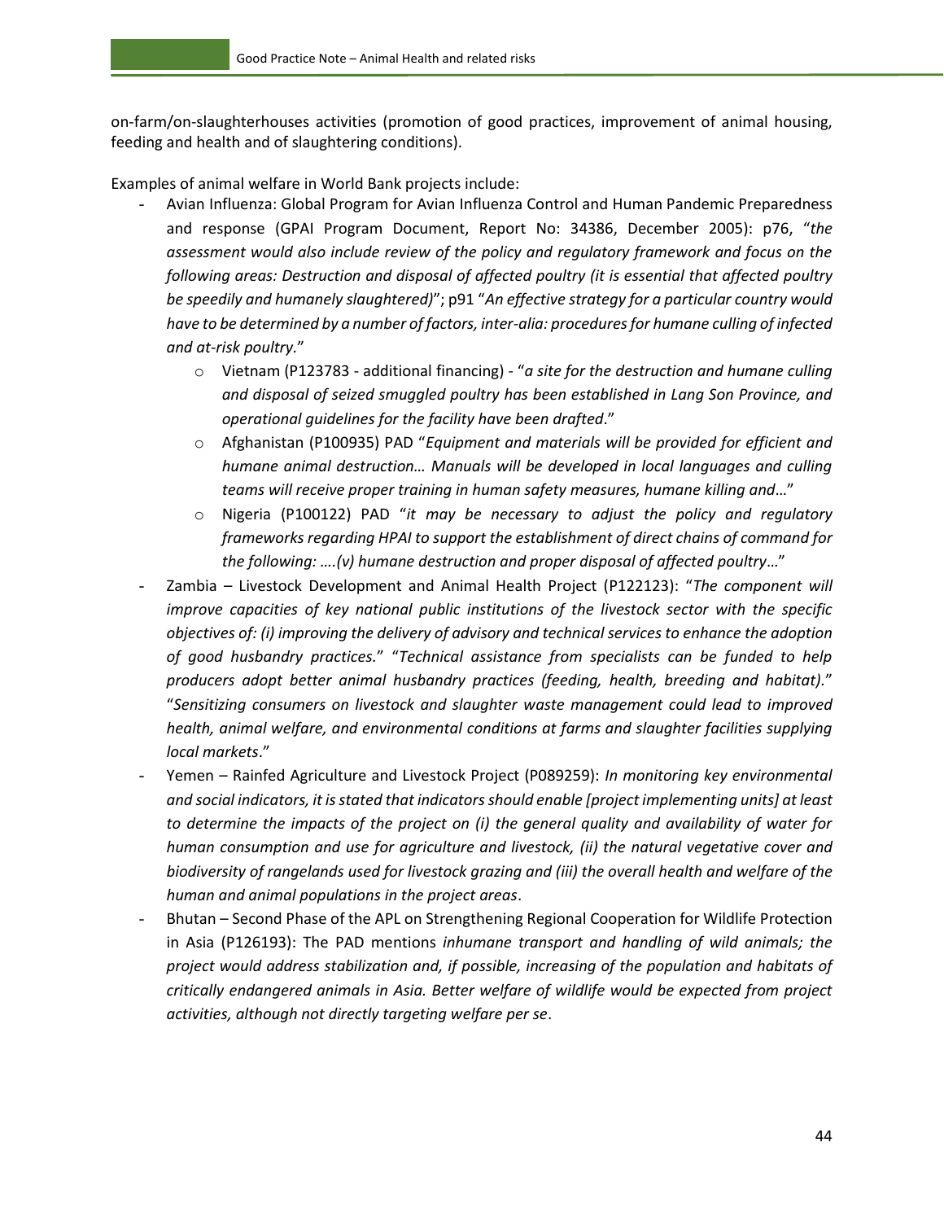on-farm/on-slaughterhouses activities (promotion of good practices, improvement of animal housing, feeding and health and of slaughtering conditions).

Examples of animal welfare in World Bank projects include:

- Avian Influenza: Global Program for Avian Influenza Control and Human Pandemic Preparedness and response (GPAI Program Document, Report No: 34386, December 2005): p76, "*the assessment would also include review of the policy and regulatory framework and focus on the following areas: Destruction and disposal of affected poultry (it is essential that affected poultry be speedily and humanely slaughtered)*"; p91 "*An effective strategy for a particular country would have to be determined by a number of factors, inter-alia: procedures for humane culling of infected and at-risk poultry.*"
    - Vietnam (P123783 - additional financing) - "*a site for the destruction and humane culling and disposal of seized smuggled poultry has been established in Lang Son Province, and operational guidelines for the facility have been drafted*."
    - Afghanistan (P100935) PAD "*Equipment and materials will be provided for efficient and humane animal destruction… Manuals will be developed in local languages and culling teams will receive proper training in human safety measures, humane killing and…*"
    - Nigeria (P100122) PAD "*it may be necessary to adjust the policy and regulatory frameworks regarding HPAI to support the establishment of direct chains of command for the following: ….(v) humane destruction and proper disposal of affected poultry…*"
- Zambia – Livestock Development and Animal Health Project (P122123): "*The component will improve capacities of key national public institutions of the livestock sector with the specific objectives of: (i) improving the delivery of advisory and technical services to enhance the adoption of good husbandry practices.*" "*Technical assistance from specialists can be funded to help producers adopt better animal husbandry practices (feeding, health, breeding and habitat).*" "*Sensitizing consumers on livestock and slaughter waste management could lead to improved health, animal welfare, and environmental conditions at farms and slaughter facilities supplying local markets*."
- Yemen – Rainfed Agriculture and Livestock Project (P089259): *In monitoring key environmental and social indicators, it is stated that indicators should enable [project implementing units] at least to determine the impacts of the project on (i) the general quality and availability of water for human consumption and use for agriculture and livestock, (ii) the natural vegetative cover and biodiversity of rangelands used for livestock grazing and (iii) the overall health and welfare of the human and animal populations in the project areas*.
- Bhutan – Second Phase of the APL on Strengthening Regional Cooperation for Wildlife Protection in Asia (P126193): The PAD mentions *inhumane transport and handling of wild animals; the project would address stabilization and, if possible, increasing of the population and habitats of critically endangered animals in Asia. Better welfare of wildlife would be expected from project activities, although not directly targeting welfare per se*.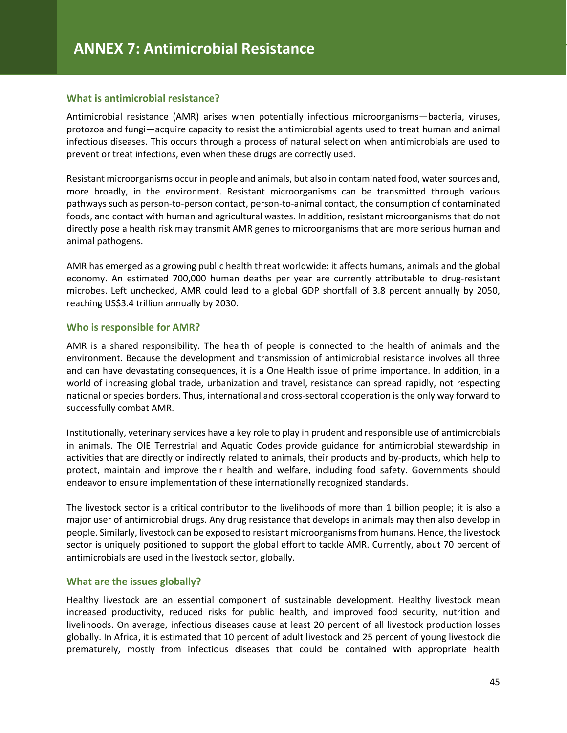# ANNEX 7: Antimicrobial Resistance

### What is antimicrobial resistance?

Antimicrobial resistance (AMR) arises when potentially infectious microorganisms—bacteria, viruses, protozoa and fungi—acquire capacity to resist the antimicrobial agents used to treat human and animal infectious diseases. This occurs through a process of natural selection when antimicrobials are used to prevent or treat infections, even when these drugs are correctly used.

Resistant microorganisms occur in people and animals, but also in contaminated food, water sources and, more broadly, in the environment. Resistant microorganisms can be transmitted through various pathways such as person-to-person contact, person-to-animal contact, the consumption of contaminated foods, and contact with human and agricultural wastes. In addition, resistant microorganisms that do not directly pose a health risk may transmit AMR genes to microorganisms that are more serious human and animal pathogens.

AMR has emerged as a growing public health threat worldwide: it affects humans, animals and the global economy. An estimated 700,000 human deaths per year are currently attributable to drug-resistant microbes. Left unchecked, AMR could lead to a global GDP shortfall of 3.8 percent annually by 2050, reaching US$3.4 trillion annually by 2030.

### Who is responsible for AMR?

AMR is a shared responsibility. The health of people is connected to the health of animals and the environment. Because the development and transmission of antimicrobial resistance involves all three and can have devastating consequences, it is a One Health issue of prime importance. In addition, in a world of increasing global trade, urbanization and travel, resistance can spread rapidly, not respecting national or species borders. Thus, international and cross-sectoral cooperation is the only way forward to successfully combat AMR.

Institutionally, veterinary services have a key role to play in prudent and responsible use of antimicrobials in animals. The OIE Terrestrial and Aquatic Codes provide guidance for antimicrobial stewardship in activities that are directly or indirectly related to animals, their products and by-products, which help to protect, maintain and improve their health and welfare, including food safety. Governments should endeavor to ensure implementation of these internationally recognized standards.

The livestock sector is a critical contributor to the livelihoods of more than 1 billion people; it is also a major user of antimicrobial drugs. Any drug resistance that develops in animals may then also develop in people. Similarly, livestock can be exposed to resistant microorganisms from humans. Hence, the livestock sector is uniquely positioned to support the global effort to tackle AMR. Currently, about 70 percent of antimicrobials are used in the livestock sector, globally.

### What are the issues globally?

Healthy livestock are an essential component of sustainable development. Healthy livestock mean increased productivity, reduced risks for public health, and improved food security, nutrition and livelihoods. On average, infectious diseases cause at least 20 percent of all livestock production losses globally. In Africa, it is estimated that 10 percent of adult livestock and 25 percent of young livestock die prematurely, mostly from infectious diseases that could be contained with appropriate health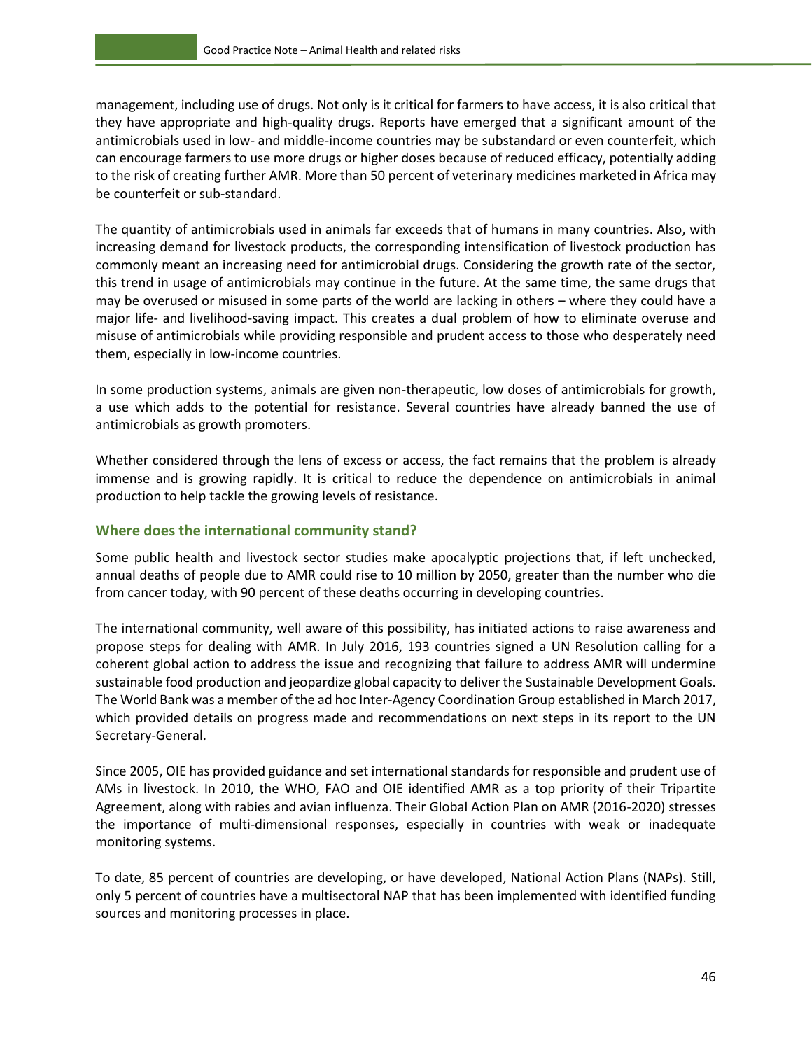management, including use of drugs. Not only is it critical for farmers to have access, it is also critical that they have appropriate and high-quality drugs. Reports have emerged that a significant amount of the antimicrobials used in low- and middle-income countries may be substandard or even counterfeit, which can encourage farmers to use more drugs or higher doses because of reduced efficacy, potentially adding to the risk of creating further AMR. More than 50 percent of veterinary medicines marketed in Africa may be counterfeit or sub-standard.

The quantity of antimicrobials used in animals far exceeds that of humans in many countries. Also, with increasing demand for livestock products, the corresponding intensification of livestock production has commonly meant an increasing need for antimicrobial drugs. Considering the growth rate of the sector, this trend in usage of antimicrobials may continue in the future. At the same time, the same drugs that may be overused or misused in some parts of the world are lacking in others – where they could have a major life- and livelihood-saving impact. This creates a dual problem of how to eliminate overuse and misuse of antimicrobials while providing responsible and prudent access to those who desperately need them, especially in low-income countries.

In some production systems, animals are given non-therapeutic, low doses of antimicrobials for growth, a use which adds to the potential for resistance. Several countries have already banned the use of antimicrobials as growth promoters.

Whether considered through the lens of excess or access, the fact remains that the problem is already immense and is growing rapidly. It is critical to reduce the dependence on antimicrobials in animal production to help tackle the growing levels of resistance.

### Where does the international community stand?

Some public health and livestock sector studies make apocalyptic projections that, if left unchecked, annual deaths of people due to AMR could rise to 10 million by 2050, greater than the number who die from cancer today, with 90 percent of these deaths occurring in developing countries.

The international community, well aware of this possibility, has initiated actions to raise awareness and propose steps for dealing with AMR. In July 2016, 193 countries signed a UN Resolution calling for a coherent global action to address the issue and recognizing that failure to address AMR will undermine sustainable food production and jeopardize global capacity to deliver the Sustainable Development Goals. The World Bank was a member of the ad hoc Inter-Agency Coordination Group established in March 2017, which provided details on progress made and recommendations on next steps in its report to the UN Secretary-General.

Since 2005, OIE has provided guidance and set international standards for responsible and prudent use of AMs in livestock. In 2010, the WHO, FAO and OIE identified AMR as a top priority of their Tripartite Agreement, along with rabies and avian influenza. Their Global Action Plan on AMR (2016-2020) stresses the importance of multi-dimensional responses, especially in countries with weak or inadequate monitoring systems.

To date, 85 percent of countries are developing, or have developed, National Action Plans (NAPs). Still, only 5 percent of countries have a multisectoral NAP that has been implemented with identified funding sources and monitoring processes in place.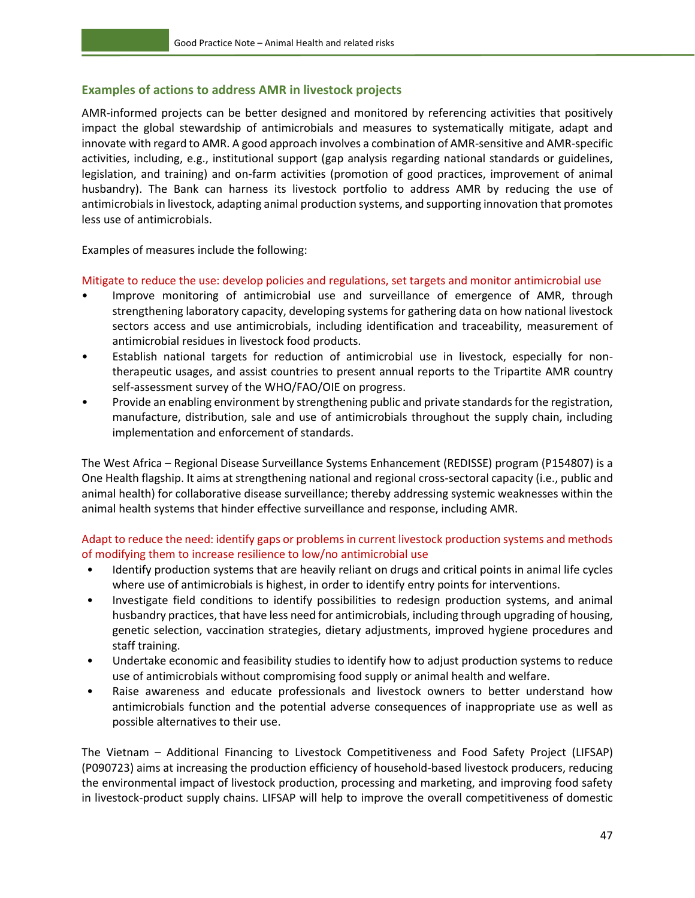### Examples of actions to address AMR in livestock projects

AMR-informed projects can be better designed and monitored by referencing activities that positively impact the global stewardship of antimicrobials and measures to systematically mitigate, adapt and innovate with regard to AMR. A good approach involves a combination of AMR-sensitive and AMR-specific activities, including, e.g., institutional support (gap analysis regarding national standards or guidelines, legislation, and training) and on-farm activities (promotion of good practices, improvement of animal husbandry). The Bank can harness its livestock portfolio to address AMR by reducing the use of antimicrobials in livestock, adapting animal production systems, and supporting innovation that promotes less use of antimicrobials.

Examples of measures include the following:

Mitigate to reduce the use: develop policies and regulations, set targets and monitor antimicrobial use

- Improve monitoring of antimicrobial use and surveillance of emergence of AMR, through strengthening laboratory capacity, developing systems for gathering data on how national livestock sectors access and use antimicrobials, including identification and traceability, measurement of antimicrobial residues in livestock food products.
- Establish national targets for reduction of antimicrobial use in livestock, especially for non-therapeutic usages, and assist countries to present annual reports to the Tripartite AMR country self-assessment survey of the WHO/FAO/OIE on progress.
- Provide an enabling environment by strengthening public and private standards for the registration, manufacture, distribution, sale and use of antimicrobials throughout the supply chain, including implementation and enforcement of standards.

The West Africa – Regional Disease Surveillance Systems Enhancement (REDISSE) program (P154807) is a One Health flagship. It aims at strengthening national and regional cross-sectoral capacity (i.e., public and animal health) for collaborative disease surveillance; thereby addressing systemic weaknesses within the animal health systems that hinder effective surveillance and response, including AMR.

Adapt to reduce the need: identify gaps or problems in current livestock production systems and methods of modifying them to increase resilience to low/no antimicrobial use

- Identify production systems that are heavily reliant on drugs and critical points in animal life cycles where use of antimicrobials is highest, in order to identify entry points for interventions.
- Investigate field conditions to identify possibilities to redesign production systems, and animal husbandry practices, that have less need for antimicrobials, including through upgrading of housing, genetic selection, vaccination strategies, dietary adjustments, improved hygiene procedures and staff training.
- Undertake economic and feasibility studies to identify how to adjust production systems to reduce use of antimicrobials without compromising food supply or animal health and welfare.
- Raise awareness and educate professionals and livestock owners to better understand how antimicrobials function and the potential adverse consequences of inappropriate use as well as possible alternatives to their use.

The Vietnam – Additional Financing to Livestock Competitiveness and Food Safety Project (LIFSAP) (P090723) aims at increasing the production efficiency of household-based livestock producers, reducing the environmental impact of livestock production, processing and marketing, and improving food safety in livestock-product supply chains. LIFSAP will help to improve the overall competitiveness of domestic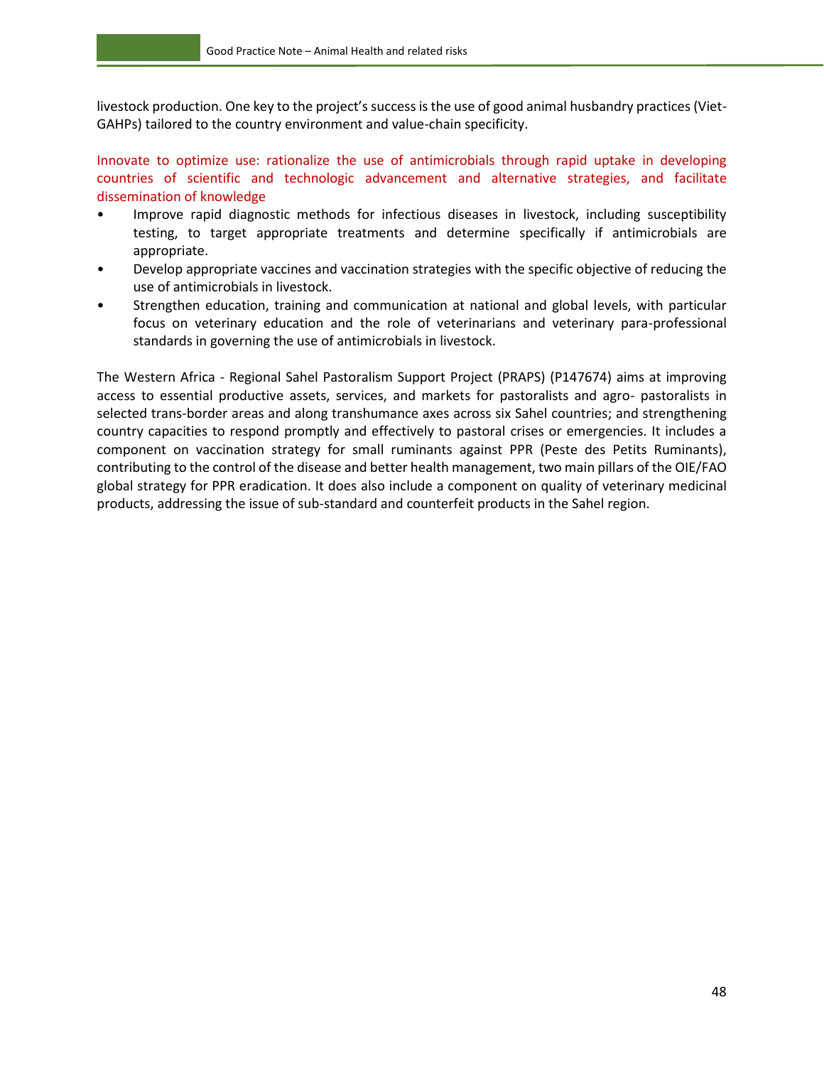livestock production. One key to the project's success is the use of good animal husbandry practices (Viet-GAHPs) tailored to the country environment and value-chain specificity.

Innovate to optimize use: rationalize the use of antimicrobials through rapid uptake in developing countries of scientific and technologic advancement and alternative strategies, and facilitate dissemination of knowledge

- Improve rapid diagnostic methods for infectious diseases in livestock, including susceptibility testing, to target appropriate treatments and determine specifically if antimicrobials are appropriate.
- Develop appropriate vaccines and vaccination strategies with the specific objective of reducing the use of antimicrobials in livestock.
- Strengthen education, training and communication at national and global levels, with particular focus on veterinary education and the role of veterinarians and veterinary para-professional standards in governing the use of antimicrobials in livestock.

The Western Africa - Regional Sahel Pastoralism Support Project (PRAPS) (P147674) aims at improving access to essential productive assets, services, and markets for pastoralists and agro- pastoralists in selected trans-border areas and along transhumance axes across six Sahel countries; and strengthening country capacities to respond promptly and effectively to pastoral crises or emergencies. It includes a component on vaccination strategy for small ruminants against PPR (Peste des Petits Ruminants), contributing to the control of the disease and better health management, two main pillars of the OIE/FAO global strategy for PPR eradication. It does also include a component on quality of veterinary medicinal products, addressing the issue of sub-standard and counterfeit products in the Sahel region.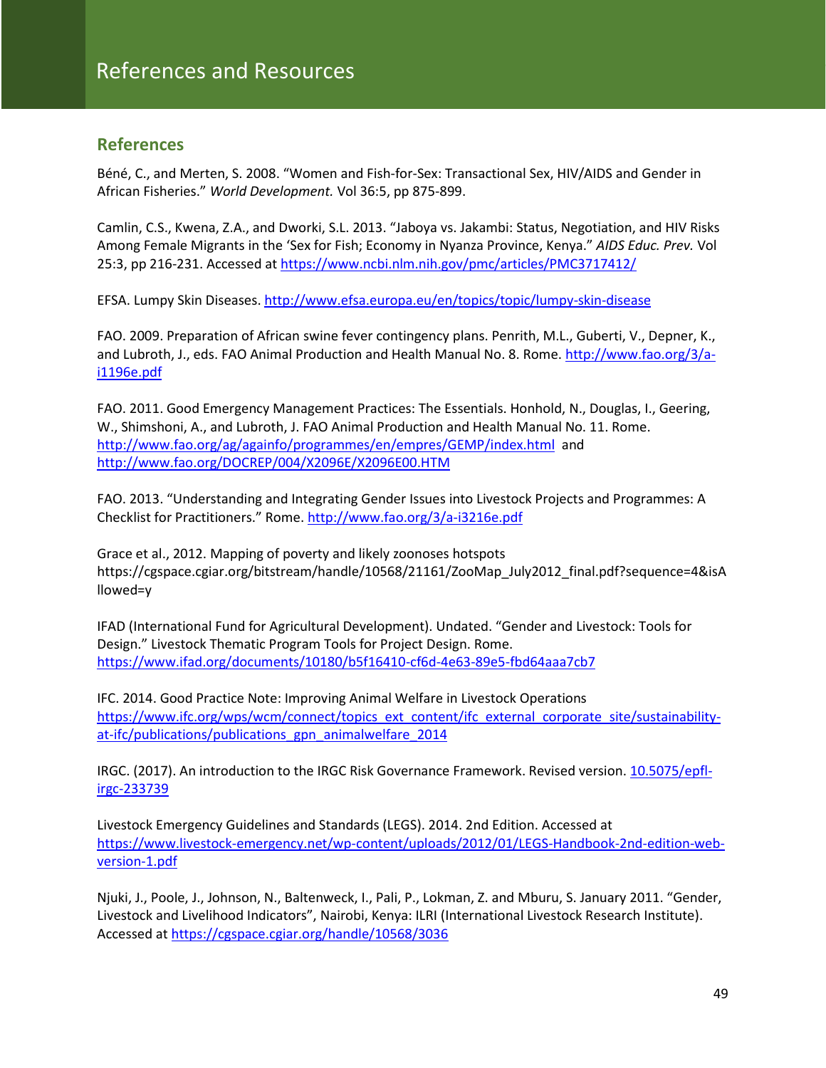# References and Resources

## References

Béné, C., and Merten, S. 2008. "Women and Fish-for-Sex: Transactional Sex, HIV/AIDS and Gender in African Fisheries." *World Development.* Vol 36:5, pp 875-899.

Camlin, C.S., Kwena, Z.A., and Dworki, S.L. 2013. "Jaboya vs. Jakambi: Status, Negotiation, and HIV Risks Among Female Migrants in the 'Sex for Fish; Economy in Nyanza Province, Kenya." *AIDS Educ. Prev.* Vol 25:3, pp 216-231. Accessed at https://www.ncbi.nlm.nih.gov/pmc/articles/PMC3717412/

EFSA. Lumpy Skin Diseases. http://www.efsa.europa.eu/en/topics/topic/lumpy-skin-disease

FAO. 2009. Preparation of African swine fever contingency plans. Penrith, M.L., Guberti, V., Depner, K., and Lubroth, J., eds. FAO Animal Production and Health Manual No. 8. Rome. http://www.fao.org/3/a-i1196e.pdf

FAO. 2011. Good Emergency Management Practices: The Essentials. Honhold, N., Douglas, I., Geering, W., Shimshoni, A., and Lubroth, J. FAO Animal Production and Health Manual No. 11. Rome. http://www.fao.org/ag/againfo/programmes/en/empres/GEMP/index.html and http://www.fao.org/DOCREP/004/X2096E/X2096E00.HTM

FAO. 2013. "Understanding and Integrating Gender Issues into Livestock Projects and Programmes: A Checklist for Practitioners." Rome. http://www.fao.org/3/a-i3216e.pdf

Grace et al., 2012. Mapping of poverty and likely zoonoses hotspots https://cgspace.cgiar.org/bitstream/handle/10568/21161/ZooMap_July2012_final.pdf?sequence=4&isAllowed=y

IFAD (International Fund for Agricultural Development). Undated. "Gender and Livestock: Tools for Design." Livestock Thematic Program Tools for Project Design. Rome. https://www.ifad.org/documents/10180/b5f16410-cf6d-4e63-89e5-fbd64aaa7cb7

IFC. 2014. Good Practice Note: Improving Animal Welfare in Livestock Operations https://www.ifc.org/wps/wcm/connect/topics_ext_content/ifc_external_corporate_site/sustainability-at-ifc/publications/publications_gpn_animalwelfare_2014

IRGC. (2017). An introduction to the IRGC Risk Governance Framework. Revised version. 10.5075/epfl-irgc-233739

Livestock Emergency Guidelines and Standards (LEGS). 2014. 2nd Edition. Accessed at https://www.livestock-emergency.net/wp-content/uploads/2012/01/LEGS-Handbook-2nd-edition-web-version-1.pdf

Njuki, J., Poole, J., Johnson, N., Baltenweck, I., Pali, P., Lokman, Z. and Mburu, S. January 2011. "Gender, Livestock and Livelihood Indicators", Nairobi, Kenya: ILRI (International Livestock Research Institute). Accessed at https://cgspace.cgiar.org/handle/10568/3036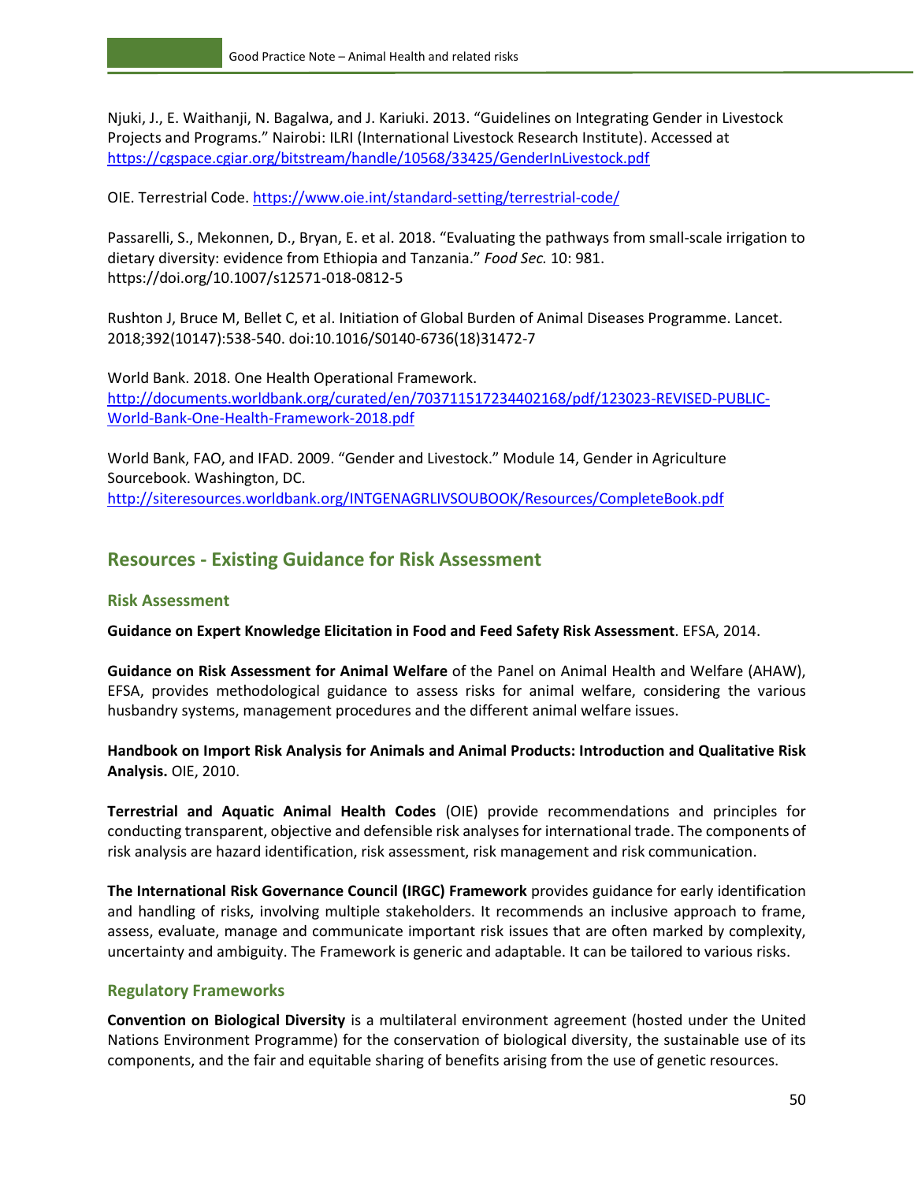Njuki, J., E. Waithanji, N. Bagalwa, and J. Kariuki. 2013. "Guidelines on Integrating Gender in Livestock Projects and Programs." Nairobi: ILRI (International Livestock Research Institute). Accessed at https://cgspace.cgiar.org/bitstream/handle/10568/33425/GenderInLivestock.pdf

OIE. Terrestrial Code. https://www.oie.int/standard-setting/terrestrial-code/

Passarelli, S., Mekonnen, D., Bryan, E. et al. 2018. "Evaluating the pathways from small-scale irrigation to dietary diversity: evidence from Ethiopia and Tanzania." *Food Sec.* 10: 981. https://doi.org/10.1007/s12571-018-0812-5

Rushton J, Bruce M, Bellet C, et al. Initiation of Global Burden of Animal Diseases Programme. Lancet. 2018;392(10147):538-540. doi:10.1016/S0140-6736(18)31472-7

World Bank. 2018. One Health Operational Framework. http://documents.worldbank.org/curated/en/703711517234402168/pdf/123023-REVISED-PUBLIC-World-Bank-One-Health-Framework-2018.pdf

World Bank, FAO, and IFAD. 2009. "Gender and Livestock." Module 14, Gender in Agriculture Sourcebook. Washington, DC. http://siteresources.worldbank.org/INTGENAGRLIVSOUBOOK/Resources/CompleteBook.pdf

## Resources - Existing Guidance for Risk Assessment

### Risk Assessment

**Guidance on Expert Knowledge Elicitation in Food and Feed Safety Risk Assessment**. EFSA, 2014.

**Guidance on Risk Assessment for Animal Welfare** of the Panel on Animal Health and Welfare (AHAW), EFSA, provides methodological guidance to assess risks for animal welfare, considering the various husbandry systems, management procedures and the different animal welfare issues.

**Handbook on Import Risk Analysis for Animals and Animal Products: Introduction and Qualitative Risk Analysis.** OIE, 2010.

**Terrestrial and Aquatic Animal Health Codes** (OIE) provide recommendations and principles for conducting transparent, objective and defensible risk analyses for international trade. The components of risk analysis are hazard identification, risk assessment, risk management and risk communication.

**The International Risk Governance Council (IRGC) Framework** provides guidance for early identification and handling of risks, involving multiple stakeholders. It recommends an inclusive approach to frame, assess, evaluate, manage and communicate important risk issues that are often marked by complexity, uncertainty and ambiguity. The Framework is generic and adaptable. It can be tailored to various risks.

### Regulatory Frameworks

**Convention on Biological Diversity** is a multilateral environment agreement (hosted under the United Nations Environment Programme) for the conservation of biological diversity, the sustainable use of its components, and the fair and equitable sharing of benefits arising from the use of genetic resources.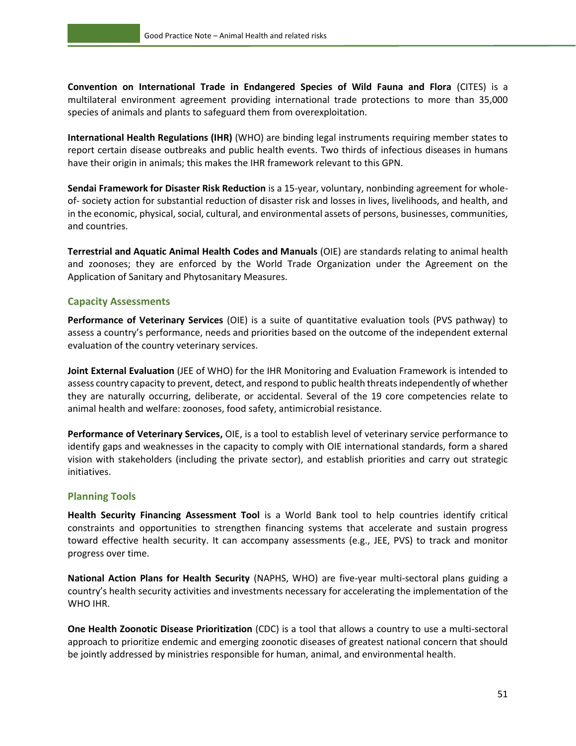**Convention on International Trade in Endangered Species of Wild Fauna and Flora** (CITES) is a multilateral environment agreement providing international trade protections to more than 35,000 species of animals and plants to safeguard them from overexploitation.

**International Health Regulations (IHR)** (WHO) are binding legal instruments requiring member states to report certain disease outbreaks and public health events. Two thirds of infectious diseases in humans have their origin in animals; this makes the IHR framework relevant to this GPN.

**Sendai Framework for Disaster Risk Reduction** is a 15-year, voluntary, nonbinding agreement for whole-of- society action for substantial reduction of disaster risk and losses in lives, livelihoods, and health, and in the economic, physical, social, cultural, and environmental assets of persons, businesses, communities, and countries.

**Terrestrial and Aquatic Animal Health Codes and Manuals** (OIE) are standards relating to animal health and zoonoses; they are enforced by the World Trade Organization under the Agreement on the Application of Sanitary and Phytosanitary Measures.

### Capacity Assessments

**Performance of Veterinary Services** (OIE) is a suite of quantitative evaluation tools (PVS pathway) to assess a country's performance, needs and priorities based on the outcome of the independent external evaluation of the country veterinary services.

**Joint External Evaluation** (JEE of WHO) for the IHR Monitoring and Evaluation Framework is intended to assess country capacity to prevent, detect, and respond to public health threats independently of whether they are naturally occurring, deliberate, or accidental. Several of the 19 core competencies relate to animal health and welfare: zoonoses, food safety, antimicrobial resistance.

**Performance of Veterinary Services,** OIE, is a tool to establish level of veterinary service performance to identify gaps and weaknesses in the capacity to comply with OIE international standards, form a shared vision with stakeholders (including the private sector), and establish priorities and carry out strategic initiatives.

### Planning Tools

**Health Security Financing Assessment Tool** is a World Bank tool to help countries identify critical constraints and opportunities to strengthen financing systems that accelerate and sustain progress toward effective health security. It can accompany assessments (e.g., JEE, PVS) to track and monitor progress over time.

**National Action Plans for Health Security** (NAPHS, WHO) are five-year multi-sectoral plans guiding a country's health security activities and investments necessary for accelerating the implementation of the WHO IHR.

**One Health Zoonotic Disease Prioritization** (CDC) is a tool that allows a country to use a multi-sectoral approach to prioritize endemic and emerging zoonotic diseases of greatest national concern that should be jointly addressed by ministries responsible for human, animal, and environmental health.